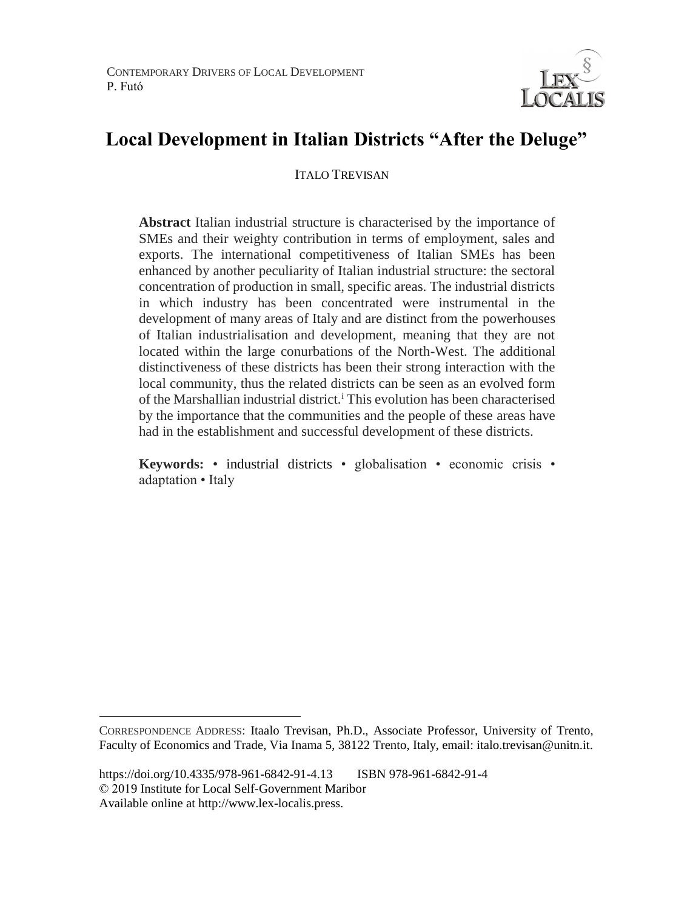CONTEMPORARY DRIVERS OF LOCAL DEVELOPMENT
P. Futó

# Local Development in Italian Districts "After the Deluge"

ITALO TREVISAN

**Abstract** Italian industrial structure is characterised by the importance of SMEs and their weighty contribution in terms of employment, sales and exports. The international competitiveness of Italian SMEs has been enhanced by another peculiarity of Italian industrial structure: the sectoral concentration of production in small, specific areas. The industrial districts in which industry has been concentrated were instrumental in the development of many areas of Italy and are distinct from the powerhouses of Italian industrialisation and development, meaning that they are not located within the large conurbations of the North-West. The additional distinctiveness of these districts has been their strong interaction with the local community, thus the related districts can be seen as an evolved form of the Marshallian industrial district.[i] This evolution has been characterised by the importance that the communities and the people of these areas have had in the establishment and successful development of these districts.

**Keywords:** • industrial districts • globalisation • economic crisis • adaptation • Italy

---

CORRESPONDENCE ADDRESS: Itaalo Trevisan, Ph.D., Associate Professor, University of Trento, Faculty of Economics and Trade, Via Inama 5, 38122 Trento, Italy, email: italo.trevisan@unitn.it.

https://doi.org/10.4335/978-961-6842-91-4.13 ISBN 978-961-6842-91-4
© 2019 Institute for Local Self-Government Maribor
Available online at http://www.lex-localis.press.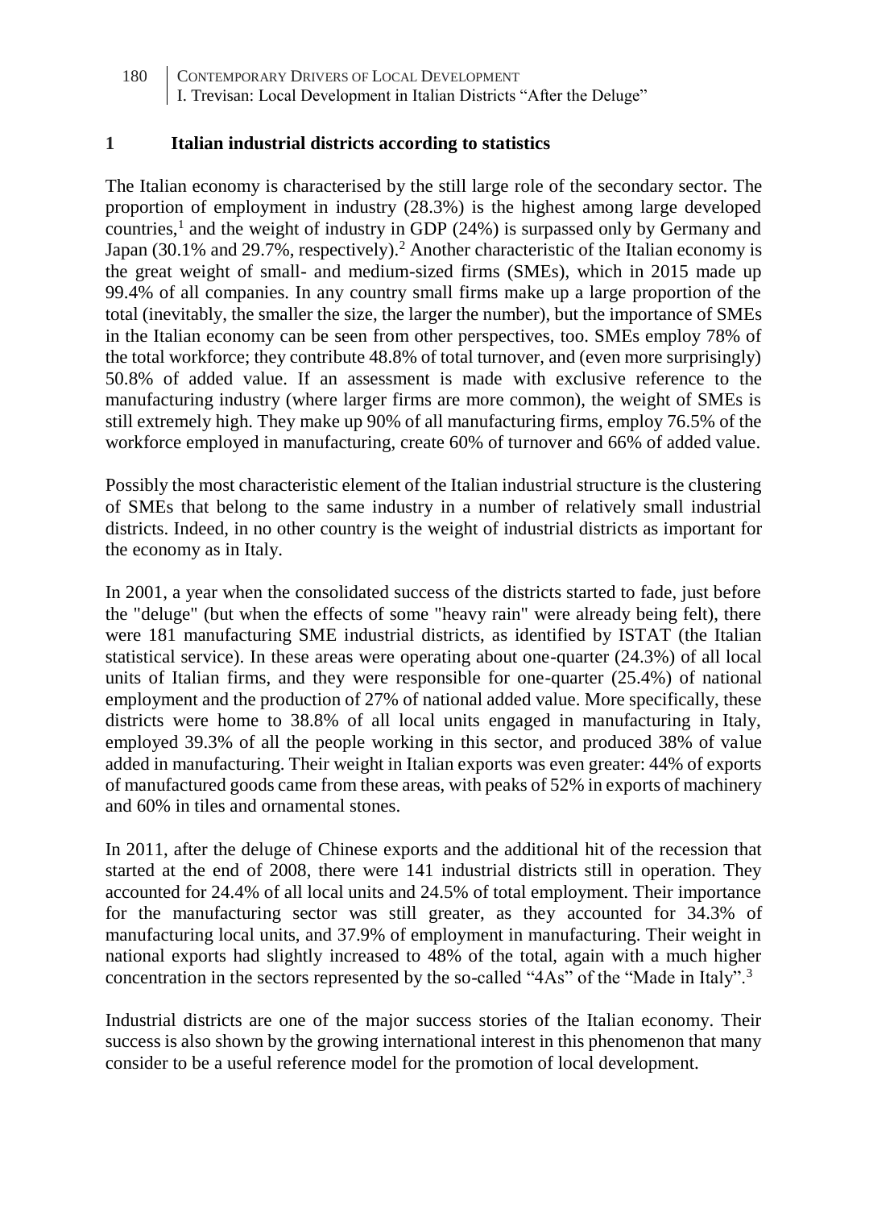## 1 Italian industrial districts according to statistics

The Italian economy is characterised by the still large role of the secondary sector. The proportion of employment in industry (28.3%) is the highest among large developed countries,[1] and the weight of industry in GDP (24%) is surpassed only by Germany and Japan (30.1% and 29.7%, respectively).[2] Another characteristic of the Italian economy is the great weight of small- and medium-sized firms (SMEs), which in 2015 made up 99.4% of all companies. In any country small firms make up a large proportion of the total (inevitably, the smaller the size, the larger the number), but the importance of SMEs in the Italian economy can be seen from other perspectives, too. SMEs employ 78% of the total workforce; they contribute 48.8% of total turnover, and (even more surprisingly) 50.8% of added value. If an assessment is made with exclusive reference to the manufacturing industry (where larger firms are more common), the weight of SMEs is still extremely high. They make up 90% of all manufacturing firms, employ 76.5% of the workforce employed in manufacturing, create 60% of turnover and 66% of added value.

Possibly the most characteristic element of the Italian industrial structure is the clustering of SMEs that belong to the same industry in a number of relatively small industrial districts. Indeed, in no other country is the weight of industrial districts as important for the economy as in Italy.

In 2001, a year when the consolidated success of the districts started to fade, just before the "deluge" (but when the effects of some "heavy rain" were already being felt), there were 181 manufacturing SME industrial districts, as identified by ISTAT (the Italian statistical service). In these areas were operating about one-quarter (24.3%) of all local units of Italian firms, and they were responsible for one-quarter (25.4%) of national employment and the production of 27% of national added value. More specifically, these districts were home to 38.8% of all local units engaged in manufacturing in Italy, employed 39.3% of all the people working in this sector, and produced 38% of value added in manufacturing. Their weight in Italian exports was even greater: 44% of exports of manufactured goods came from these areas, with peaks of 52% in exports of machinery and 60% in tiles and ornamental stones.

In 2011, after the deluge of Chinese exports and the additional hit of the recession that started at the end of 2008, there were 141 industrial districts still in operation. They accounted for 24.4% of all local units and 24.5% of total employment. Their importance for the manufacturing sector was still greater, as they accounted for 34.3% of manufacturing local units, and 37.9% of employment in manufacturing. Their weight in national exports had slightly increased to 48% of the total, again with a much higher concentration in the sectors represented by the so-called "4As" of the "Made in Italy".[3]

Industrial districts are one of the major success stories of the Italian economy. Their success is also shown by the growing international interest in this phenomenon that many consider to be a useful reference model for the promotion of local development.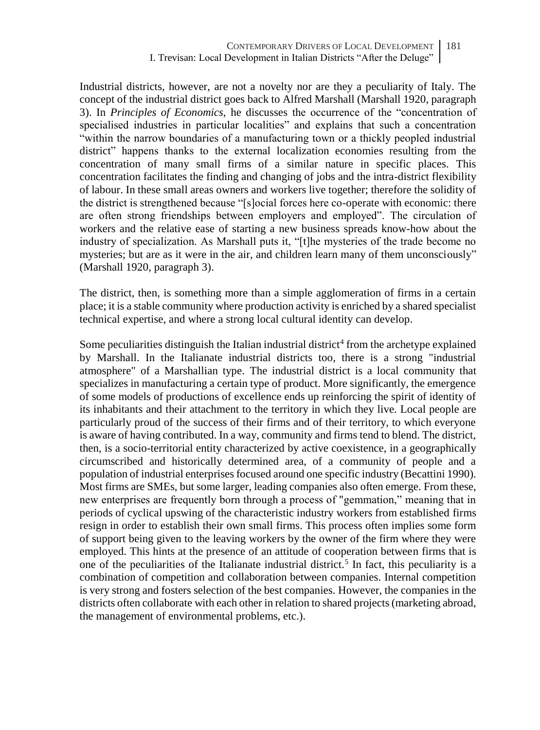Industrial districts, however, are not a novelty nor are they a peculiarity of Italy. The concept of the industrial district goes back to Alfred Marshall (Marshall 1920, paragraph 3). In *Principles of Economics*, he discusses the occurrence of the "concentration of specialised industries in particular localities" and explains that such a concentration "within the narrow boundaries of a manufacturing town or a thickly peopled industrial district" happens thanks to the external localization economies resulting from the concentration of many small firms of a similar nature in specific places. This concentration facilitates the finding and changing of jobs and the intra-district flexibility of labour. In these small areas owners and workers live together; therefore the solidity of the district is strengthened because "[s]ocial forces here co-operate with economic: there are often strong friendships between employers and employed". The circulation of workers and the relative ease of starting a new business spreads know-how about the industry of specialization. As Marshall puts it, "[t]he mysteries of the trade become no mysteries; but are as it were in the air, and children learn many of them unconsciously" (Marshall 1920, paragraph 3).

The district, then, is something more than a simple agglomeration of firms in a certain place; it is a stable community where production activity is enriched by a shared specialist technical expertise, and where a strong local cultural identity can develop.

Some peculiarities distinguish the Italian industrial district[4] from the archetype explained by Marshall. In the Italianate industrial districts too, there is a strong "industrial atmosphere" of a Marshallian type. The industrial district is a local community that specializes in manufacturing a certain type of product. More significantly, the emergence of some models of productions of excellence ends up reinforcing the spirit of identity of its inhabitants and their attachment to the territory in which they live. Local people are particularly proud of the success of their firms and of their territory, to which everyone is aware of having contributed. In a way, community and firms tend to blend. The district, then, is a socio-territorial entity characterized by active coexistence, in a geographically circumscribed and historically determined area, of a community of people and a population of industrial enterprises focused around one specific industry (Becattini 1990). Most firms are SMEs, but some larger, leading companies also often emerge. From these, new enterprises are frequently born through a process of "gemmation," meaning that in periods of cyclical upswing of the characteristic industry workers from established firms resign in order to establish their own small firms. This process often implies some form of support being given to the leaving workers by the owner of the firm where they were employed. This hints at the presence of an attitude of cooperation between firms that is one of the peculiarities of the Italianate industrial district.[5] In fact, this peculiarity is a combination of competition and collaboration between companies. Internal competition is very strong and fosters selection of the best companies. However, the companies in the districts often collaborate with each other in relation to shared projects (marketing abroad, the management of environmental problems, etc.).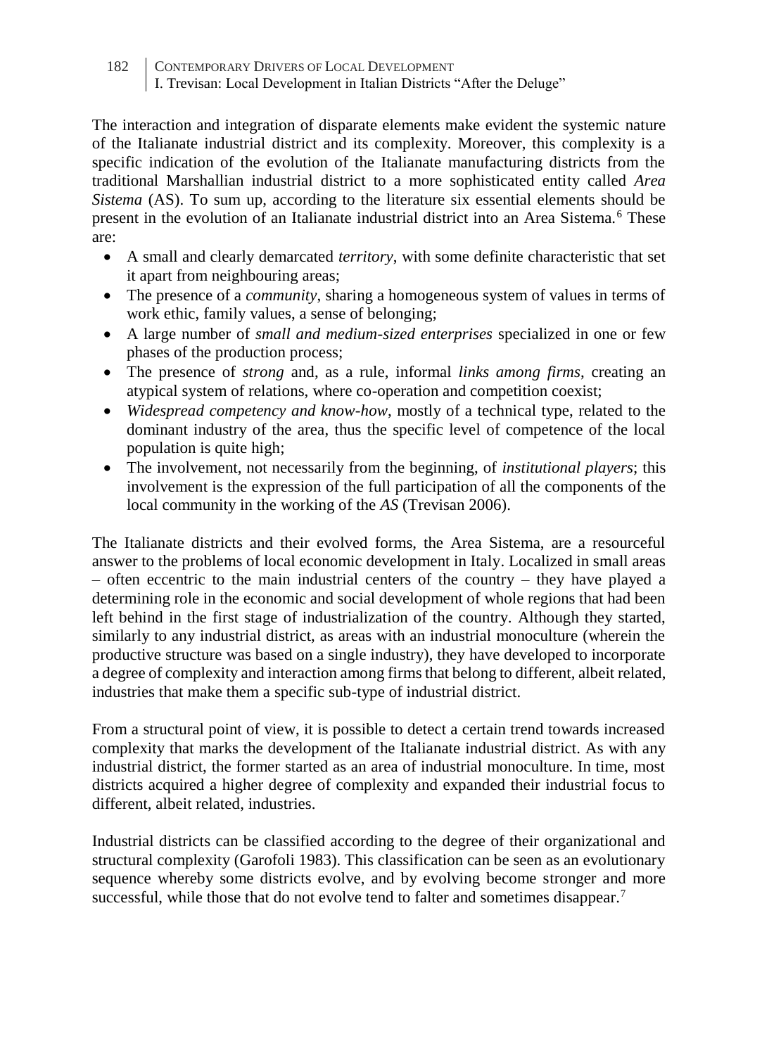The interaction and integration of disparate elements make evident the systemic nature of the Italianate industrial district and its complexity. Moreover, this complexity is a specific indication of the evolution of the Italianate manufacturing districts from the traditional Marshallian industrial district to a more sophisticated entity called *Area Sistema* (AS). To sum up, according to the literature six essential elements should be present in the evolution of an Italianate industrial district into an Area Sistema.[6] These are:

- A small and clearly demarcated *territory*, with some definite characteristic that set it apart from neighbouring areas;
- The presence of a *community*, sharing a homogeneous system of values in terms of work ethic, family values, a sense of belonging;
- A large number of *small and medium-sized enterprises* specialized in one or few phases of the production process;
- The presence of *strong* and, as a rule, informal *links among firms*, creating an atypical system of relations, where co-operation and competition coexist;
- *Widespread competency and know-how*, mostly of a technical type, related to the dominant industry of the area, thus the specific level of competence of the local population is quite high;
- The involvement, not necessarily from the beginning, of *institutional players*; this involvement is the expression of the full participation of all the components of the local community in the working of the *AS* (Trevisan 2006).

The Italianate districts and their evolved forms, the Area Sistema, are a resourceful answer to the problems of local economic development in Italy. Localized in small areas – often eccentric to the main industrial centers of the country – they have played a determining role in the economic and social development of whole regions that had been left behind in the first stage of industrialization of the country. Although they started, similarly to any industrial district, as areas with an industrial monoculture (wherein the productive structure was based on a single industry), they have developed to incorporate a degree of complexity and interaction among firms that belong to different, albeit related, industries that make them a specific sub-type of industrial district.

From a structural point of view, it is possible to detect a certain trend towards increased complexity that marks the development of the Italianate industrial district. As with any industrial district, the former started as an area of industrial monoculture. In time, most districts acquired a higher degree of complexity and expanded their industrial focus to different, albeit related, industries.

Industrial districts can be classified according to the degree of their organizational and structural complexity (Garofoli 1983). This classification can be seen as an evolutionary sequence whereby some districts evolve, and by evolving become stronger and more successful, while those that do not evolve tend to falter and sometimes disappear.[7]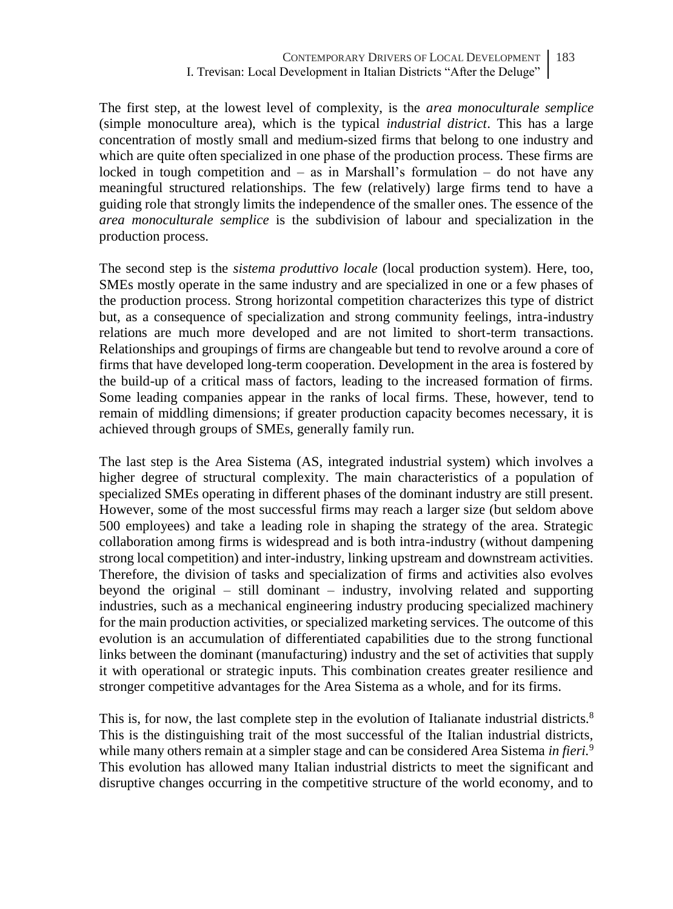The first step, at the lowest level of complexity, is the *area monoculturale semplice* (simple monoculture area), which is the typical *industrial district*. This has a large concentration of mostly small and medium-sized firms that belong to one industry and which are quite often specialized in one phase of the production process. These firms are locked in tough competition and – as in Marshall's formulation – do not have any meaningful structured relationships. The few (relatively) large firms tend to have a guiding role that strongly limits the independence of the smaller ones. The essence of the *area monoculturale semplice* is the subdivision of labour and specialization in the production process.

The second step is the *sistema produttivo locale* (local production system). Here, too, SMEs mostly operate in the same industry and are specialized in one or a few phases of the production process. Strong horizontal competition characterizes this type of district but, as a consequence of specialization and strong community feelings, intra-industry relations are much more developed and are not limited to short-term transactions. Relationships and groupings of firms are changeable but tend to revolve around a core of firms that have developed long-term cooperation. Development in the area is fostered by the build-up of a critical mass of factors, leading to the increased formation of firms. Some leading companies appear in the ranks of local firms. These, however, tend to remain of middling dimensions; if greater production capacity becomes necessary, it is achieved through groups of SMEs, generally family run.

The last step is the Area Sistema (AS, integrated industrial system) which involves a higher degree of structural complexity. The main characteristics of a population of specialized SMEs operating in different phases of the dominant industry are still present. However, some of the most successful firms may reach a larger size (but seldom above 500 employees) and take a leading role in shaping the strategy of the area. Strategic collaboration among firms is widespread and is both intra-industry (without dampening strong local competition) and inter-industry, linking upstream and downstream activities. Therefore, the division of tasks and specialization of firms and activities also evolves beyond the original – still dominant – industry, involving related and supporting industries, such as a mechanical engineering industry producing specialized machinery for the main production activities, or specialized marketing services. The outcome of this evolution is an accumulation of differentiated capabilities due to the strong functional links between the dominant (manufacturing) industry and the set of activities that supply it with operational or strategic inputs. This combination creates greater resilience and stronger competitive advantages for the Area Sistema as a whole, and for its firms.

This is, for now, the last complete step in the evolution of Italianate industrial districts.[8] This is the distinguishing trait of the most successful of the Italian industrial districts, while many others remain at a simpler stage and can be considered Area Sistema *in fieri*.[9] This evolution has allowed many Italian industrial districts to meet the significant and disruptive changes occurring in the competitive structure of the world economy, and to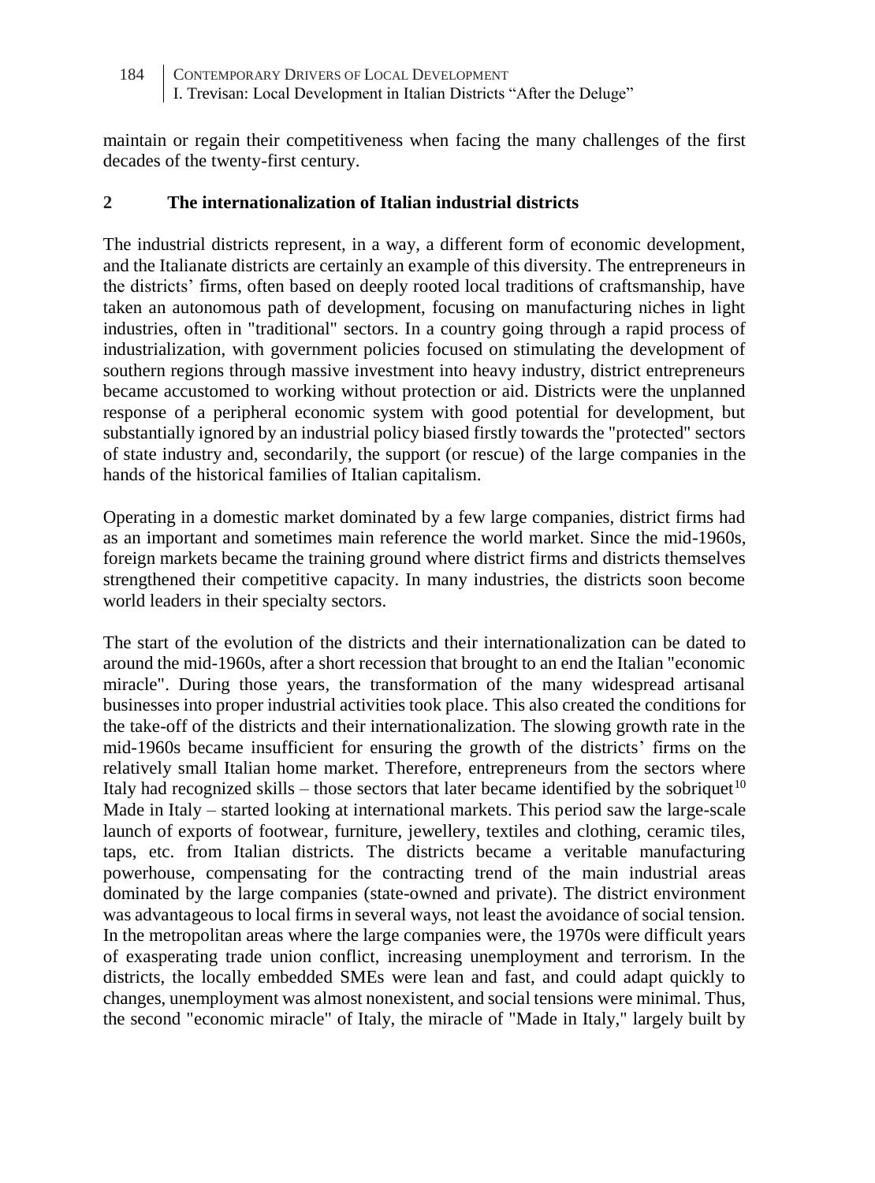maintain or regain their competitiveness when facing the many challenges of the first decades of the twenty-first century.

## 2 The internationalization of Italian industrial districts

The industrial districts represent, in a way, a different form of economic development, and the Italianate districts are certainly an example of this diversity. The entrepreneurs in the districts' firms, often based on deeply rooted local traditions of craftsmanship, have taken an autonomous path of development, focusing on manufacturing niches in light industries, often in "traditional" sectors. In a country going through a rapid process of industrialization, with government policies focused on stimulating the development of southern regions through massive investment into heavy industry, district entrepreneurs became accustomed to working without protection or aid. Districts were the unplanned response of a peripheral economic system with good potential for development, but substantially ignored by an industrial policy biased firstly towards the "protected" sectors of state industry and, secondarily, the support (or rescue) of the large companies in the hands of the historical families of Italian capitalism.

Operating in a domestic market dominated by a few large companies, district firms had as an important and sometimes main reference the world market. Since the mid-1960s, foreign markets became the training ground where district firms and districts themselves strengthened their competitive capacity. In many industries, the districts soon become world leaders in their specialty sectors.

The start of the evolution of the districts and their internationalization can be dated to around the mid-1960s, after a short recession that brought to an end the Italian "economic miracle". During those years, the transformation of the many widespread artisanal businesses into proper industrial activities took place. This also created the conditions for the take-off of the districts and their internationalization. The slowing growth rate in the mid-1960s became insufficient for ensuring the growth of the districts' firms on the relatively small Italian home market. Therefore, entrepreneurs from the sectors where Italy had recognized skills – those sectors that later became identified by the sobriquet[10] Made in Italy – started looking at international markets. This period saw the large-scale launch of exports of footwear, furniture, jewellery, textiles and clothing, ceramic tiles, taps, etc. from Italian districts. The districts became a veritable manufacturing powerhouse, compensating for the contracting trend of the main industrial areas dominated by the large companies (state-owned and private). The district environment was advantageous to local firms in several ways, not least the avoidance of social tension. In the metropolitan areas where the large companies were, the 1970s were difficult years of exasperating trade union conflict, increasing unemployment and terrorism. In the districts, the locally embedded SMEs were lean and fast, and could adapt quickly to changes, unemployment was almost nonexistent, and social tensions were minimal. Thus, the second "economic miracle" of Italy, the miracle of "Made in Italy," largely built by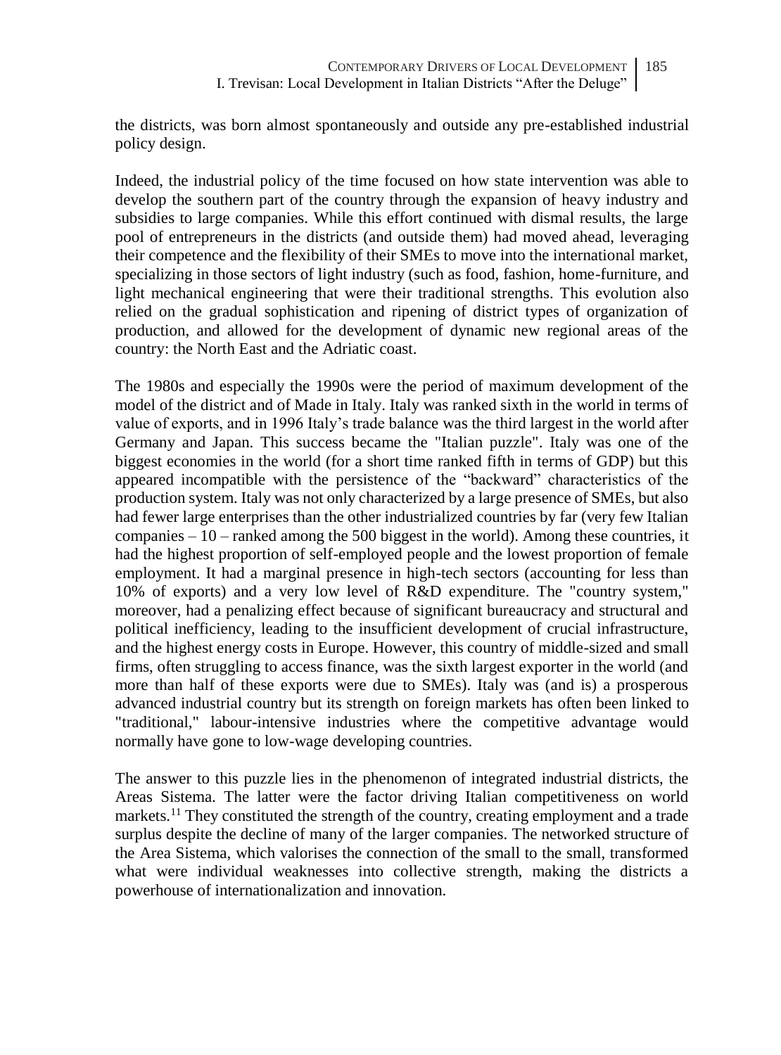the districts, was born almost spontaneously and outside any pre-established industrial policy design.

Indeed, the industrial policy of the time focused on how state intervention was able to develop the southern part of the country through the expansion of heavy industry and subsidies to large companies. While this effort continued with dismal results, the large pool of entrepreneurs in the districts (and outside them) had moved ahead, leveraging their competence and the flexibility of their SMEs to move into the international market, specializing in those sectors of light industry (such as food, fashion, home-furniture, and light mechanical engineering that were their traditional strengths. This evolution also relied on the gradual sophistication and ripening of district types of organization of production, and allowed for the development of dynamic new regional areas of the country: the North East and the Adriatic coast.

The 1980s and especially the 1990s were the period of maximum development of the model of the district and of Made in Italy. Italy was ranked sixth in the world in terms of value of exports, and in 1996 Italy's trade balance was the third largest in the world after Germany and Japan. This success became the "Italian puzzle". Italy was one of the biggest economies in the world (for a short time ranked fifth in terms of GDP) but this appeared incompatible with the persistence of the "backward" characteristics of the production system. Italy was not only characterized by a large presence of SMEs, but also had fewer large enterprises than the other industrialized countries by far (very few Italian companies – 10 – ranked among the 500 biggest in the world). Among these countries, it had the highest proportion of self-employed people and the lowest proportion of female employment. It had a marginal presence in high-tech sectors (accounting for less than 10% of exports) and a very low level of R&D expenditure. The "country system," moreover, had a penalizing effect because of significant bureaucracy and structural and political inefficiency, leading to the insufficient development of crucial infrastructure, and the highest energy costs in Europe. However, this country of middle-sized and small firms, often struggling to access finance, was the sixth largest exporter in the world (and more than half of these exports were due to SMEs). Italy was (and is) a prosperous advanced industrial country but its strength on foreign markets has often been linked to "traditional," labour-intensive industries where the competitive advantage would normally have gone to low-wage developing countries.

The answer to this puzzle lies in the phenomenon of integrated industrial districts, the Areas Sistema. The latter were the factor driving Italian competitiveness on world markets.[11] They constituted the strength of the country, creating employment and a trade surplus despite the decline of many of the larger companies. The networked structure of the Area Sistema, which valorises the connection of the small to the small, transformed what were individual weaknesses into collective strength, making the districts a powerhouse of internationalization and innovation.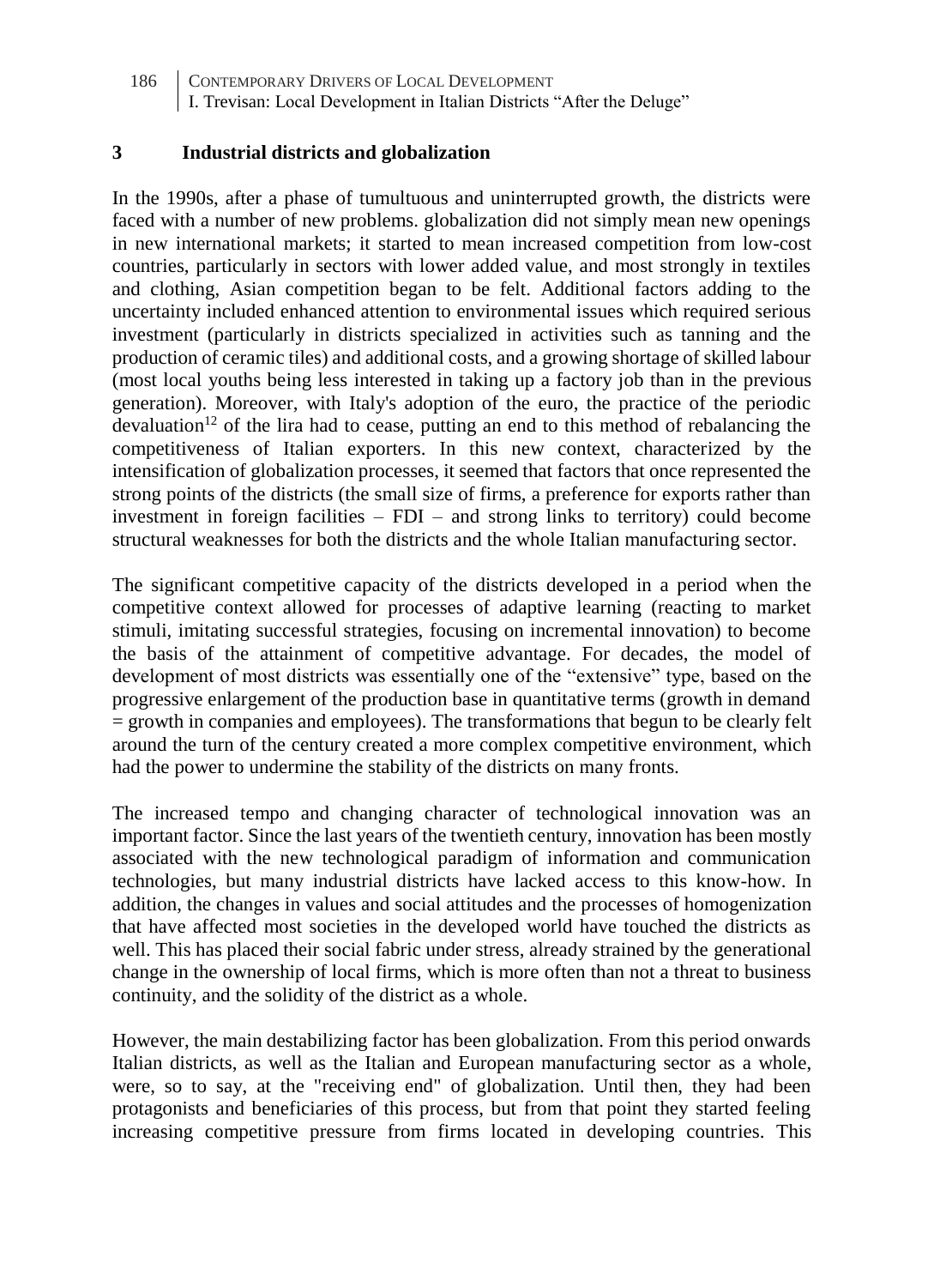## 3 Industrial districts and globalization

In the 1990s, after a phase of tumultuous and uninterrupted growth, the districts were faced with a number of new problems. globalization did not simply mean new openings in new international markets; it started to mean increased competition from low-cost countries, particularly in sectors with lower added value, and most strongly in textiles and clothing, Asian competition began to be felt. Additional factors adding to the uncertainty included enhanced attention to environmental issues which required serious investment (particularly in districts specialized in activities such as tanning and the production of ceramic tiles) and additional costs, and a growing shortage of skilled labour (most local youths being less interested in taking up a factory job than in the previous generation). Moreover, with Italy's adoption of the euro, the practice of the periodic devaluation[12] of the lira had to cease, putting an end to this method of rebalancing the competitiveness of Italian exporters. In this new context, characterized by the intensification of globalization processes, it seemed that factors that once represented the strong points of the districts (the small size of firms, a preference for exports rather than investment in foreign facilities – FDI – and strong links to territory) could become structural weaknesses for both the districts and the whole Italian manufacturing sector.

The significant competitive capacity of the districts developed in a period when the competitive context allowed for processes of adaptive learning (reacting to market stimuli, imitating successful strategies, focusing on incremental innovation) to become the basis of the attainment of competitive advantage. For decades, the model of development of most districts was essentially one of the "extensive" type, based on the progressive enlargement of the production base in quantitative terms (growth in demand = growth in companies and employees). The transformations that begun to be clearly felt around the turn of the century created a more complex competitive environment, which had the power to undermine the stability of the districts on many fronts.

The increased tempo and changing character of technological innovation was an important factor. Since the last years of the twentieth century, innovation has been mostly associated with the new technological paradigm of information and communication technologies, but many industrial districts have lacked access to this know-how. In addition, the changes in values and social attitudes and the processes of homogenization that have affected most societies in the developed world have touched the districts as well. This has placed their social fabric under stress, already strained by the generational change in the ownership of local firms, which is more often than not a threat to business continuity, and the solidity of the district as a whole.

However, the main destabilizing factor has been globalization. From this period onwards Italian districts, as well as the Italian and European manufacturing sector as a whole, were, so to say, at the "receiving end" of globalization. Until then, they had been protagonists and beneficiaries of this process, but from that point they started feeling increasing competitive pressure from firms located in developing countries. This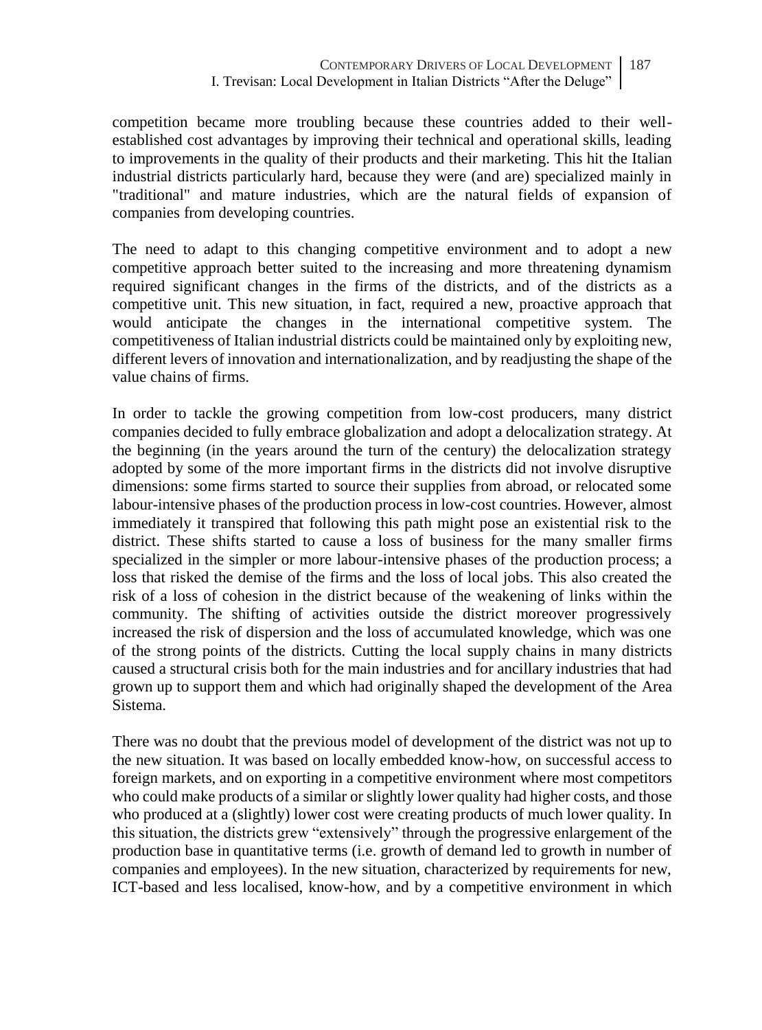competition became more troubling because these countries added to their well-established cost advantages by improving their technical and operational skills, leading to improvements in the quality of their products and their marketing. This hit the Italian industrial districts particularly hard, because they were (and are) specialized mainly in "traditional" and mature industries, which are the natural fields of expansion of companies from developing countries.

The need to adapt to this changing competitive environment and to adopt a new competitive approach better suited to the increasing and more threatening dynamism required significant changes in the firms of the districts, and of the districts as a competitive unit. This new situation, in fact, required a new, proactive approach that would anticipate the changes in the international competitive system. The competitiveness of Italian industrial districts could be maintained only by exploiting new, different levers of innovation and internationalization, and by readjusting the shape of the value chains of firms.

In order to tackle the growing competition from low-cost producers, many district companies decided to fully embrace globalization and adopt a delocalization strategy. At the beginning (in the years around the turn of the century) the delocalization strategy adopted by some of the more important firms in the districts did not involve disruptive dimensions: some firms started to source their supplies from abroad, or relocated some labour-intensive phases of the production process in low-cost countries. However, almost immediately it transpired that following this path might pose an existential risk to the district. These shifts started to cause a loss of business for the many smaller firms specialized in the simpler or more labour-intensive phases of the production process; a loss that risked the demise of the firms and the loss of local jobs. This also created the risk of a loss of cohesion in the district because of the weakening of links within the community. The shifting of activities outside the district moreover progressively increased the risk of dispersion and the loss of accumulated knowledge, which was one of the strong points of the districts. Cutting the local supply chains in many districts caused a structural crisis both for the main industries and for ancillary industries that had grown up to support them and which had originally shaped the development of the Area Sistema.

There was no doubt that the previous model of development of the district was not up to the new situation. It was based on locally embedded know-how, on successful access to foreign markets, and on exporting in a competitive environment where most competitors who could make products of a similar or slightly lower quality had higher costs, and those who produced at a (slightly) lower cost were creating products of much lower quality. In this situation, the districts grew "extensively" through the progressive enlargement of the production base in quantitative terms (i.e. growth of demand led to growth in number of companies and employees). In the new situation, characterized by requirements for new, ICT-based and less localised, know-how, and by a competitive environment in which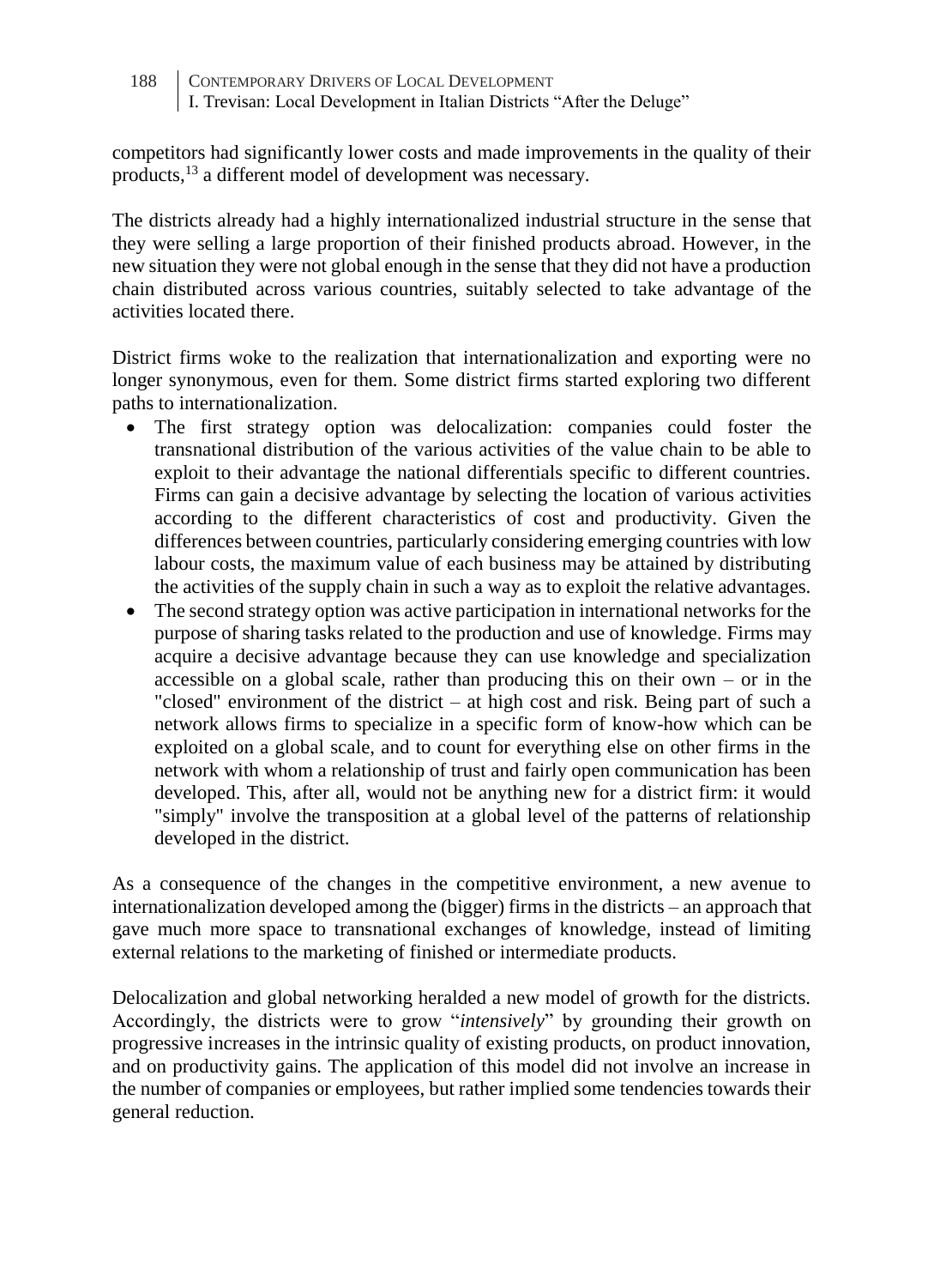competitors had significantly lower costs and made improvements in the quality of their products,[13] a different model of development was necessary.

The districts already had a highly internationalized industrial structure in the sense that they were selling a large proportion of their finished products abroad. However, in the new situation they were not global enough in the sense that they did not have a production chain distributed across various countries, suitably selected to take advantage of the activities located there.

District firms woke to the realization that internationalization and exporting were no longer synonymous, even for them. Some district firms started exploring two different paths to internationalization.

- The first strategy option was delocalization: companies could foster the transnational distribution of the various activities of the value chain to be able to exploit to their advantage the national differentials specific to different countries. Firms can gain a decisive advantage by selecting the location of various activities according to the different characteristics of cost and productivity. Given the differences between countries, particularly considering emerging countries with low labour costs, the maximum value of each business may be attained by distributing the activities of the supply chain in such a way as to exploit the relative advantages.
- The second strategy option was active participation in international networks for the purpose of sharing tasks related to the production and use of knowledge. Firms may acquire a decisive advantage because they can use knowledge and specialization accessible on a global scale, rather than producing this on their own – or in the "closed" environment of the district – at high cost and risk. Being part of such a network allows firms to specialize in a specific form of know-how which can be exploited on a global scale, and to count for everything else on other firms in the network with whom a relationship of trust and fairly open communication has been developed. This, after all, would not be anything new for a district firm: it would "simply" involve the transposition at a global level of the patterns of relationship developed in the district.

As a consequence of the changes in the competitive environment, a new avenue to internationalization developed among the (bigger) firms in the districts – an approach that gave much more space to transnational exchanges of knowledge, instead of limiting external relations to the marketing of finished or intermediate products.

Delocalization and global networking heralded a new model of growth for the districts. Accordingly, the districts were to grow "*intensively*" by grounding their growth on progressive increases in the intrinsic quality of existing products, on product innovation, and on productivity gains. The application of this model did not involve an increase in the number of companies or employees, but rather implied some tendencies towards their general reduction.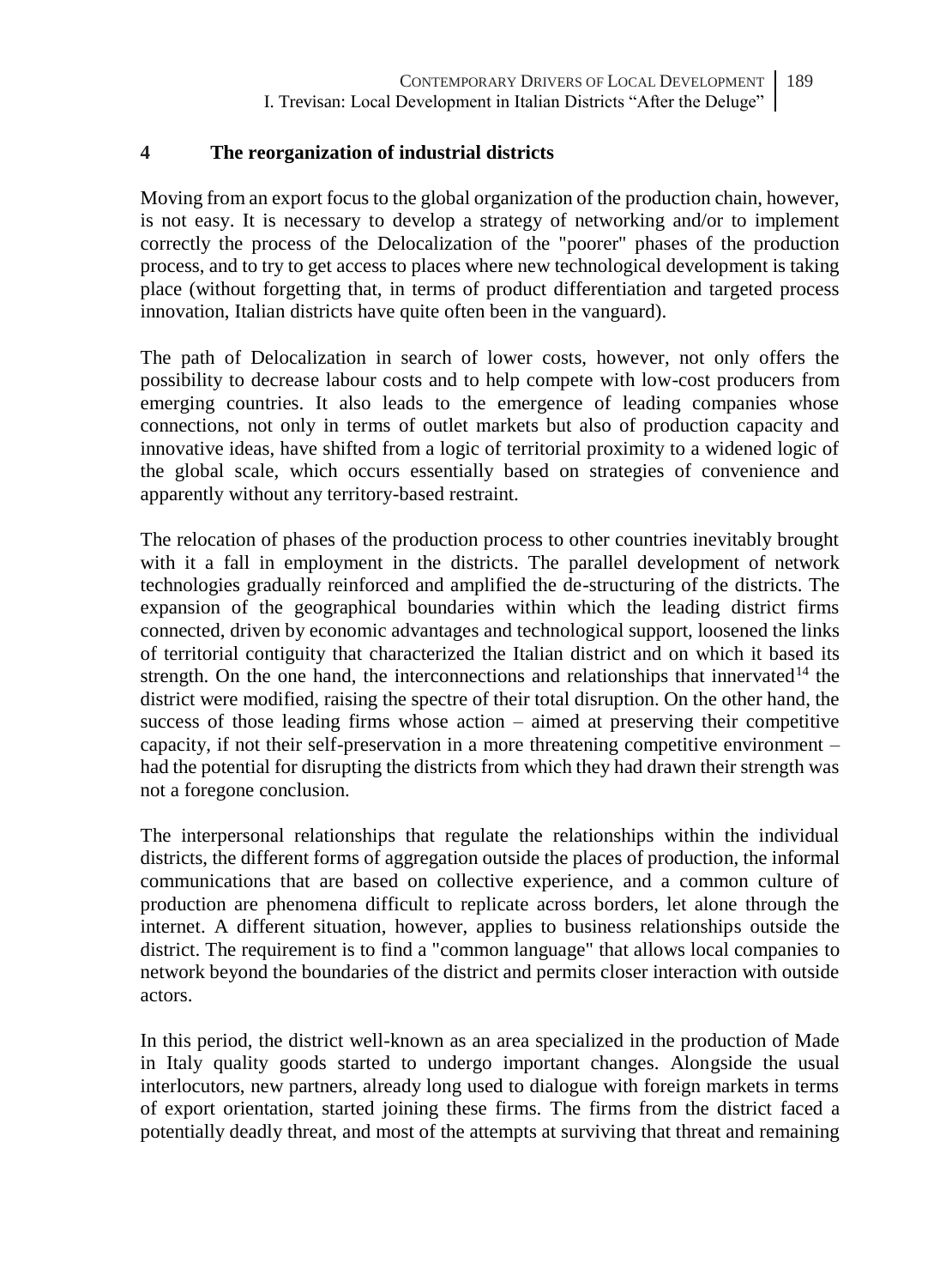## 4 The reorganization of industrial districts

Moving from an export focus to the global organization of the production chain, however, is not easy. It is necessary to develop a strategy of networking and/or to implement correctly the process of the Delocalization of the "poorer" phases of the production process, and to try to get access to places where new technological development is taking place (without forgetting that, in terms of product differentiation and targeted process innovation, Italian districts have quite often been in the vanguard).

The path of Delocalization in search of lower costs, however, not only offers the possibility to decrease labour costs and to help compete with low-cost producers from emerging countries. It also leads to the emergence of leading companies whose connections, not only in terms of outlet markets but also of production capacity and innovative ideas, have shifted from a logic of territorial proximity to a widened logic of the global scale, which occurs essentially based on strategies of convenience and apparently without any territory-based restraint.

The relocation of phases of the production process to other countries inevitably brought with it a fall in employment in the districts. The parallel development of network technologies gradually reinforced and amplified the de-structuring of the districts. The expansion of the geographical boundaries within which the leading district firms connected, driven by economic advantages and technological support, loosened the links of territorial contiguity that characterized the Italian district and on which it based its strength. On the one hand, the interconnections and relationships that innervated[14] the district were modified, raising the spectre of their total disruption. On the other hand, the success of those leading firms whose action – aimed at preserving their competitive capacity, if not their self-preservation in a more threatening competitive environment – had the potential for disrupting the districts from which they had drawn their strength was not a foregone conclusion.

The interpersonal relationships that regulate the relationships within the individual districts, the different forms of aggregation outside the places of production, the informal communications that are based on collective experience, and a common culture of production are phenomena difficult to replicate across borders, let alone through the internet. A different situation, however, applies to business relationships outside the district. The requirement is to find a "common language" that allows local companies to network beyond the boundaries of the district and permits closer interaction with outside actors.

In this period, the district well-known as an area specialized in the production of Made in Italy quality goods started to undergo important changes. Alongside the usual interlocutors, new partners, already long used to dialogue with foreign markets in terms of export orientation, started joining these firms. The firms from the district faced a potentially deadly threat, and most of the attempts at surviving that threat and remaining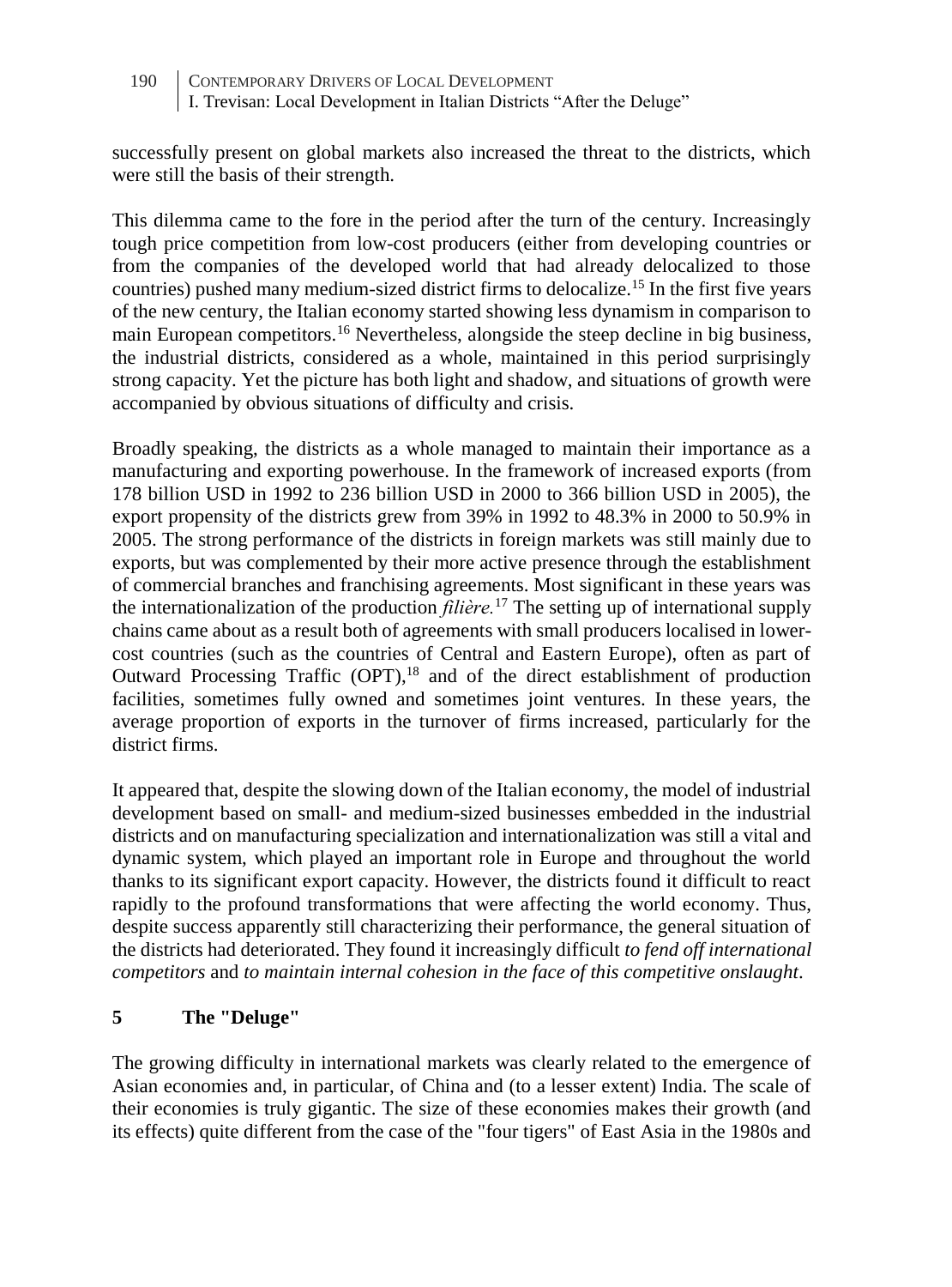successfully present on global markets also increased the threat to the districts, which were still the basis of their strength.

This dilemma came to the fore in the period after the turn of the century. Increasingly tough price competition from low-cost producers (either from developing countries or from the companies of the developed world that had already delocalized to those countries) pushed many medium-sized district firms to delocalize.[15] In the first five years of the new century, the Italian economy started showing less dynamism in comparison to main European competitors.[16] Nevertheless, alongside the steep decline in big business, the industrial districts, considered as a whole, maintained in this period surprisingly strong capacity. Yet the picture has both light and shadow, and situations of growth were accompanied by obvious situations of difficulty and crisis.

Broadly speaking, the districts as a whole managed to maintain their importance as a manufacturing and exporting powerhouse. In the framework of increased exports (from 178 billion USD in 1992 to 236 billion USD in 2000 to 366 billion USD in 2005), the export propensity of the districts grew from 39% in 1992 to 48.3% in 2000 to 50.9% in 2005. The strong performance of the districts in foreign markets was still mainly due to exports, but was complemented by their more active presence through the establishment of commercial branches and franchising agreements. Most significant in these years was the internationalization of the production *filière.*[17] The setting up of international supply chains came about as a result both of agreements with small producers localised in lower-cost countries (such as the countries of Central and Eastern Europe), often as part of Outward Processing Traffic (OPT),[18] and of the direct establishment of production facilities, sometimes fully owned and sometimes joint ventures. In these years, the average proportion of exports in the turnover of firms increased, particularly for the district firms.

It appeared that, despite the slowing down of the Italian economy, the model of industrial development based on small- and medium-sized businesses embedded in the industrial districts and on manufacturing specialization and internationalization was still a vital and dynamic system, which played an important role in Europe and throughout the world thanks to its significant export capacity. However, the districts found it difficult to react rapidly to the profound transformations that were affecting the world economy. Thus, despite success apparently still characterizing their performance, the general situation of the districts had deteriorated. They found it increasingly difficult *to fend off international competitors* and *to maintain internal cohesion in the face of this competitive onslaught*.

## 5 The "Deluge"

The growing difficulty in international markets was clearly related to the emergence of Asian economies and, in particular, of China and (to a lesser extent) India. The scale of their economies is truly gigantic. The size of these economies makes their growth (and its effects) quite different from the case of the "four tigers" of East Asia in the 1980s and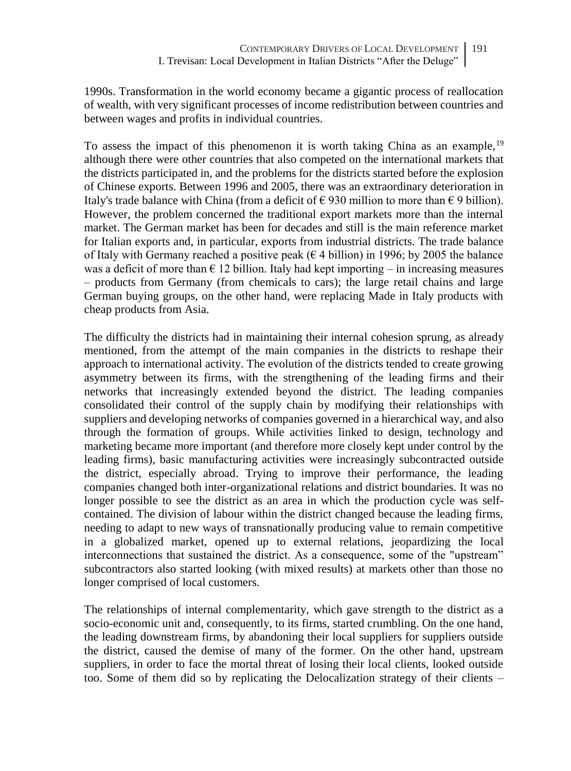1990s. Transformation in the world economy became a gigantic process of reallocation of wealth, with very significant processes of income redistribution between countries and between wages and profits in individual countries.

To assess the impact of this phenomenon it is worth taking China as an example,[19] although there were other countries that also competed on the international markets that the districts participated in, and the problems for the districts started before the explosion of Chinese exports. Between 1996 and 2005, there was an extraordinary deterioration in Italy's trade balance with China (from a deficit of € 930 million to more than € 9 billion). However, the problem concerned the traditional export markets more than the internal market. The German market has been for decades and still is the main reference market for Italian exports and, in particular, exports from industrial districts. The trade balance of Italy with Germany reached a positive peak (€ 4 billion) in 1996; by 2005 the balance was a deficit of more than € 12 billion. Italy had kept importing – in increasing measures – products from Germany (from chemicals to cars); the large retail chains and large German buying groups, on the other hand, were replacing Made in Italy products with cheap products from Asia.

The difficulty the districts had in maintaining their internal cohesion sprung, as already mentioned, from the attempt of the main companies in the districts to reshape their approach to international activity. The evolution of the districts tended to create growing asymmetry between its firms, with the strengthening of the leading firms and their networks that increasingly extended beyond the district. The leading companies consolidated their control of the supply chain by modifying their relationships with suppliers and developing networks of companies governed in a hierarchical way, and also through the formation of groups. While activities linked to design, technology and marketing became more important (and therefore more closely kept under control by the leading firms), basic manufacturing activities were increasingly subcontracted outside the district, especially abroad. Trying to improve their performance, the leading companies changed both inter-organizational relations and district boundaries. It was no longer possible to see the district as an area in which the production cycle was self-contained. The division of labour within the district changed because the leading firms, needing to adapt to new ways of transnationally producing value to remain competitive in a globalized market, opened up to external relations, jeopardizing the local interconnections that sustained the district. As a consequence, some of the "upstream" subcontractors also started looking (with mixed results) at markets other than those no longer comprised of local customers.

The relationships of internal complementarity, which gave strength to the district as a socio-economic unit and, consequently, to its firms, started crumbling. On the one hand, the leading downstream firms, by abandoning their local suppliers for suppliers outside the district, caused the demise of many of the former. On the other hand, upstream suppliers, in order to face the mortal threat of losing their local clients, looked outside too. Some of them did so by replicating the Delocalization strategy of their clients –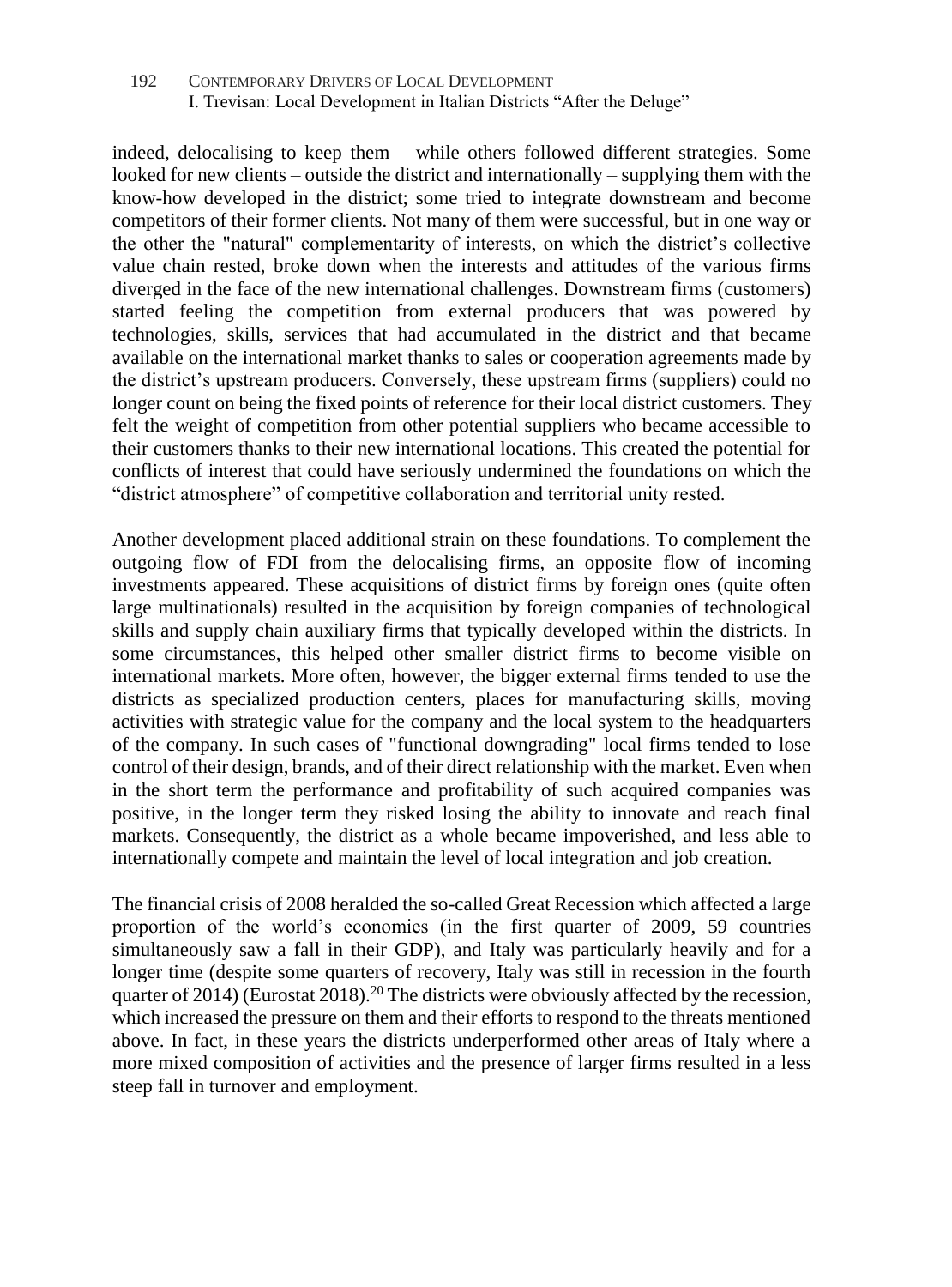indeed, delocalising to keep them – while others followed different strategies. Some looked for new clients – outside the district and internationally – supplying them with the know-how developed in the district; some tried to integrate downstream and become competitors of their former clients. Not many of them were successful, but in one way or the other the "natural" complementarity of interests, on which the district's collective value chain rested, broke down when the interests and attitudes of the various firms diverged in the face of the new international challenges. Downstream firms (customers) started feeling the competition from external producers that was powered by technologies, skills, services that had accumulated in the district and that became available on the international market thanks to sales or cooperation agreements made by the district's upstream producers. Conversely, these upstream firms (suppliers) could no longer count on being the fixed points of reference for their local district customers. They felt the weight of competition from other potential suppliers who became accessible to their customers thanks to their new international locations. This created the potential for conflicts of interest that could have seriously undermined the foundations on which the "district atmosphere" of competitive collaboration and territorial unity rested.

Another development placed additional strain on these foundations. To complement the outgoing flow of FDI from the delocalising firms, an opposite flow of incoming investments appeared. These acquisitions of district firms by foreign ones (quite often large multinationals) resulted in the acquisition by foreign companies of technological skills and supply chain auxiliary firms that typically developed within the districts. In some circumstances, this helped other smaller district firms to become visible on international markets. More often, however, the bigger external firms tended to use the districts as specialized production centers, places for manufacturing skills, moving activities with strategic value for the company and the local system to the headquarters of the company. In such cases of "functional downgrading" local firms tended to lose control of their design, brands, and of their direct relationship with the market. Even when in the short term the performance and profitability of such acquired companies was positive, in the longer term they risked losing the ability to innovate and reach final markets. Consequently, the district as a whole became impoverished, and less able to internationally compete and maintain the level of local integration and job creation.

The financial crisis of 2008 heralded the so-called Great Recession which affected a large proportion of the world's economies (in the first quarter of 2009, 59 countries simultaneously saw a fall in their GDP), and Italy was particularly heavily and for a longer time (despite some quarters of recovery, Italy was still in recession in the fourth quarter of 2014) (Eurostat 2018).[20] The districts were obviously affected by the recession, which increased the pressure on them and their efforts to respond to the threats mentioned above. In fact, in these years the districts underperformed other areas of Italy where a more mixed composition of activities and the presence of larger firms resulted in a less steep fall in turnover and employment.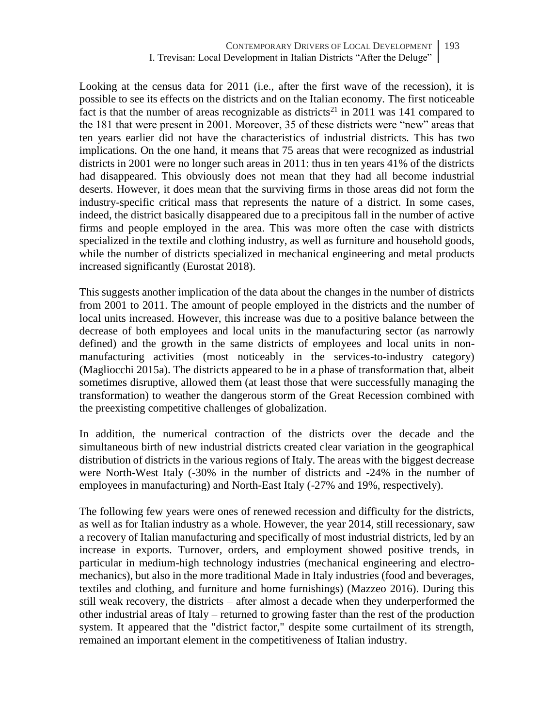Looking at the census data for 2011 (i.e., after the first wave of the recession), it is possible to see its effects on the districts and on the Italian economy. The first noticeable fact is that the number of areas recognizable as districts[21] in 2011 was 141 compared to the 181 that were present in 2001. Moreover, 35 of these districts were "new" areas that ten years earlier did not have the characteristics of industrial districts. This has two implications. On the one hand, it means that 75 areas that were recognized as industrial districts in 2001 were no longer such areas in 2011: thus in ten years 41% of the districts had disappeared. This obviously does not mean that they had all become industrial deserts. However, it does mean that the surviving firms in those areas did not form the industry-specific critical mass that represents the nature of a district. In some cases, indeed, the district basically disappeared due to a precipitous fall in the number of active firms and people employed in the area. This was more often the case with districts specialized in the textile and clothing industry, as well as furniture and household goods, while the number of districts specialized in mechanical engineering and metal products increased significantly (Eurostat 2018).

This suggests another implication of the data about the changes in the number of districts from 2001 to 2011. The amount of people employed in the districts and the number of local units increased. However, this increase was due to a positive balance between the decrease of both employees and local units in the manufacturing sector (as narrowly defined) and the growth in the same districts of employees and local units in non-manufacturing activities (most noticeably in the services-to-industry category) (Magliocchi 2015a). The districts appeared to be in a phase of transformation that, albeit sometimes disruptive, allowed them (at least those that were successfully managing the transformation) to weather the dangerous storm of the Great Recession combined with the preexisting competitive challenges of globalization.

In addition, the numerical contraction of the districts over the decade and the simultaneous birth of new industrial districts created clear variation in the geographical distribution of districts in the various regions of Italy. The areas with the biggest decrease were North-West Italy (-30% in the number of districts and -24% in the number of employees in manufacturing) and North-East Italy (-27% and 19%, respectively).

The following few years were ones of renewed recession and difficulty for the districts, as well as for Italian industry as a whole. However, the year 2014, still recessionary, saw a recovery of Italian manufacturing and specifically of most industrial districts, led by an increase in exports. Turnover, orders, and employment showed positive trends, in particular in medium-high technology industries (mechanical engineering and electro-mechanics), but also in the more traditional Made in Italy industries (food and beverages, textiles and clothing, and furniture and home furnishings) (Mazzeo 2016). During this still weak recovery, the districts – after almost a decade when they underperformed the other industrial areas of Italy – returned to growing faster than the rest of the production system. It appeared that the "district factor," despite some curtailment of its strength, remained an important element in the competitiveness of Italian industry.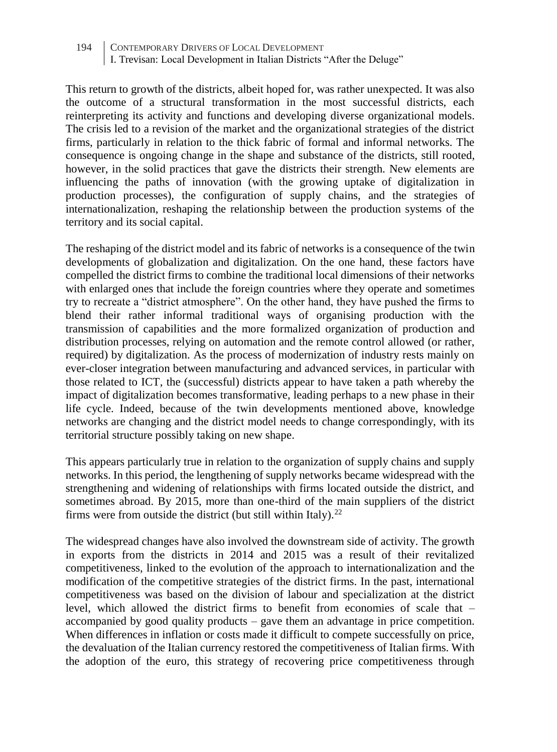This return to growth of the districts, albeit hoped for, was rather unexpected. It was also the outcome of a structural transformation in the most successful districts, each reinterpreting its activity and functions and developing diverse organizational models. The crisis led to a revision of the market and the organizational strategies of the district firms, particularly in relation to the thick fabric of formal and informal networks. The consequence is ongoing change in the shape and substance of the districts, still rooted, however, in the solid practices that gave the districts their strength. New elements are influencing the paths of innovation (with the growing uptake of digitalization in production processes), the configuration of supply chains, and the strategies of internationalization, reshaping the relationship between the production systems of the territory and its social capital.

The reshaping of the district model and its fabric of networks is a consequence of the twin developments of globalization and digitalization. On the one hand, these factors have compelled the district firms to combine the traditional local dimensions of their networks with enlarged ones that include the foreign countries where they operate and sometimes try to recreate a "district atmosphere". On the other hand, they have pushed the firms to blend their rather informal traditional ways of organising production with the transmission of capabilities and the more formalized organization of production and distribution processes, relying on automation and the remote control allowed (or rather, required) by digitalization. As the process of modernization of industry rests mainly on ever-closer integration between manufacturing and advanced services, in particular with those related to ICT, the (successful) districts appear to have taken a path whereby the impact of digitalization becomes transformative, leading perhaps to a new phase in their life cycle. Indeed, because of the twin developments mentioned above, knowledge networks are changing and the district model needs to change correspondingly, with its territorial structure possibly taking on new shape.

This appears particularly true in relation to the organization of supply chains and supply networks. In this period, the lengthening of supply networks became widespread with the strengthening and widening of relationships with firms located outside the district, and sometimes abroad. By 2015, more than one-third of the main suppliers of the district firms were from outside the district (but still within Italy).[22]

The widespread changes have also involved the downstream side of activity. The growth in exports from the districts in 2014 and 2015 was a result of their revitalized competitiveness, linked to the evolution of the approach to internationalization and the modification of the competitive strategies of the district firms. In the past, international competitiveness was based on the division of labour and specialization at the district level, which allowed the district firms to benefit from economies of scale that – accompanied by good quality products – gave them an advantage in price competition. When differences in inflation or costs made it difficult to compete successfully on price, the devaluation of the Italian currency restored the competitiveness of Italian firms. With the adoption of the euro, this strategy of recovering price competitiveness through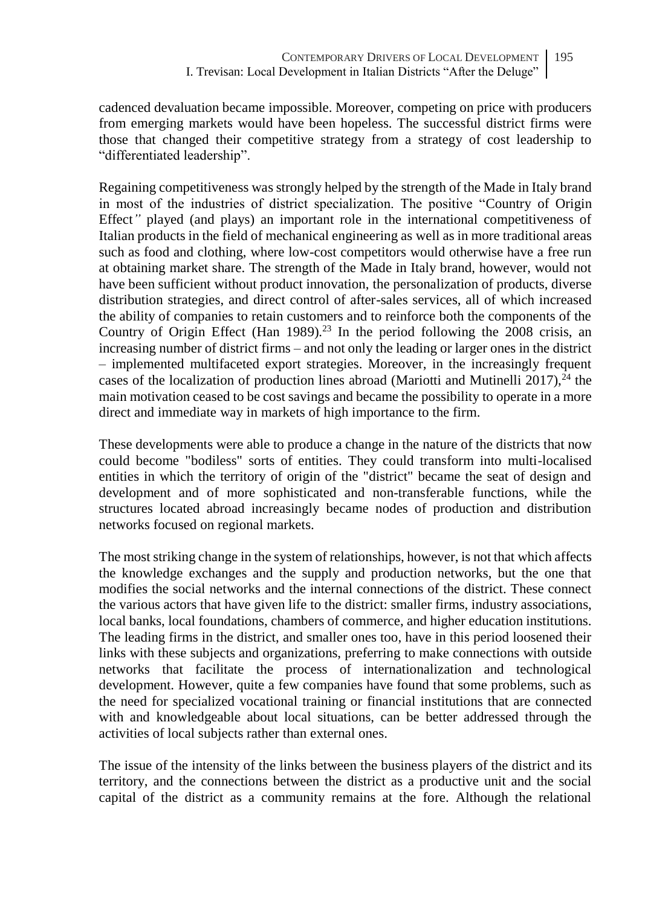cadenced devaluation became impossible. Moreover, competing on price with producers from emerging markets would have been hopeless. The successful district firms were those that changed their competitive strategy from a strategy of cost leadership to "differentiated leadership".

Regaining competitiveness was strongly helped by the strength of the Made in Italy brand in most of the industries of district specialization. The positive "Country of Origin Effect" played (and plays) an important role in the international competitiveness of Italian products in the field of mechanical engineering as well as in more traditional areas such as food and clothing, where low-cost competitors would otherwise have a free run at obtaining market share. The strength of the Made in Italy brand, however, would not have been sufficient without product innovation, the personalization of products, diverse distribution strategies, and direct control of after-sales services, all of which increased the ability of companies to retain customers and to reinforce both the components of the Country of Origin Effect (Han 1989).[23] In the period following the 2008 crisis, an increasing number of district firms – and not only the leading or larger ones in the district – implemented multifaceted export strategies. Moreover, in the increasingly frequent cases of the localization of production lines abroad (Mariotti and Mutinelli 2017),[24] the main motivation ceased to be cost savings and became the possibility to operate in a more direct and immediate way in markets of high importance to the firm.

These developments were able to produce a change in the nature of the districts that now could become "bodiless" sorts of entities. They could transform into multi-localised entities in which the territory of origin of the "district" became the seat of design and development and of more sophisticated and non-transferable functions, while the structures located abroad increasingly became nodes of production and distribution networks focused on regional markets.

The most striking change in the system of relationships, however, is not that which affects the knowledge exchanges and the supply and production networks, but the one that modifies the social networks and the internal connections of the district. These connect the various actors that have given life to the district: smaller firms, industry associations, local banks, local foundations, chambers of commerce, and higher education institutions. The leading firms in the district, and smaller ones too, have in this period loosened their links with these subjects and organizations, preferring to make connections with outside networks that facilitate the process of internationalization and technological development. However, quite a few companies have found that some problems, such as the need for specialized vocational training or financial institutions that are connected with and knowledgeable about local situations, can be better addressed through the activities of local subjects rather than external ones.

The issue of the intensity of the links between the business players of the district and its territory, and the connections between the district as a productive unit and the social capital of the district as a community remains at the fore. Although the relational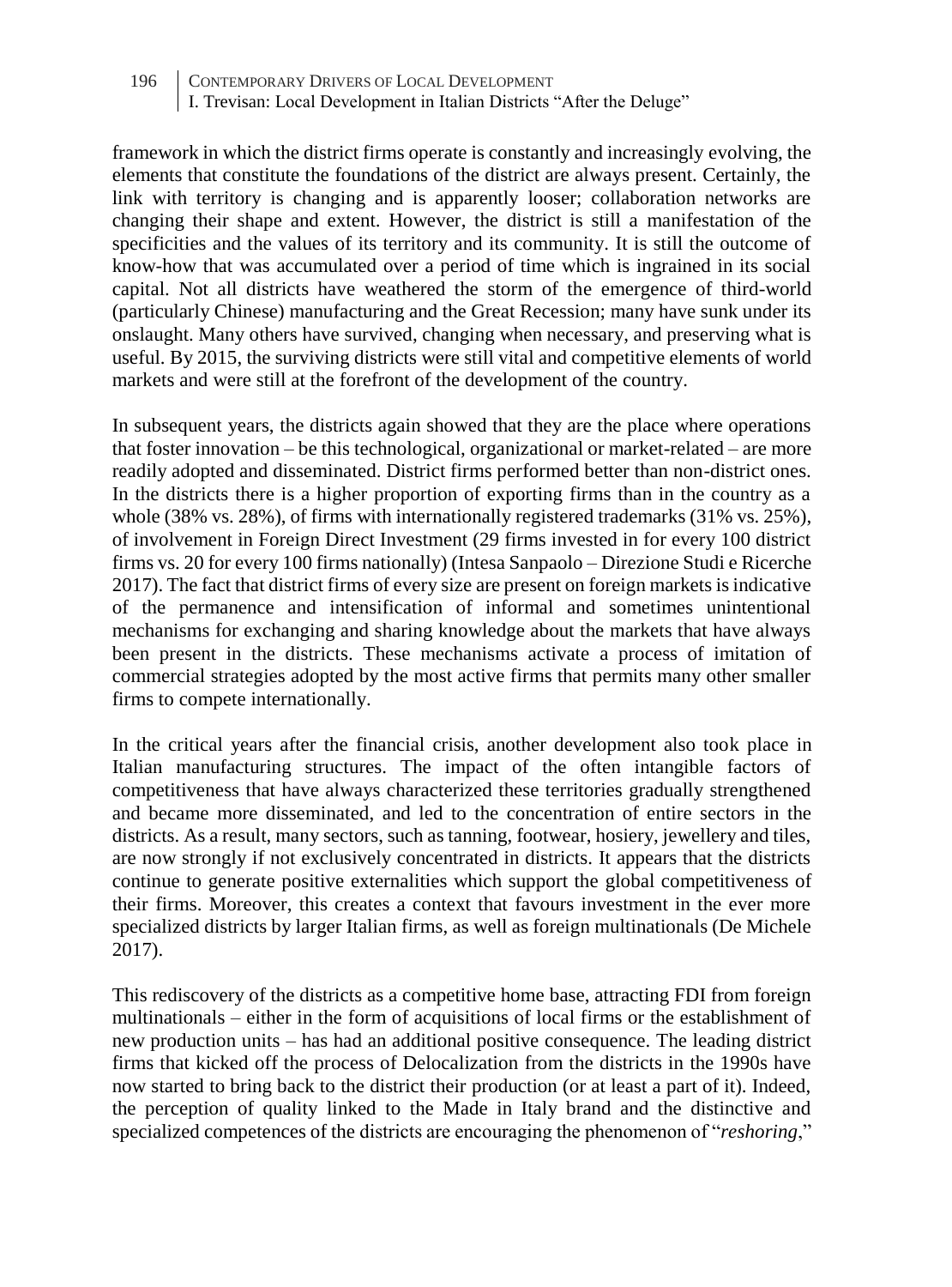framework in which the district firms operate is constantly and increasingly evolving, the elements that constitute the foundations of the district are always present. Certainly, the link with territory is changing and is apparently looser; collaboration networks are changing their shape and extent. However, the district is still a manifestation of the specificities and the values of its territory and its community. It is still the outcome of know-how that was accumulated over a period of time which is ingrained in its social capital. Not all districts have weathered the storm of the emergence of third-world (particularly Chinese) manufacturing and the Great Recession; many have sunk under its onslaught. Many others have survived, changing when necessary, and preserving what is useful. By 2015, the surviving districts were still vital and competitive elements of world markets and were still at the forefront of the development of the country.

In subsequent years, the districts again showed that they are the place where operations that foster innovation – be this technological, organizational or market-related – are more readily adopted and disseminated. District firms performed better than non-district ones. In the districts there is a higher proportion of exporting firms than in the country as a whole (38% vs. 28%), of firms with internationally registered trademarks (31% vs. 25%), of involvement in Foreign Direct Investment (29 firms invested in for every 100 district firms vs. 20 for every 100 firms nationally) (Intesa Sanpaolo – Direzione Studi e Ricerche 2017). The fact that district firms of every size are present on foreign markets is indicative of the permanence and intensification of informal and sometimes unintentional mechanisms for exchanging and sharing knowledge about the markets that have always been present in the districts. These mechanisms activate a process of imitation of commercial strategies adopted by the most active firms that permits many other smaller firms to compete internationally.

In the critical years after the financial crisis, another development also took place in Italian manufacturing structures. The impact of the often intangible factors of competitiveness that have always characterized these territories gradually strengthened and became more disseminated, and led to the concentration of entire sectors in the districts. As a result, many sectors, such as tanning, footwear, hosiery, jewellery and tiles, are now strongly if not exclusively concentrated in districts. It appears that the districts continue to generate positive externalities which support the global competitiveness of their firms. Moreover, this creates a context that favours investment in the ever more specialized districts by larger Italian firms, as well as foreign multinationals (De Michele 2017).

This rediscovery of the districts as a competitive home base, attracting FDI from foreign multinationals – either in the form of acquisitions of local firms or the establishment of new production units – has had an additional positive consequence. The leading district firms that kicked off the process of Delocalization from the districts in the 1990s have now started to bring back to the district their production (or at least a part of it). Indeed, the perception of quality linked to the Made in Italy brand and the distinctive and specialized competences of the districts are encouraging the phenomenon of "*reshoring*,"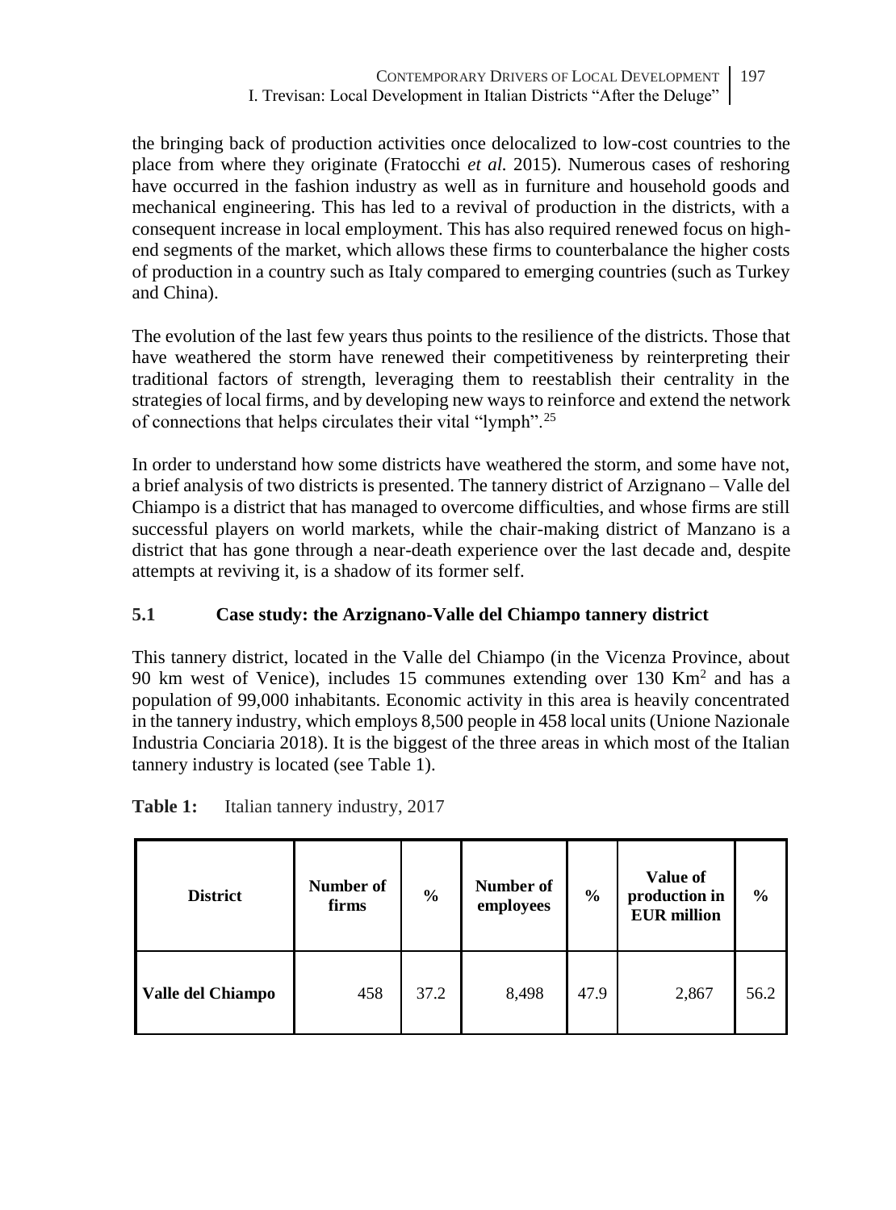the bringing back of production activities once delocalized to low-cost countries to the place from where they originate (Fratocchi *et al.* 2015). Numerous cases of reshoring have occurred in the fashion industry as well as in furniture and household goods and mechanical engineering. This has led to a revival of production in the districts, with a consequent increase in local employment. This has also required renewed focus on high-end segments of the market, which allows these firms to counterbalance the higher costs of production in a country such as Italy compared to emerging countries (such as Turkey and China).

The evolution of the last few years thus points to the resilience of the districts. Those that have weathered the storm have renewed their competitiveness by reinterpreting their traditional factors of strength, leveraging them to reestablish their centrality in the strategies of local firms, and by developing new ways to reinforce and extend the network of connections that helps circulates their vital "lymph".[25]

In order to understand how some districts have weathered the storm, and some have not, a brief analysis of two districts is presented. The tannery district of Arzignano – Valle del Chiampo is a district that has managed to overcome difficulties, and whose firms are still successful players on world markets, while the chair-making district of Manzano is a district that has gone through a near-death experience over the last decade and, despite attempts at reviving it, is a shadow of its former self.

### 5.1 Case study: the Arzignano-Valle del Chiampo tannery district

This tannery district, located in the Valle del Chiampo (in the Vicenza Province, about 90 km west of Venice), includes 15 communes extending over 130 $Km^2$ and has a population of 99,000 inhabitants. Economic activity in this area is heavily concentrated in the tannery industry, which employs 8,500 people in 458 local units (Unione Nazionale Industria Conciaria 2018). It is the biggest of the three areas in which most of the Italian tannery industry is located (see Table 1).

**Table 1:** Italian tannery industry, 2017

| District | Number of firms | % | Number of employees | % | Value of production in EUR million | % |
|---|---|---|---|---|---|---|
| **Valle del Chiampo** | 458 | 37.2 | 8,498 | 47.9 | 2,867 | 56.2 |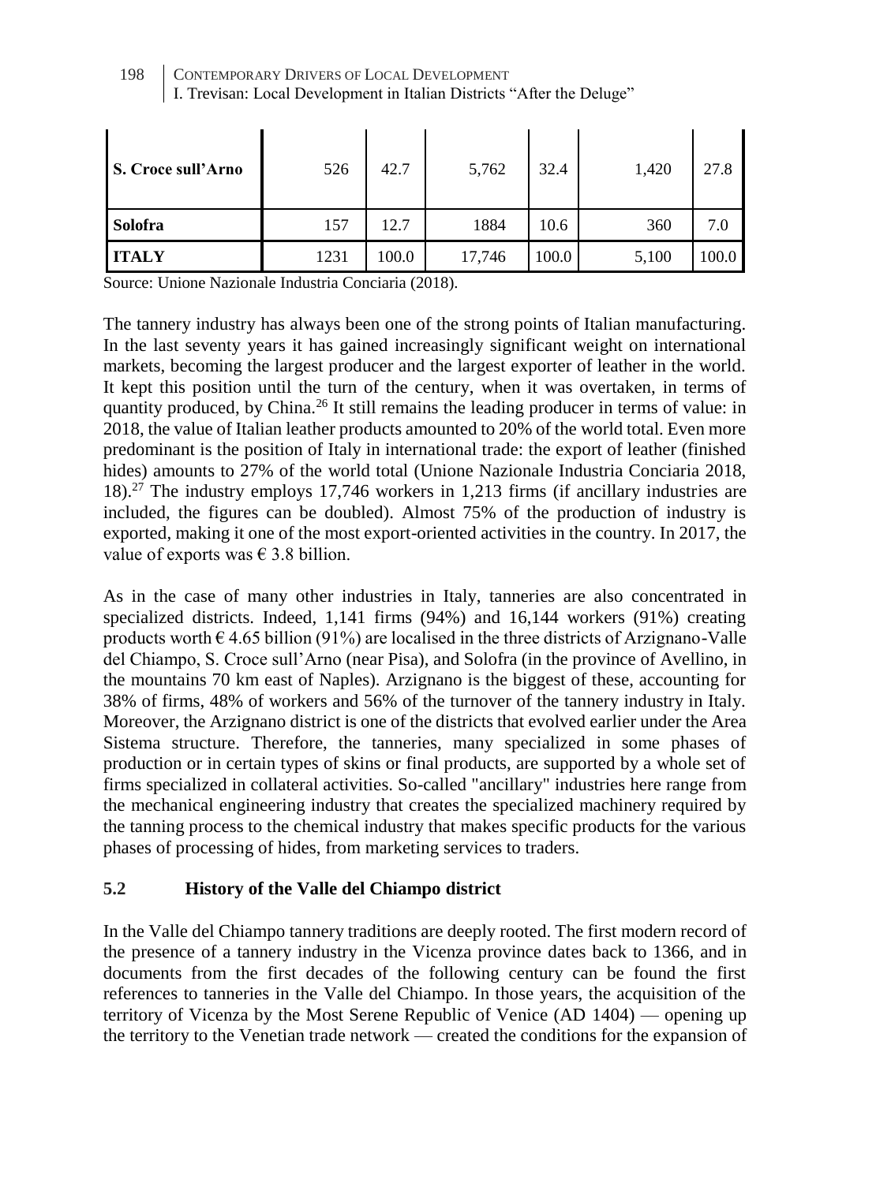| S. Croce sull'Arno | 526 | 42.7 | 5,762 | 32.4 | 1,420 | 27.8 |
|---|---|---|---|---|---|---|
| Solofra | 157 | 12.7 | 1884 | 10.6 | 360 | 7.0 |
| ITALY | 1231 | 100.0 | 17,746 | 100.0 | 5,100 | 100.0 |

Source: Unione Nazionale Industria Conciaria (2018).

The tannery industry has always been one of the strong points of Italian manufacturing. In the last seventy years it has gained increasingly significant weight on international markets, becoming the largest producer and the largest exporter of leather in the world. It kept this position until the turn of the century, when it was overtaken, in terms of quantity produced, by China.[26] It still remains the leading producer in terms of value: in 2018, the value of Italian leather products amounted to 20% of the world total. Even more predominant is the position of Italy in international trade: the export of leather (finished hides) amounts to 27% of the world total (Unione Nazionale Industria Conciaria 2018, 18).[27] The industry employs 17,746 workers in 1,213 firms (if ancillary industries are included, the figures can be doubled). Almost 75% of the production of industry is exported, making it one of the most export-oriented activities in the country. In 2017, the value of exports was € 3.8 billion.

As in the case of many other industries in Italy, tanneries are also concentrated in specialized districts. Indeed, 1,141 firms (94%) and 16,144 workers (91%) creating products worth € 4.65 billion (91%) are localised in the three districts of Arzignano-Valle del Chiampo, S. Croce sull'Arno (near Pisa), and Solofra (in the province of Avellino, in the mountains 70 km east of Naples). Arzignano is the biggest of these, accounting for 38% of firms, 48% of workers and 56% of the turnover of the tannery industry in Italy. Moreover, the Arzignano district is one of the districts that evolved earlier under the Area Sistema structure. Therefore, the tanneries, many specialized in some phases of production or in certain types of skins or final products, are supported by a whole set of firms specialized in collateral activities. So-called "ancillary" industries here range from the mechanical engineering industry that creates the specialized machinery required by the tanning process to the chemical industry that makes specific products for the various phases of processing of hides, from marketing services to traders.

## 5.2 History of the Valle del Chiampo district

In the Valle del Chiampo tannery traditions are deeply rooted. The first modern record of the presence of a tannery industry in the Vicenza province dates back to 1366, and in documents from the first decades of the following century can be found the first references to tanneries in the Valle del Chiampo. In those years, the acquisition of the territory of Vicenza by the Most Serene Republic of Venice (AD 1404) — opening up the territory to the Venetian trade network — created the conditions for the expansion of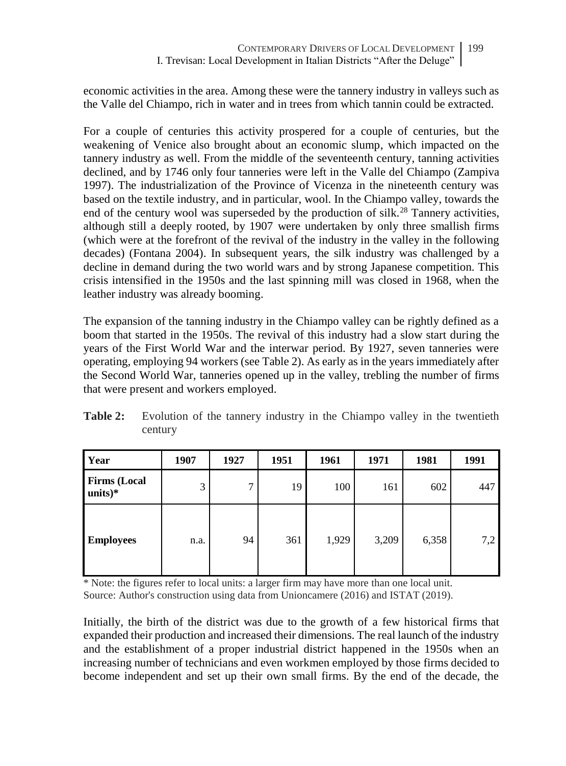economic activities in the area. Among these were the tannery industry in valleys such as the Valle del Chiampo, rich in water and in trees from which tannin could be extracted.

For a couple of centuries this activity prospered for a couple of centuries, but the weakening of Venice also brought about an economic slump, which impacted on the tannery industry as well. From the middle of the seventeenth century, tanning activities declined, and by 1746 only four tanneries were left in the Valle del Chiampo (Zampiva 1997). The industrialization of the Province of Vicenza in the nineteenth century was based on the textile industry, and in particular, wool. In the Chiampo valley, towards the end of the century wool was superseded by the production of silk.[28] Tannery activities, although still a deeply rooted, by 1907 were undertaken by only three smallish firms (which were at the forefront of the revival of the industry in the valley in the following decades) (Fontana 2004). In subsequent years, the silk industry was challenged by a decline in demand during the two world wars and by strong Japanese competition. This crisis intensified in the 1950s and the last spinning mill was closed in 1968, when the leather industry was already booming.

The expansion of the tanning industry in the Chiampo valley can be rightly defined as a boom that started in the 1950s. The revival of this industry had a slow start during the years of the First World War and the interwar period. By 1927, seven tanneries were operating, employing 94 workers (see Table 2). As early as in the years immediately after the Second World War, tanneries opened up in the valley, trebling the number of firms that were present and workers employed.

**Table 2:** Evolution of the tannery industry in the Chiampo valley in the twentieth century

| Year | 1907 | 1927 | 1951 | 1961 | 1971 | 1981 | 1991 |
|---|---|---|---|---|---|---|---|
| **Firms (Local units)*** | 3 | 7 | 19 | 100 | 161 | 602 | 447 |
| **Employees** | n.a. | 94 | 361 | 1,929 | 3,209 | 6,358 | 7,2 |

\* Note: the figures refer to local units: a larger firm may have more than one local unit.
Source: Author's construction using data from Unioncamere (2016) and ISTAT (2019).

Initially, the birth of the district was due to the growth of a few historical firms that expanded their production and increased their dimensions. The real launch of the industry and the establishment of a proper industrial district happened in the 1950s when an increasing number of technicians and even workmen employed by those firms decided to become independent and set up their own small firms. By the end of the decade, the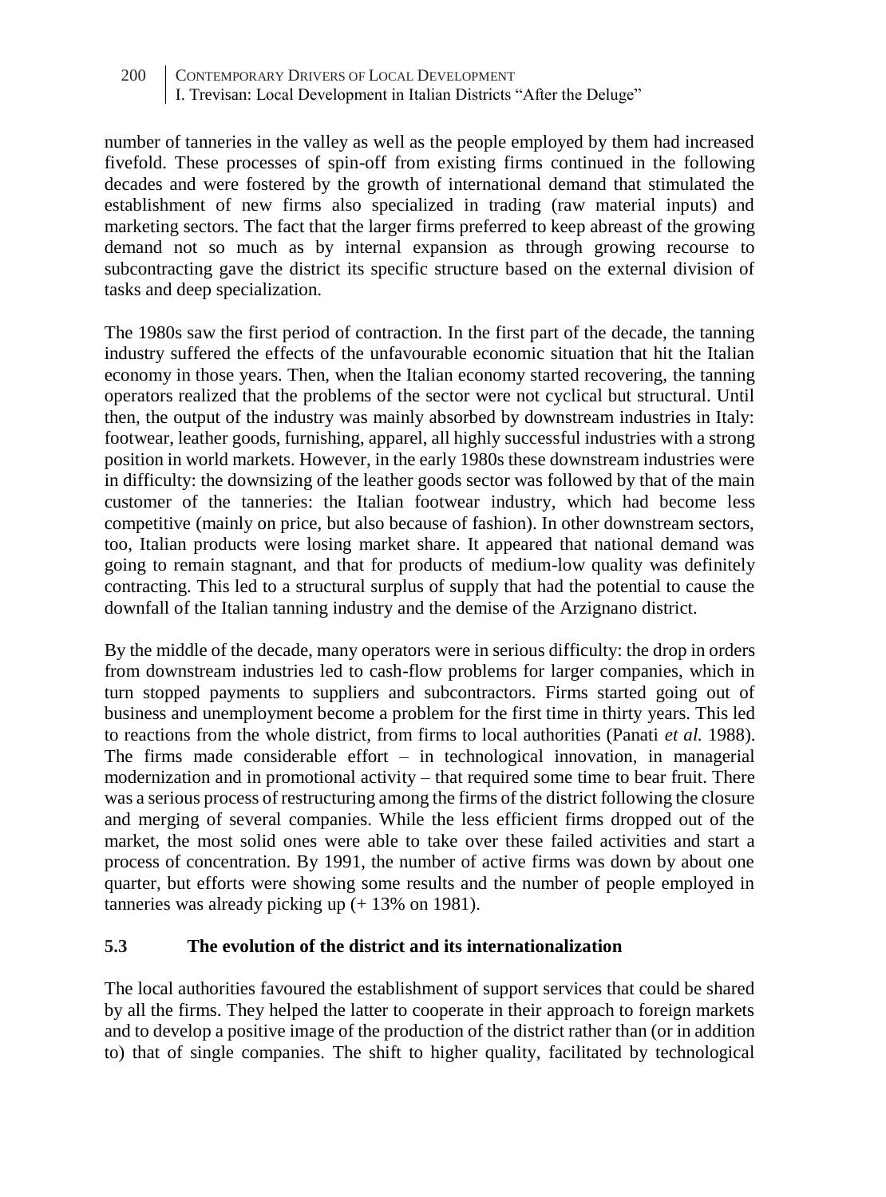number of tanneries in the valley as well as the people employed by them had increased fivefold. These processes of spin-off from existing firms continued in the following decades and were fostered by the growth of international demand that stimulated the establishment of new firms also specialized in trading (raw material inputs) and marketing sectors. The fact that the larger firms preferred to keep abreast of the growing demand not so much as by internal expansion as through growing recourse to subcontracting gave the district its specific structure based on the external division of tasks and deep specialization.

The 1980s saw the first period of contraction. In the first part of the decade, the tanning industry suffered the effects of the unfavourable economic situation that hit the Italian economy in those years. Then, when the Italian economy started recovering, the tanning operators realized that the problems of the sector were not cyclical but structural. Until then, the output of the industry was mainly absorbed by downstream industries in Italy: footwear, leather goods, furnishing, apparel, all highly successful industries with a strong position in world markets. However, in the early 1980s these downstream industries were in difficulty: the downsizing of the leather goods sector was followed by that of the main customer of the tanneries: the Italian footwear industry, which had become less competitive (mainly on price, but also because of fashion). In other downstream sectors, too, Italian products were losing market share. It appeared that national demand was going to remain stagnant, and that for products of medium-low quality was definitely contracting. This led to a structural surplus of supply that had the potential to cause the downfall of the Italian tanning industry and the demise of the Arzignano district.

By the middle of the decade, many operators were in serious difficulty: the drop in orders from downstream industries led to cash-flow problems for larger companies, which in turn stopped payments to suppliers and subcontractors. Firms started going out of business and unemployment become a problem for the first time in thirty years. This led to reactions from the whole district, from firms to local authorities (Panati *et al.* 1988). The firms made considerable effort – in technological innovation, in managerial modernization and in promotional activity – that required some time to bear fruit. There was a serious process of restructuring among the firms of the district following the closure and merging of several companies. While the less efficient firms dropped out of the market, the most solid ones were able to take over these failed activities and start a process of concentration. By 1991, the number of active firms was down by about one quarter, but efforts were showing some results and the number of people employed in tanneries was already picking up (+ 13% on 1981).

### 5.3 The evolution of the district and its internationalization

The local authorities favoured the establishment of support services that could be shared by all the firms. They helped the latter to cooperate in their approach to foreign markets and to develop a positive image of the production of the district rather than (or in addition to) that of single companies. The shift to higher quality, facilitated by technological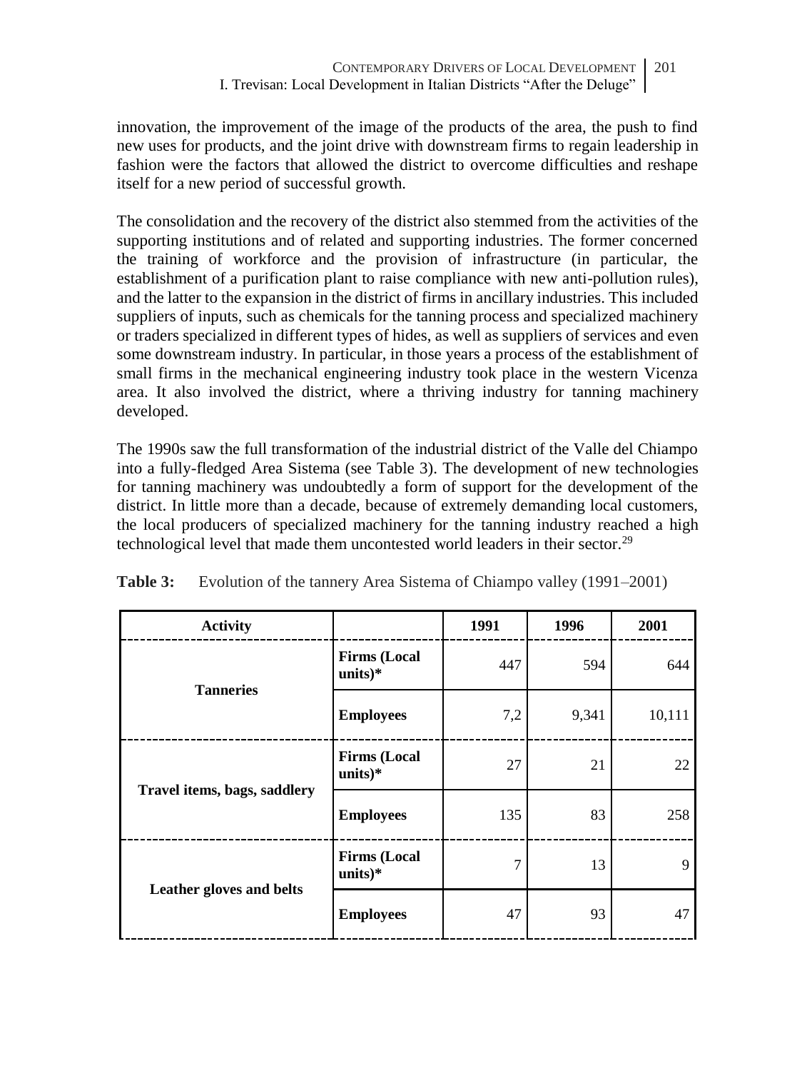innovation, the improvement of the image of the products of the area, the push to find new uses for products, and the joint drive with downstream firms to regain leadership in fashion were the factors that allowed the district to overcome difficulties and reshape itself for a new period of successful growth.

The consolidation and the recovery of the district also stemmed from the activities of the supporting institutions and of related and supporting industries. The former concerned the training of workforce and the provision of infrastructure (in particular, the establishment of a purification plant to raise compliance with new anti-pollution rules), and the latter to the expansion in the district of firms in ancillary industries. This included suppliers of inputs, such as chemicals for the tanning process and specialized machinery or traders specialized in different types of hides, as well as suppliers of services and even some downstream industry. In particular, in those years a process of the establishment of small firms in the mechanical engineering industry took place in the western Vicenza area. It also involved the district, where a thriving industry for tanning machinery developed.

The 1990s saw the full transformation of the industrial district of the Valle del Chiampo into a fully-fledged Area Sistema (see Table 3). The development of new technologies for tanning machinery was undoubtedly a form of support for the development of the district. In little more than a decade, because of extremely demanding local customers, the local producers of specialized machinery for the tanning industry reached a high technological level that made them uncontested world leaders in their sector.[29]

**Table 3:** Evolution of the tannery Area Sistema of Chiampo valley (1991–2001)

| Activity | | 1991 | 1996 | 2001 |
|---|---|---|---|---|
| Tanneries | Firms (Local units)* | 447 | 594 | 644 |
| | Employees | 7,2 | 9,341 | 10,111 |
| Travel items, bags, saddlery | Firms (Local units)* | 27 | 21 | 22 |
| | Employees | 135 | 83 | 258 |
| Leather gloves and belts | Firms (Local units)* | 7 | 13 | 9 |
| | Employees | 47 | 93 | 47 |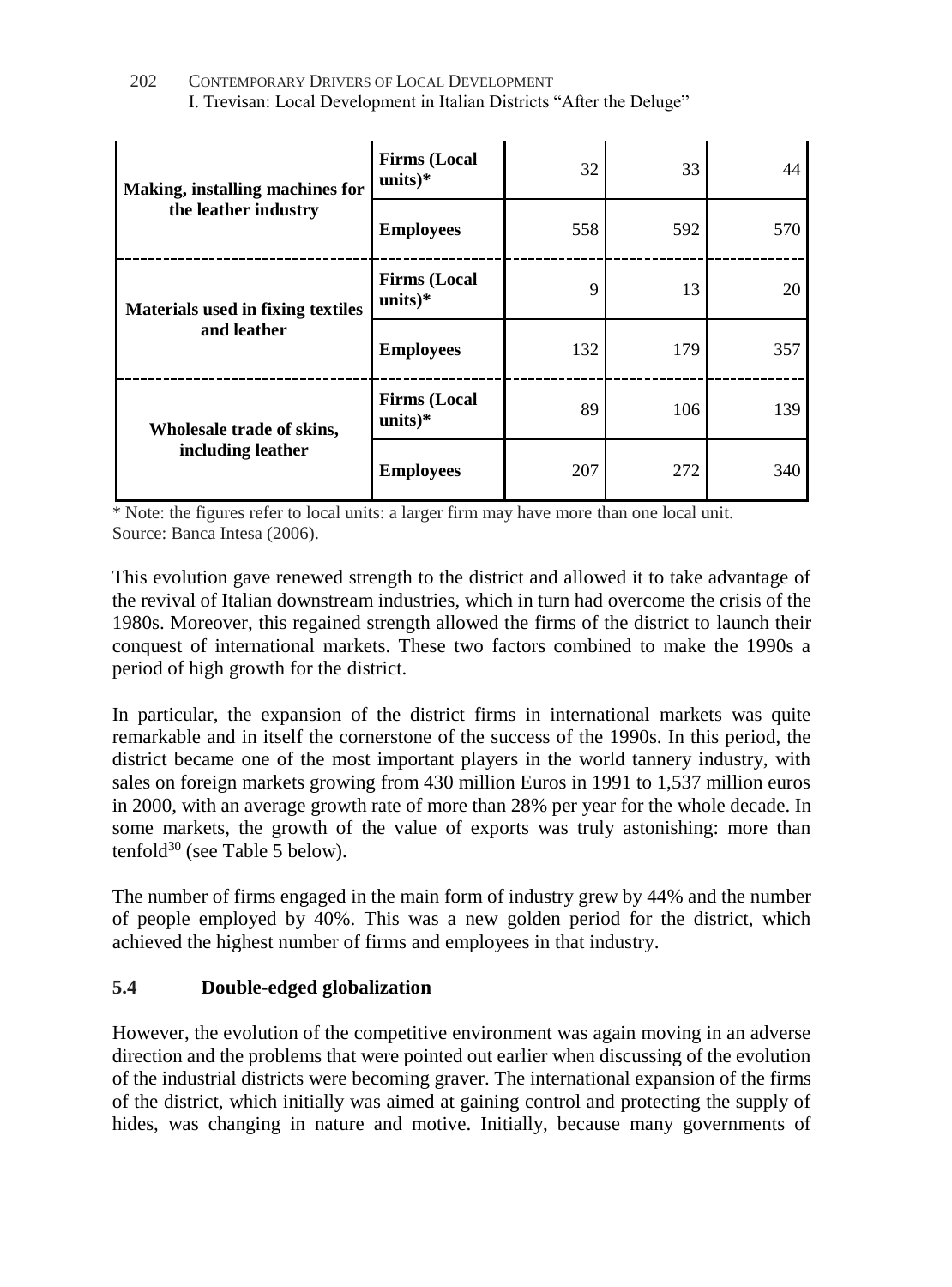| | | | | |
|---|---|---|---|---|
| **Making, installing machines for the leather industry** | **Firms (Local units)*** | 32 | 33 | 44 |
| | **Employees** | 558 | 592 | 570 |
| **Materials used in fixing textiles and leather** | **Firms (Local units)*** | 9 | 13 | 20 |
| | **Employees** | 132 | 179 | 357 |
| **Wholesale trade of skins, including leather** | **Firms (Local units)*** | 89 | 106 | 139 |
| | **Employees** | 207 | 272 | 340 |

* Note: the figures refer to local units: a larger firm may have more than one local unit.
Source: Banca Intesa (2006).

This evolution gave renewed strength to the district and allowed it to take advantage of the revival of Italian downstream industries, which in turn had overcome the crisis of the 1980s. Moreover, this regained strength allowed the firms of the district to launch their conquest of international markets. These two factors combined to make the 1990s a period of high growth for the district.

In particular, the expansion of the district firms in international markets was quite remarkable and in itself the cornerstone of the success of the 1990s. In this period, the district became one of the most important players in the world tannery industry, with sales on foreign markets growing from 430 million Euros in 1991 to 1,537 million euros in 2000, with an average growth rate of more than 28% per year for the whole decade. In some markets, the growth of the value of exports was truly astonishing: more than tenfold[30] (see Table 5 below).

The number of firms engaged in the main form of industry grew by 44% and the number of people employed by 40%. This was a new golden period for the district, which achieved the highest number of firms and employees in that industry.

### 5.4 Double-edged globalization

However, the evolution of the competitive environment was again moving in an adverse direction and the problems that were pointed out earlier when discussing of the evolution of the industrial districts were becoming graver. The international expansion of the firms of the district, which initially was aimed at gaining control and protecting the supply of hides, was changing in nature and motive. Initially, because many governments of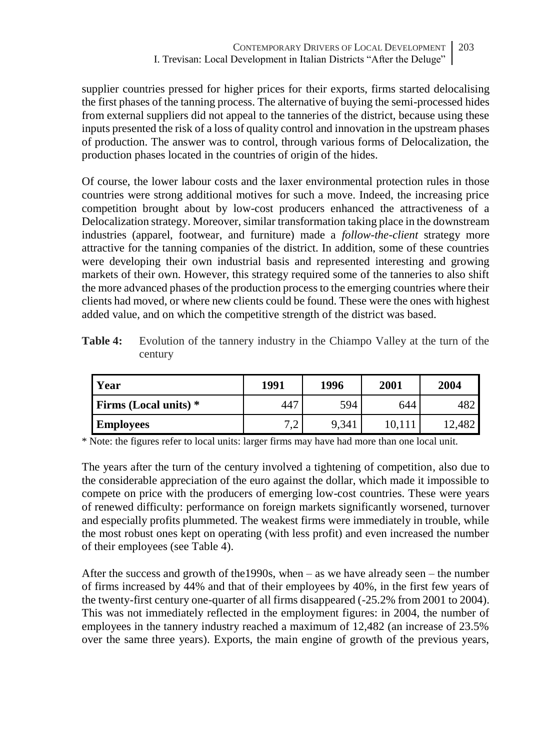supplier countries pressed for higher prices for their exports, firms started delocalising the first phases of the tanning process. The alternative of buying the semi-processed hides from external suppliers did not appeal to the tanneries of the district, because using these inputs presented the risk of a loss of quality control and innovation in the upstream phases of production. The answer was to control, through various forms of Delocalization, the production phases located in the countries of origin of the hides.

Of course, the lower labour costs and the laxer environmental protection rules in those countries were strong additional motives for such a move. Indeed, the increasing price competition brought about by low-cost producers enhanced the attractiveness of a Delocalization strategy. Moreover, similar transformation taking place in the downstream industries (apparel, footwear, and furniture) made a *follow-the-client* strategy more attractive for the tanning companies of the district. In addition, some of these countries were developing their own industrial basis and represented interesting and growing markets of their own. However, this strategy required some of the tanneries to also shift the more advanced phases of the production process to the emerging countries where their clients had moved, or where new clients could be found. These were the ones with highest added value, and on which the competitive strength of the district was based.

**Table 4:** Evolution of the tannery industry in the Chiampo Valley at the turn of the century

| Year | 1991 | 1996 | 2001 | 2004 |
|---|---|---|---|---|
| **Firms (Local units) \*** | 447 | 594 | 644 | 482 |
| **Employees** | 7,2 | 9,341 | 10,111 | 12,482 |

\* Note: the figures refer to local units: larger firms may have had more than one local unit.

The years after the turn of the century involved a tightening of competition, also due to the considerable appreciation of the euro against the dollar, which made it impossible to compete on price with the producers of emerging low-cost countries. These were years of renewed difficulty: performance on foreign markets significantly worsened, turnover and especially profits plummeted. The weakest firms were immediately in trouble, while the most robust ones kept on operating (with less profit) and even increased the number of their employees (see Table 4).

After the success and growth of the1990s, when – as we have already seen – the number of firms increased by 44% and that of their employees by 40%, in the first few years of the twenty-first century one-quarter of all firms disappeared (-25.2% from 2001 to 2004). This was not immediately reflected in the employment figures: in 2004, the number of employees in the tannery industry reached a maximum of 12,482 (an increase of 23.5% over the same three years). Exports, the main engine of growth of the previous years,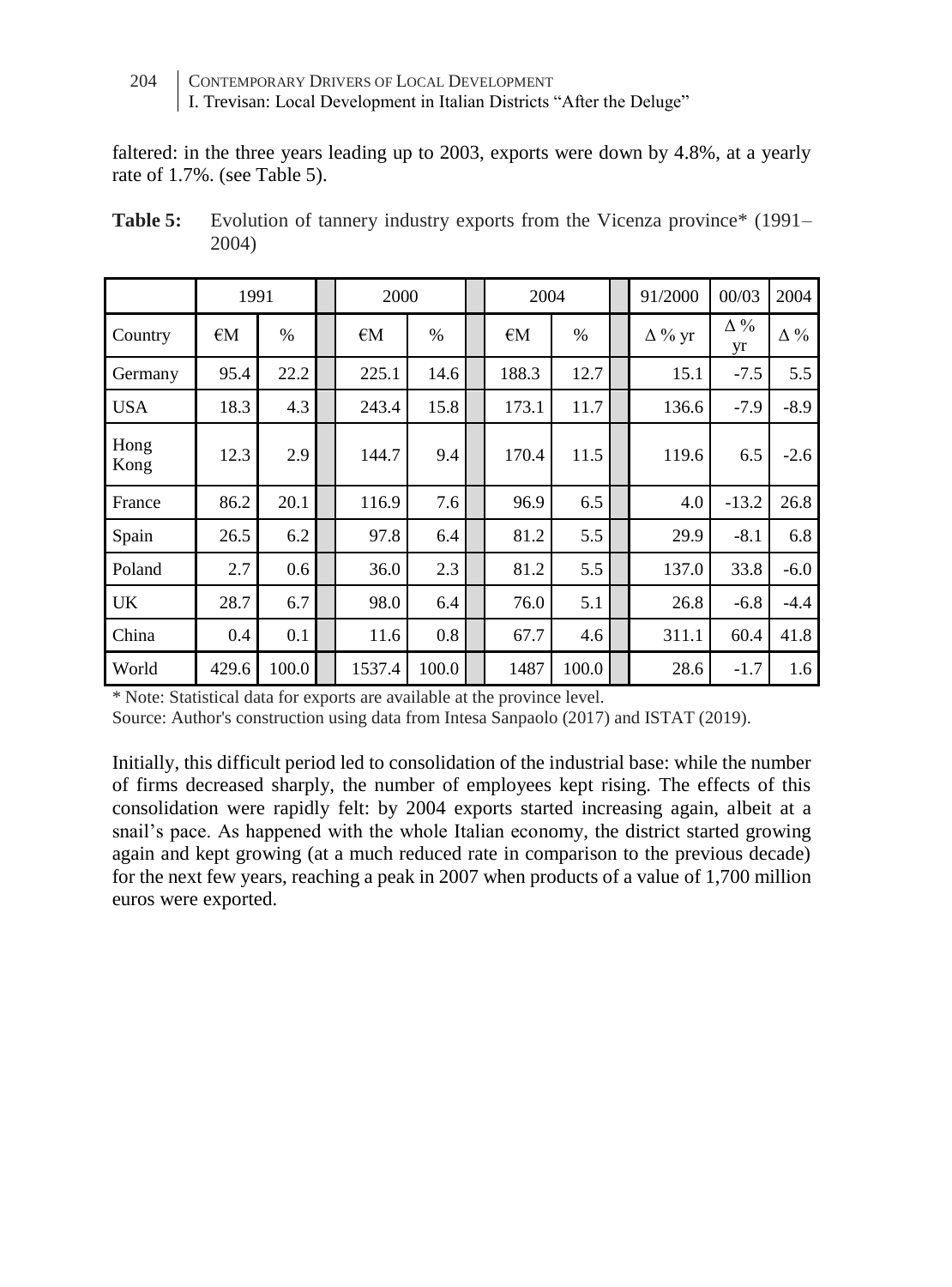faltered: in the three years leading up to 2003, exports were down by 4.8%, at a yearly rate of 1.7%. (see Table 5).

**Table 5:** Evolution of tannery industry exports from the Vicenza province* (1991–2004)

| | 1991 | | 2000 | | 2004 | | 91/2000 | 00/03 | 2004 |
|---|---|---|---|---|---|---|---|---|---|
| Country | €M | % | €M | % | €M | % | Δ % yr | Δ % yr | Δ % |
| Germany | 95.4 | 22.2 | 225.1 | 14.6 | 188.3 | 12.7 | 15.1 | -7.5 | 5.5 |
| USA | 18.3 | 4.3 | 243.4 | 15.8 | 173.1 | 11.7 | 136.6 | -7.9 | -8.9 |
| Hong Kong | 12.3 | 2.9 | 144.7 | 9.4 | 170.4 | 11.5 | 119.6 | 6.5 | -2.6 |
| France | 86.2 | 20.1 | 116.9 | 7.6 | 96.9 | 6.5 | 4.0 | -13.2 | 26.8 |
| Spain | 26.5 | 6.2 | 97.8 | 6.4 | 81.2 | 5.5 | 29.9 | -8.1 | 6.8 |
| Poland | 2.7 | 0.6 | 36.0 | 2.3 | 81.2 | 5.5 | 137.0 | 33.8 | -6.0 |
| UK | 28.7 | 6.7 | 98.0 | 6.4 | 76.0 | 5.1 | 26.8 | -6.8 | -4.4 |
| China | 0.4 | 0.1 | 11.6 | 0.8 | 67.7 | 4.6 | 311.1 | 60.4 | 41.8 |
| World | 429.6 | 100.0 | 1537.4 | 100.0 | 1487 | 100.0 | 28.6 | -1.7 | 1.6 |

\* Note: Statistical data for exports are available at the province level.

Source: Author's construction using data from Intesa Sanpaolo (2017) and ISTAT (2019).

Initially, this difficult period led to consolidation of the industrial base: while the number of firms decreased sharply, the number of employees kept rising. The effects of this consolidation were rapidly felt: by 2004 exports started increasing again, albeit at a snail's pace. As happened with the whole Italian economy, the district started growing again and kept growing (at a much reduced rate in comparison to the previous decade) for the next few years, reaching a peak in 2007 when products of a value of 1,700 million euros were exported.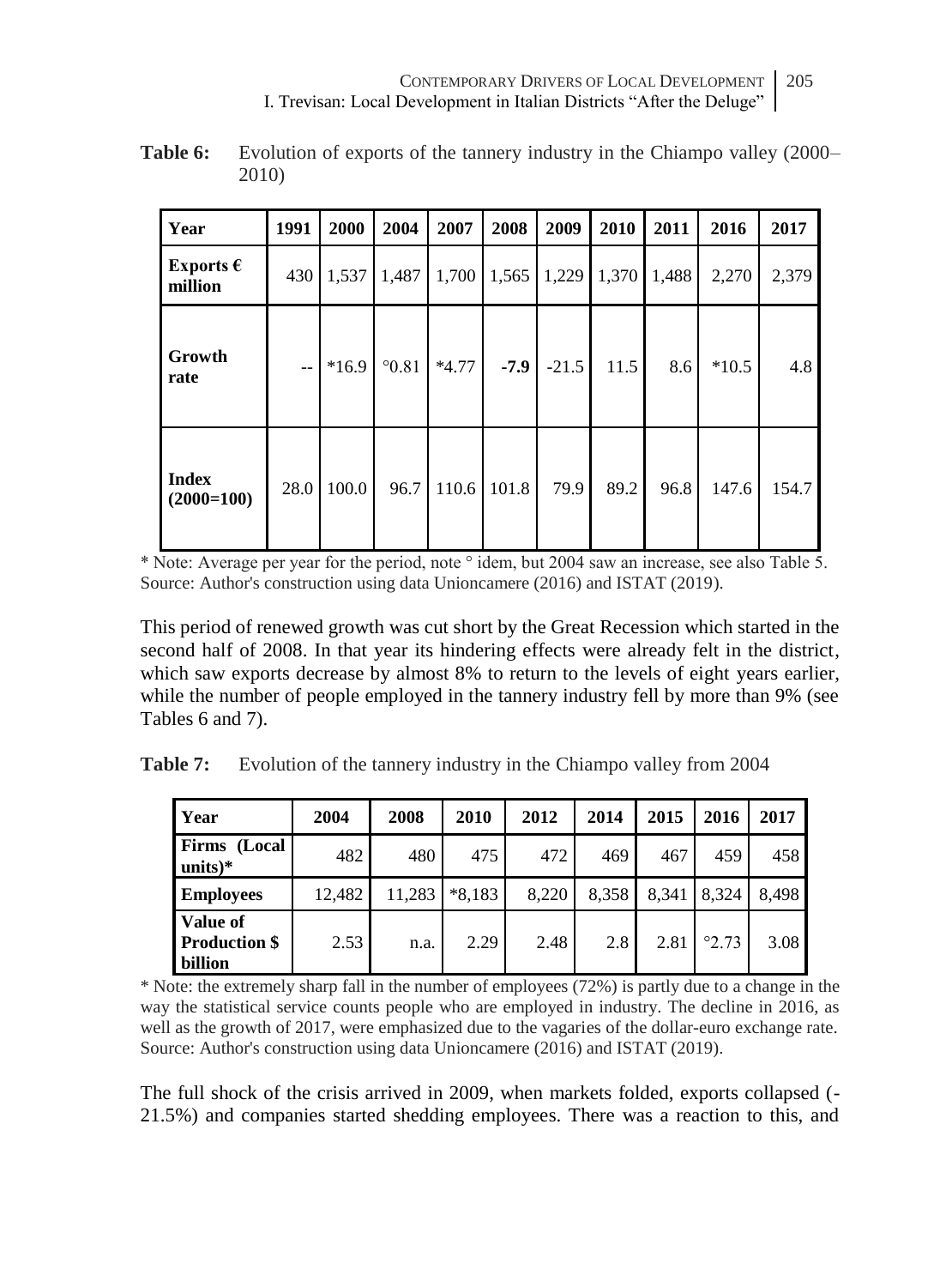**Table 6:** Evolution of exports of the tannery industry in the Chiampo valley (2000–2010)

| Year | 1991 | 2000 | 2004 | 2007 | 2008 | 2009 | 2010 | 2011 | 2016 | 2017 |
|---|---|---|---|---|---|---|---|---|---|---|
| **Exports € million** | 430 | 1,537 | 1,487 | 1,700 | 1,565 | 1,229 | 1,370 | 1,488 | 2,270 | 2,379 |
| **Growth rate** | -- | *16.9 | °0.81 | *4.77 | **-7.9** | -21.5 | 11.5 | 8.6 | *10.5 | 4.8 |
| **Index (2000=100)** | 28.0 | 100.0 | 96.7 | 110.6 | 101.8 | 79.9 | 89.2 | 96.8 | 147.6 | 154.7 |

* Note: Average per year for the period, note ° idem, but 2004 saw an increase, see also Table 5.
Source: Author's construction using data Unioncamere (2016) and ISTAT (2019).

This period of renewed growth was cut short by the Great Recession which started in the second half of 2008. In that year its hindering effects were already felt in the district, which saw exports decrease by almost 8% to return to the levels of eight years earlier, while the number of people employed in the tannery industry fell by more than 9% (see Tables 6 and 7).

**Table 7:** Evolution of the tannery industry in the Chiampo valley from 2004

| Year | 2004 | 2008 | 2010 | 2012 | 2014 | 2015 | 2016 | 2017 |
|---|---|---|---|---|---|---|---|---|
| **Firms (Local units)*** | 482 | 480 | 475 | 472 | 469 | 467 | 459 | 458 |
| **Employees** | 12,482 | 11,283 | *8,183 | 8,220 | 8,358 | 8,341 | 8,324 | 8,498 |
| **Value of Production $ billion** | 2.53 | n.a. | 2.29 | 2.48 | 2.8 | 2.81 | °2.73 | 3.08 |

* Note: the extremely sharp fall in the number of employees (72%) is partly due to a change in the way the statistical service counts people who are employed in industry. The decline in 2016, as well as the growth of 2017, were emphasized due to the vagaries of the dollar-euro exchange rate.
Source: Author's construction using data Unioncamere (2016) and ISTAT (2019).

The full shock of the crisis arrived in 2009, when markets folded, exports collapsed (-21.5%) and companies started shedding employees. There was a reaction to this, and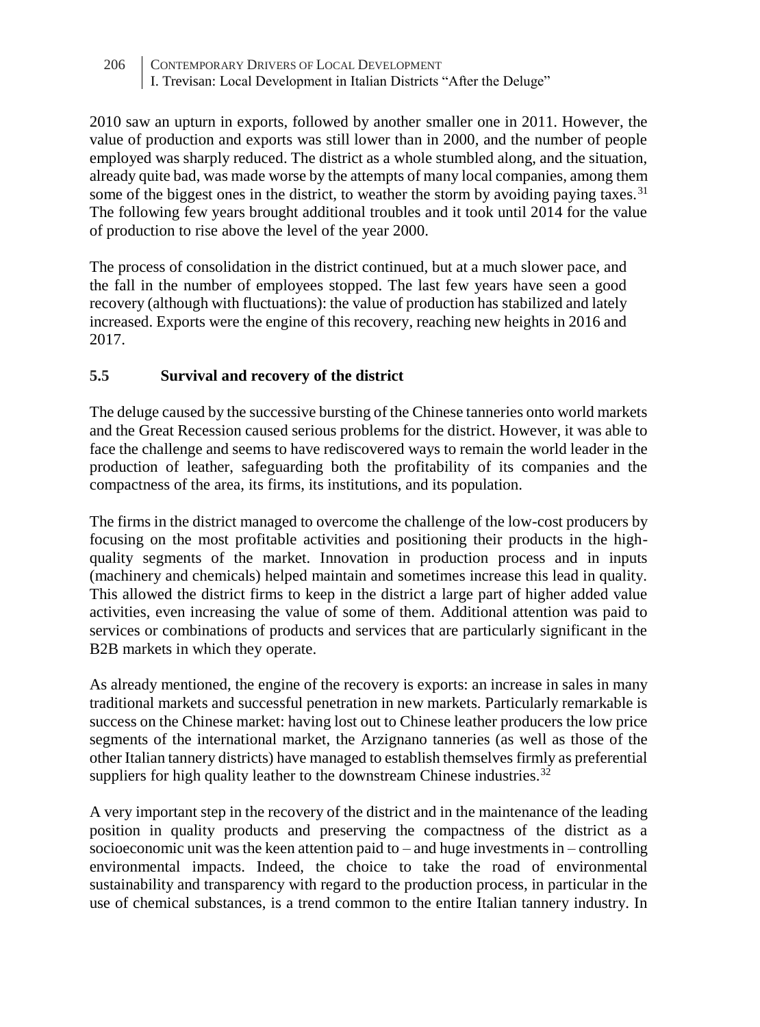2010 saw an upturn in exports, followed by another smaller one in 2011. However, the value of production and exports was still lower than in 2000, and the number of people employed was sharply reduced. The district as a whole stumbled along, and the situation, already quite bad, was made worse by the attempts of many local companies, among them some of the biggest ones in the district, to weather the storm by avoiding paying taxes.[31] The following few years brought additional troubles and it took until 2014 for the value of production to rise above the level of the year 2000.

The process of consolidation in the district continued, but at a much slower pace, and the fall in the number of employees stopped. The last few years have seen a good recovery (although with fluctuations): the value of production has stabilized and lately increased. Exports were the engine of this recovery, reaching new heights in 2016 and 2017.

## 5.5 Survival and recovery of the district

The deluge caused by the successive bursting of the Chinese tanneries onto world markets and the Great Recession caused serious problems for the district. However, it was able to face the challenge and seems to have rediscovered ways to remain the world leader in the production of leather, safeguarding both the profitability of its companies and the compactness of the area, its firms, its institutions, and its population.

The firms in the district managed to overcome the challenge of the low-cost producers by focusing on the most profitable activities and positioning their products in the high-quality segments of the market. Innovation in production process and in inputs (machinery and chemicals) helped maintain and sometimes increase this lead in quality. This allowed the district firms to keep in the district a large part of higher added value activities, even increasing the value of some of them. Additional attention was paid to services or combinations of products and services that are particularly significant in the B2B markets in which they operate.

As already mentioned, the engine of the recovery is exports: an increase in sales in many traditional markets and successful penetration in new markets. Particularly remarkable is success on the Chinese market: having lost out to Chinese leather producers the low price segments of the international market, the Arzignano tanneries (as well as those of the other Italian tannery districts) have managed to establish themselves firmly as preferential suppliers for high quality leather to the downstream Chinese industries.[32]

A very important step in the recovery of the district and in the maintenance of the leading position in quality products and preserving the compactness of the district as a socioeconomic unit was the keen attention paid to – and huge investments in – controlling environmental impacts. Indeed, the choice to take the road of environmental sustainability and transparency with regard to the production process, in particular in the use of chemical substances, is a trend common to the entire Italian tannery industry. In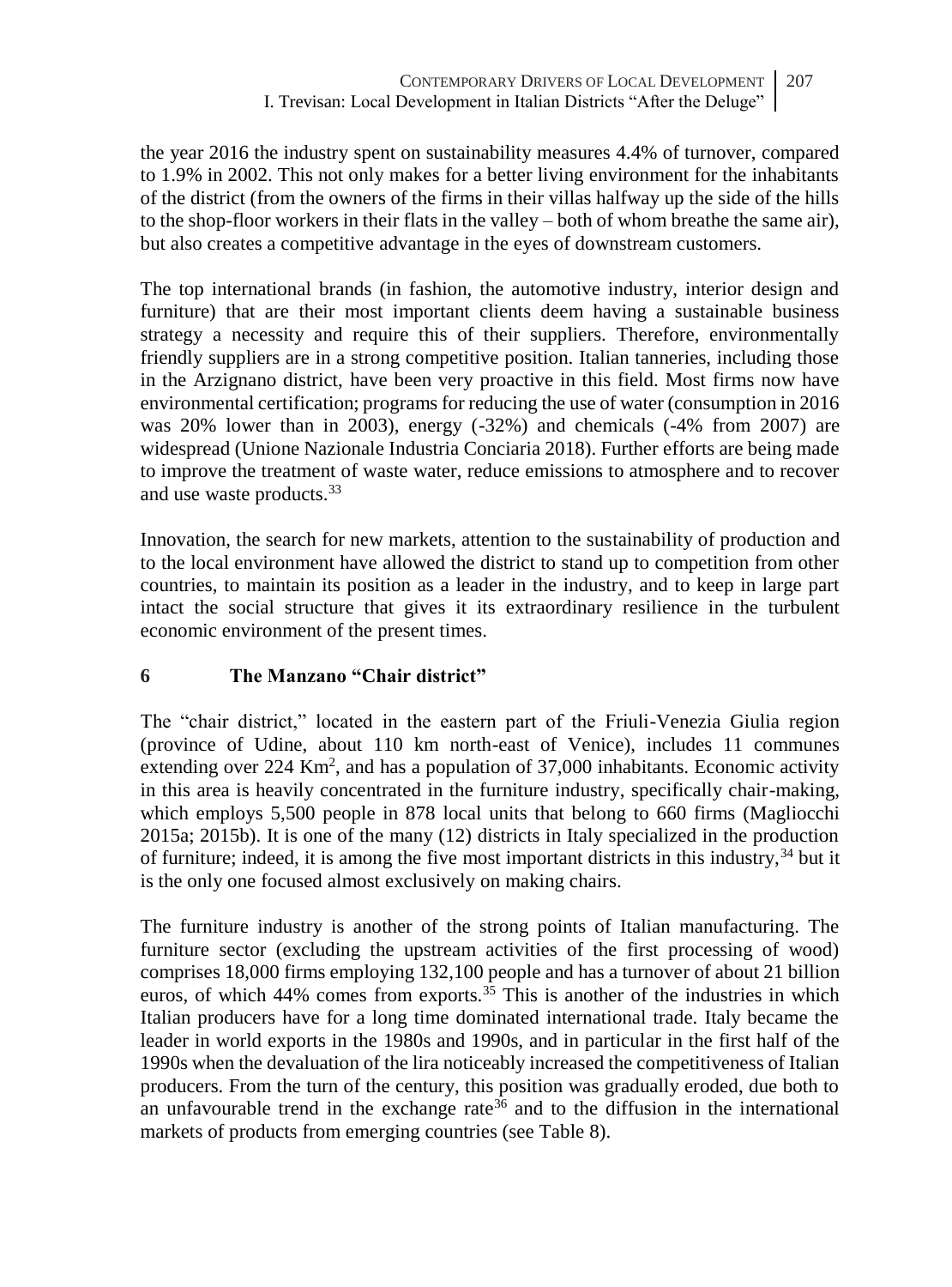the year 2016 the industry spent on sustainability measures 4.4% of turnover, compared to 1.9% in 2002. This not only makes for a better living environment for the inhabitants of the district (from the owners of the firms in their villas halfway up the side of the hills to the shop-floor workers in their flats in the valley – both of whom breathe the same air), but also creates a competitive advantage in the eyes of downstream customers.

The top international brands (in fashion, the automotive industry, interior design and furniture) that are their most important clients deem having a sustainable business strategy a necessity and require this of their suppliers. Therefore, environmentally friendly suppliers are in a strong competitive position. Italian tanneries, including those in the Arzignano district, have been very proactive in this field. Most firms now have environmental certification; programs for reducing the use of water (consumption in 2016 was 20% lower than in 2003), energy (-32%) and chemicals (-4% from 2007) are widespread (Unione Nazionale Industria Conciaria 2018). Further efforts are being made to improve the treatment of waste water, reduce emissions to atmosphere and to recover and use waste products.[33]

Innovation, the search for new markets, attention to the sustainability of production and to the local environment have allowed the district to stand up to competition from other countries, to maintain its position as a leader in the industry, and to keep in large part intact the social structure that gives it its extraordinary resilience in the turbulent economic environment of the present times.

## 6 The Manzano "Chair district"

The "chair district," located in the eastern part of the Friuli-Venezia Giulia region (province of Udine, about 110 km north-east of Venice), includes 11 communes extending over 224 $Km^2$, and has a population of 37,000 inhabitants. Economic activity in this area is heavily concentrated in the furniture industry, specifically chair-making, which employs 5,500 people in 878 local units that belong to 660 firms (Magliocchi 2015a; 2015b). It is one of the many (12) districts in Italy specialized in the production of furniture; indeed, it is among the five most important districts in this industry,[34] but it is the only one focused almost exclusively on making chairs.

The furniture industry is another of the strong points of Italian manufacturing. The furniture sector (excluding the upstream activities of the first processing of wood) comprises 18,000 firms employing 132,100 people and has a turnover of about 21 billion euros, of which 44% comes from exports.[35] This is another of the industries in which Italian producers have for a long time dominated international trade. Italy became the leader in world exports in the 1980s and 1990s, and in particular in the first half of the 1990s when the devaluation of the lira noticeably increased the competitiveness of Italian producers. From the turn of the century, this position was gradually eroded, due both to an unfavourable trend in the exchange rate[36] and to the diffusion in the international markets of products from emerging countries (see Table 8).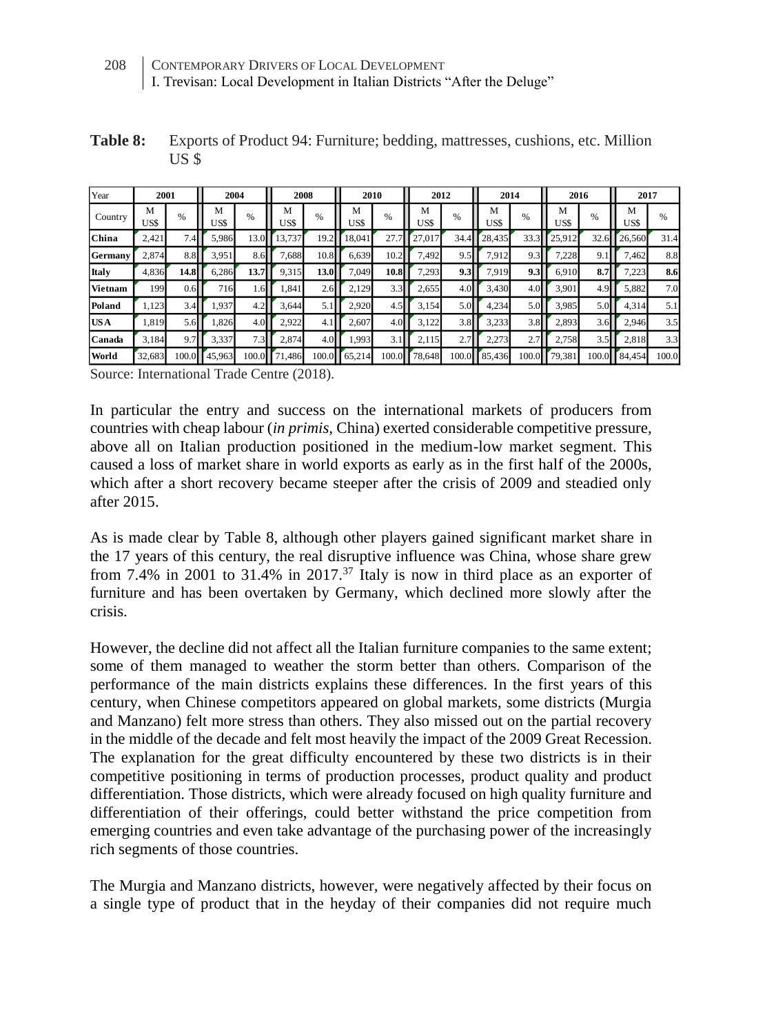**Table 8:** Exports of Product 94: Furniture; bedding, mattresses, cushions, etc. Million US $

| Year | 2001 | | 2004 | | 2008 | | 2010 | | 2012 | | 2014 | | 2016 | | 2017 | |
|---|---|---|---|---|---|---|---|---|---|---|---|---|---|---|---|---|
| Country | M US$ | % | M US$ | % | M US$ | % | M US$ | % | M US$ | % | M US$ | % | M US$ | % | M US$ | % |
| **China** | 2,421 | 7.4 | 5,986 | 13.0 | 13,737 | 19.2 | 18,041 | 27.7 | 27,017 | 34.4 | 28,435 | 33.3 | 25,912 | 32.6 | 26,560 | 31.4 |
| **Germany** | 2,874 | 8.8 | 3,951 | 8.6 | 7,688 | 10.8 | 6,639 | 10.2 | 7,492 | 9.5 | 7,912 | 9.3 | 7,228 | 9.1 | 7,462 | 8.8 |
| **Italy** | 4,836 | **14.8** | 6,286 | **13.7** | 9,315 | **13.0** | 7,049 | **10.8** | 7,293 | **9.3** | 7,919 | **9.3** | 6,910 | **8.7** | 7,223 | **8.6** |
| **Vietnam** | 199 | 0.6 | 716 | 1.6 | 1,841 | 2.6 | 2,129 | 3.3 | 2,655 | 4.0 | 3,430 | 4.0 | 3,901 | 4.9 | 5,882 | 7.0 |
| **Poland** | 1,123 | 3.4 | 1,937 | 4.2 | 3,644 | 5.1 | 2,920 | 4.5 | 3,154 | 5.0 | 4,234 | 5.0 | 3,985 | 5.0 | 4,314 | 5.1 |
| **USA** | 1,819 | 5.6 | 1,826 | 4.0 | 2,922 | 4.1 | 2,607 | 4.0 | 3,122 | 3.8 | 3,233 | 3.8 | 2,893 | 3.6 | 2,946 | 3.5 |
| **Canada** | 3,184 | 9.7 | 3,337 | 7.3 | 2,874 | 4.0 | 1,993 | 3.1 | 2,115 | 2.7 | 2,273 | 2.7 | 2,758 | 3.5 | 2,818 | 3.3 |
| **World** | 32,683 | 100.0 | 45,963 | 100.0 | 71,486 | 100.0 | 65,214 | 100.0 | 78,648 | 100.0 | 85,436 | 100.0 | 79,381 | 100.0 | 84,454 | 100.0 |

Source: International Trade Centre (2018).

In particular the entry and success on the international markets of producers from countries with cheap labour (*in primis*, China) exerted considerable competitive pressure, above all on Italian production positioned in the medium-low market segment. This caused a loss of market share in world exports as early as in the first half of the 2000s, which after a short recovery became steeper after the crisis of 2009 and steadied only after 2015.

As is made clear by Table 8, although other players gained significant market share in the 17 years of this century, the real disruptive influence was China, whose share grew from 7.4% in 2001 to 31.4% in 2017.[37] Italy is now in third place as an exporter of furniture and has been overtaken by Germany, which declined more slowly after the crisis.

However, the decline did not affect all the Italian furniture companies to the same extent; some of them managed to weather the storm better than others. Comparison of the performance of the main districts explains these differences. In the first years of this century, when Chinese competitors appeared on global markets, some districts (Murgia and Manzano) felt more stress than others. They also missed out on the partial recovery in the middle of the decade and felt most heavily the impact of the 2009 Great Recession. The explanation for the great difficulty encountered by these two districts is in their competitive positioning in terms of production processes, product quality and product differentiation. Those districts, which were already focused on high quality furniture and differentiation of their offerings, could better withstand the price competition from emerging countries and even take advantage of the purchasing power of the increasingly rich segments of those countries.

The Murgia and Manzano districts, however, were negatively affected by their focus on a single type of product that in the heyday of their companies did not require much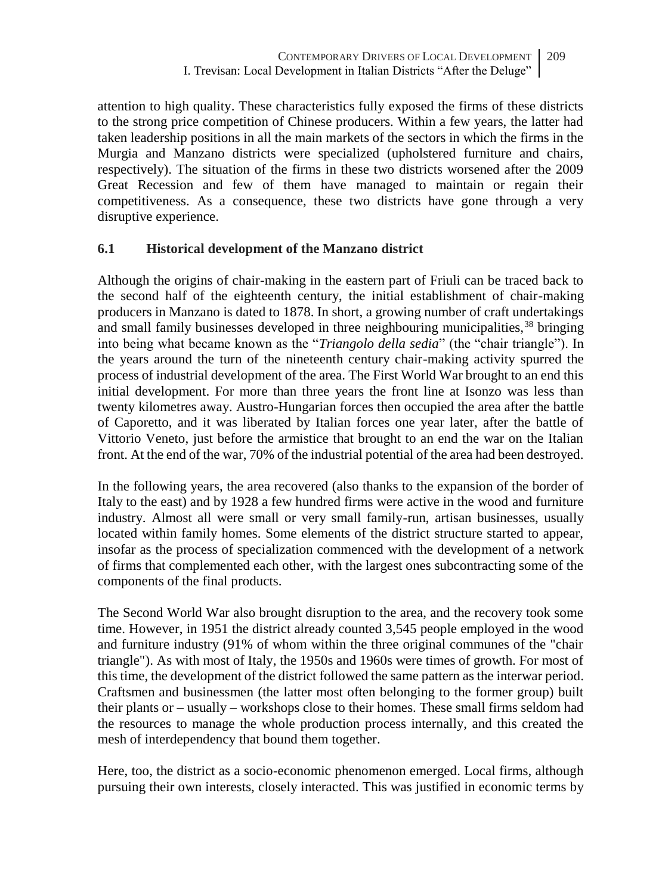attention to high quality. These characteristics fully exposed the firms of these districts to the strong price competition of Chinese producers. Within a few years, the latter had taken leadership positions in all the main markets of the sectors in which the firms in the Murgia and Manzano districts were specialized (upholstered furniture and chairs, respectively). The situation of the firms in these two districts worsened after the 2009 Great Recession and few of them have managed to maintain or regain their competitiveness. As a consequence, these two districts have gone through a very disruptive experience.

### 6.1 Historical development of the Manzano district

Although the origins of chair-making in the eastern part of Friuli can be traced back to the second half of the eighteenth century, the initial establishment of chair-making producers in Manzano is dated to 1878. In short, a growing number of craft undertakings and small family businesses developed in three neighbouring municipalities,[38] bringing into being what became known as the "*Triangolo della sedia*" (the "chair triangle"). In the years around the turn of the nineteenth century chair-making activity spurred the process of industrial development of the area. The First World War brought to an end this initial development. For more than three years the front line at Isonzo was less than twenty kilometres away. Austro-Hungarian forces then occupied the area after the battle of Caporetto, and it was liberated by Italian forces one year later, after the battle of Vittorio Veneto, just before the armistice that brought to an end the war on the Italian front. At the end of the war, 70% of the industrial potential of the area had been destroyed.

In the following years, the area recovered (also thanks to the expansion of the border of Italy to the east) and by 1928 a few hundred firms were active in the wood and furniture industry. Almost all were small or very small family-run, artisan businesses, usually located within family homes. Some elements of the district structure started to appear, insofar as the process of specialization commenced with the development of a network of firms that complemented each other, with the largest ones subcontracting some of the components of the final products.

The Second World War also brought disruption to the area, and the recovery took some time. However, in 1951 the district already counted 3,545 people employed in the wood and furniture industry (91% of whom within the three original communes of the "chair triangle"). As with most of Italy, the 1950s and 1960s were times of growth. For most of this time, the development of the district followed the same pattern as the interwar period. Craftsmen and businessmen (the latter most often belonging to the former group) built their plants or – usually – workshops close to their homes. These small firms seldom had the resources to manage the whole production process internally, and this created the mesh of interdependency that bound them together.

Here, too, the district as a socio-economic phenomenon emerged. Local firms, although pursuing their own interests, closely interacted. This was justified in economic terms by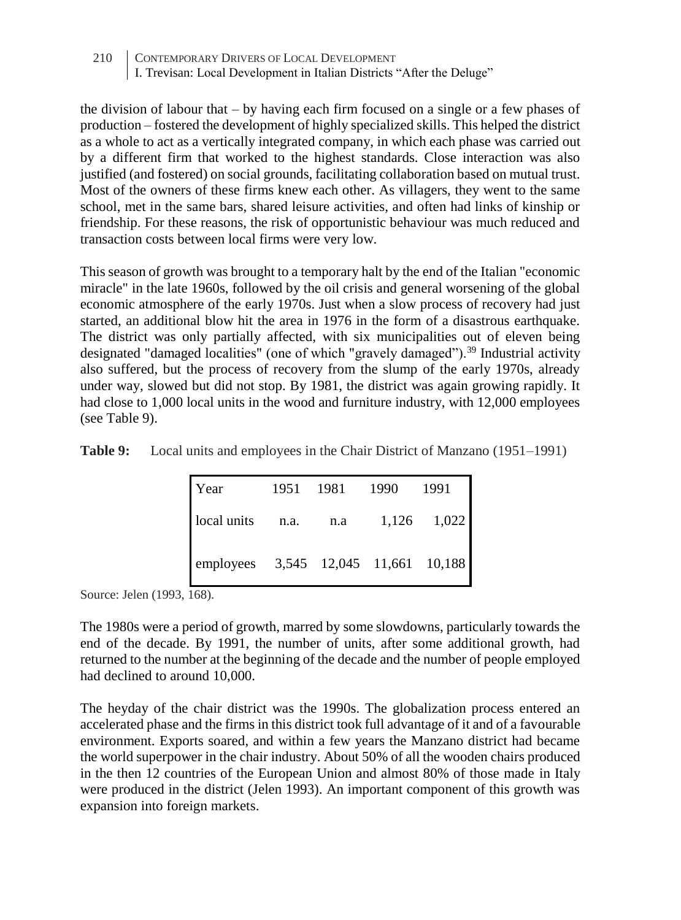the division of labour that – by having each firm focused on a single or a few phases of production – fostered the development of highly specialized skills. This helped the district as a whole to act as a vertically integrated company, in which each phase was carried out by a different firm that worked to the highest standards. Close interaction was also justified (and fostered) on social grounds, facilitating collaboration based on mutual trust. Most of the owners of these firms knew each other. As villagers, they went to the same school, met in the same bars, shared leisure activities, and often had links of kinship or friendship. For these reasons, the risk of opportunistic behaviour was much reduced and transaction costs between local firms were very low.

This season of growth was brought to a temporary halt by the end of the Italian "economic miracle" in the late 1960s, followed by the oil crisis and general worsening of the global economic atmosphere of the early 1970s. Just when a slow process of recovery had just started, an additional blow hit the area in 1976 in the form of a disastrous earthquake. The district was only partially affected, with six municipalities out of eleven being designated "damaged localities" (one of which "gravely damaged").[39] Industrial activity also suffered, but the process of recovery from the slump of the early 1970s, already under way, slowed but did not stop. By 1981, the district was again growing rapidly. It had close to 1,000 local units in the wood and furniture industry, with 12,000 employees (see Table 9).

**Table 9:** Local units and employees in the Chair District of Manzano (1951–1991)

| Year | 1951 | 1981 | 1990 | 1991 |
|---|---|---|---|---|
| local units | n.a. | n.a | 1,126 | 1,022 |
| employees | 3,545 | 12,045 | 11,661 | 10,188 |

Source: Jelen (1993, 168).

The 1980s were a period of growth, marred by some slowdowns, particularly towards the end of the decade. By 1991, the number of units, after some additional growth, had returned to the number at the beginning of the decade and the number of people employed had declined to around 10,000.

The heyday of the chair district was the 1990s. The globalization process entered an accelerated phase and the firms in this district took full advantage of it and of a favourable environment. Exports soared, and within a few years the Manzano district had became the world superpower in the chair industry. About 50% of all the wooden chairs produced in the then 12 countries of the European Union and almost 80% of those made in Italy were produced in the district (Jelen 1993). An important component of this growth was expansion into foreign markets.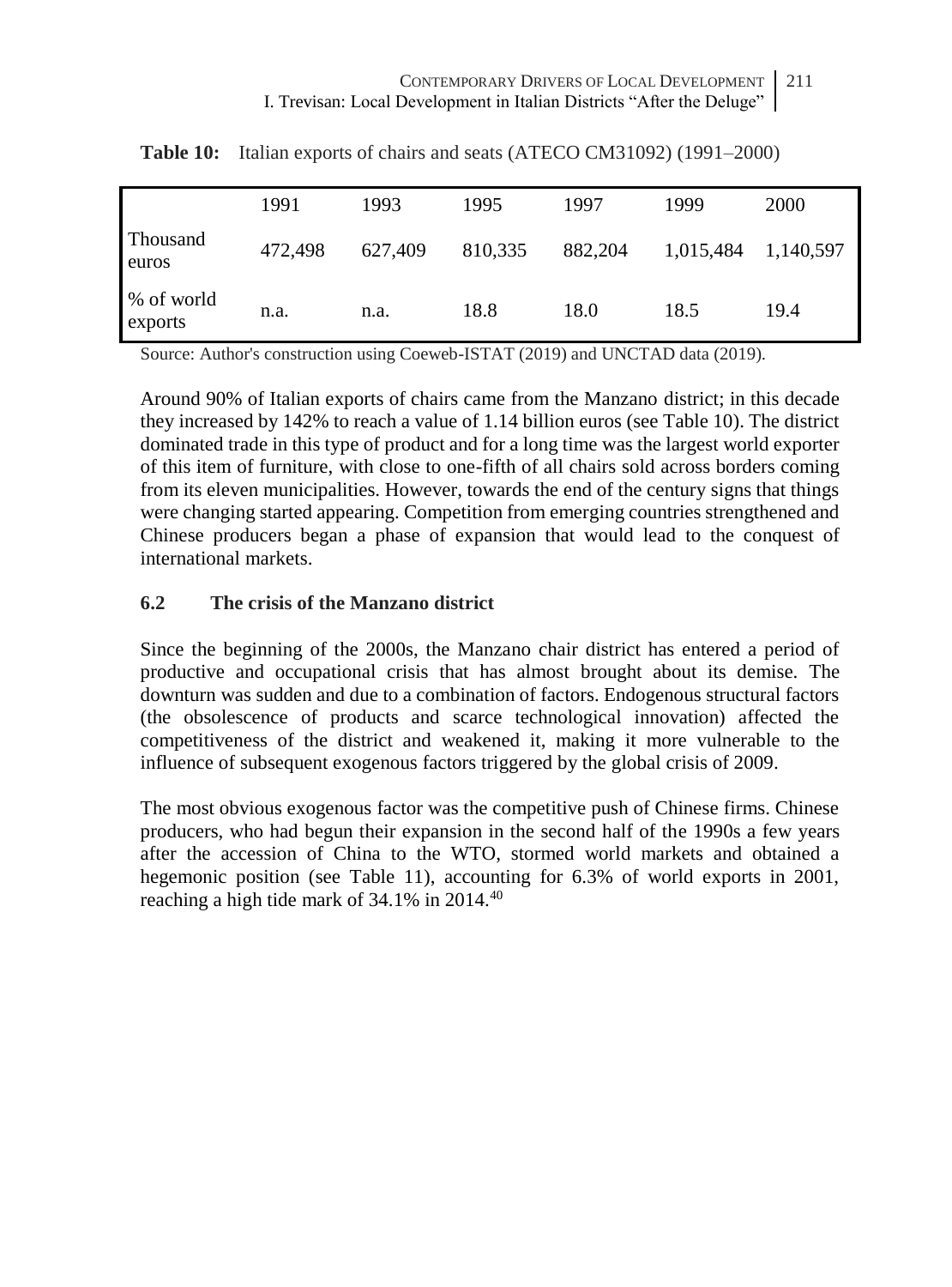**Table 10:** Italian exports of chairs and seats (ATECO CM31092) (1991–2000)

| | 1991 | 1993 | 1995 | 1997 | 1999 | 2000 |
|---|---|---|---|---|---|---|
| Thousand euros | 472,498 | 627,409 | 810,335 | 882,204 | 1,015,484 | 1,140,597 |
| % of world exports | n.a. | n.a. | 18.8 | 18.0 | 18.5 | 19.4 |

Source: Author's construction using Coeweb-ISTAT (2019) and UNCTAD data (2019).

Around 90% of Italian exports of chairs came from the Manzano district; in this decade they increased by 142% to reach a value of 1.14 billion euros (see Table 10). The district dominated trade in this type of product and for a long time was the largest world exporter of this item of furniture, with close to one-fifth of all chairs sold across borders coming from its eleven municipalities. However, towards the end of the century signs that things were changing started appearing. Competition from emerging countries strengthened and Chinese producers began a phase of expansion that would lead to the conquest of international markets.

### 6.2 The crisis of the Manzano district

Since the beginning of the 2000s, the Manzano chair district has entered a period of productive and occupational crisis that has almost brought about its demise. The downturn was sudden and due to a combination of factors. Endogenous structural factors (the obsolescence of products and scarce technological innovation) affected the competitiveness of the district and weakened it, making it more vulnerable to the influence of subsequent exogenous factors triggered by the global crisis of 2009.

The most obvious exogenous factor was the competitive push of Chinese firms. Chinese producers, who had begun their expansion in the second half of the 1990s a few years after the accession of China to the WTO, stormed world markets and obtained a hegemonic position (see Table 11), accounting for 6.3% of world exports in 2001, reaching a high tide mark of 34.1% in 2014.[40]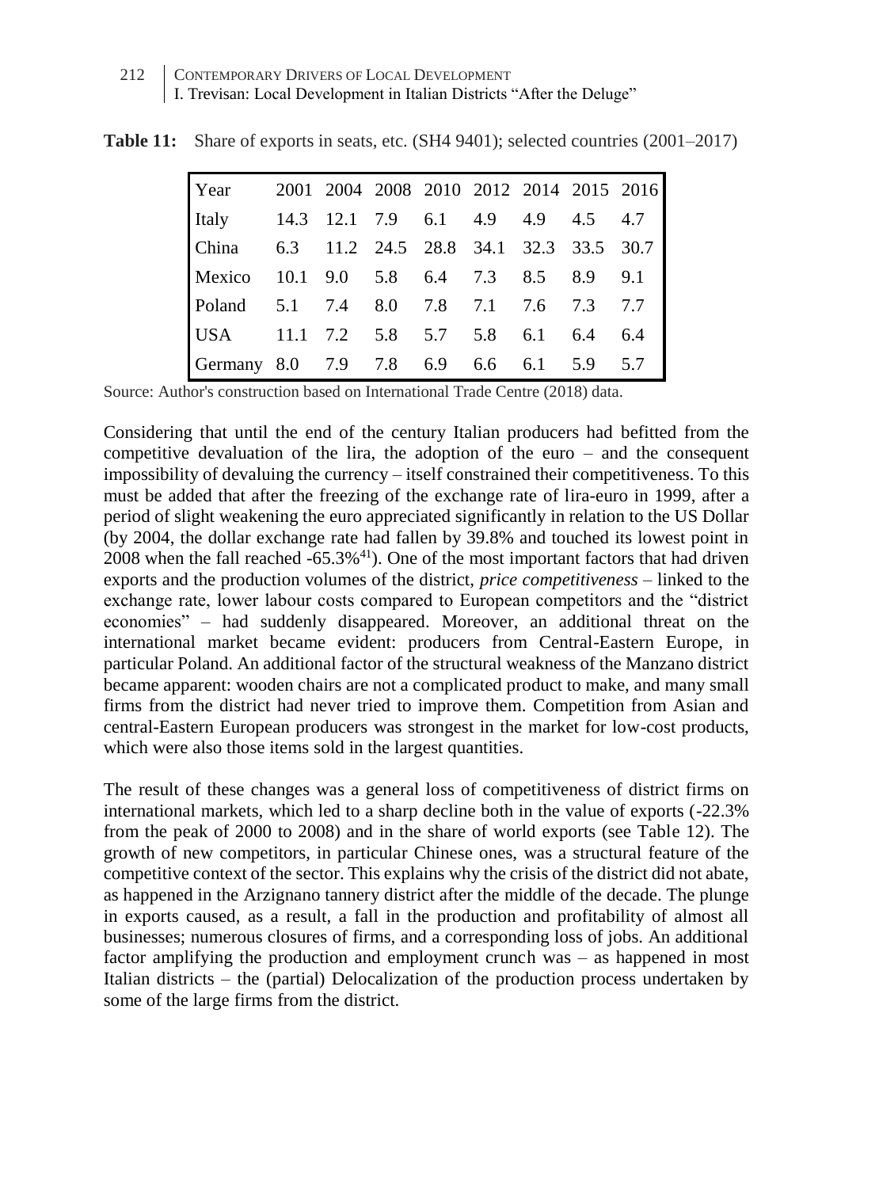**Table 11:** Share of exports in seats, etc. (SH4 9401); selected countries (2001–2017)

| Year | 2001 | 2004 | 2008 | 2010 | 2012 | 2014 | 2015 | 2016 |
|---|---|---|---|---|---|---|---|---|
| Italy | 14.3 | 12.1 | 7.9 | 6.1 | 4.9 | 4.9 | 4.5 | 4.7 |
| China | 6.3 | 11.2 | 24.5 | 28.8 | 34.1 | 32.3 | 33.5 | 30.7 |
| Mexico | 10.1 | 9.0 | 5.8 | 6.4 | 7.3 | 8.5 | 8.9 | 9.1 |
| Poland | 5.1 | 7.4 | 8.0 | 7.8 | 7.1 | 7.6 | 7.3 | 7.7 |
| USA | 11.1 | 7.2 | 5.8 | 5.7 | 5.8 | 6.1 | 6.4 | 6.4 |
| Germany | 8.0 | 7.9 | 7.8 | 6.9 | 6.6 | 6.1 | 5.9 | 5.7 |

Source: Author's construction based on International Trade Centre (2018) data.

Considering that until the end of the century Italian producers had befitted from the competitive devaluation of the lira, the adoption of the euro – and the consequent impossibility of devaluing the currency – itself constrained their competitiveness. To this must be added that after the freezing of the exchange rate of lira-euro in 1999, after a period of slight weakening the euro appreciated significantly in relation to the US Dollar (by 2004, the dollar exchange rate had fallen by 39.8% and touched its lowest point in 2008 when the fall reached -65.3%[41]). One of the most important factors that had driven exports and the production volumes of the district, *price competitiveness* – linked to the exchange rate, lower labour costs compared to European competitors and the "district economies" – had suddenly disappeared. Moreover, an additional threat on the international market became evident: producers from Central-Eastern Europe, in particular Poland. An additional factor of the structural weakness of the Manzano district became apparent: wooden chairs are not a complicated product to make, and many small firms from the district had never tried to improve them. Competition from Asian and central-Eastern European producers was strongest in the market for low-cost products, which were also those items sold in the largest quantities.

The result of these changes was a general loss of competitiveness of district firms on international markets, which led to a sharp decline both in the value of exports (-22.3% from the peak of 2000 to 2008) and in the share of world exports (see Table 12). The growth of new competitors, in particular Chinese ones, was a structural feature of the competitive context of the sector. This explains why the crisis of the district did not abate, as happened in the Arzignano tannery district after the middle of the decade. The plunge in exports caused, as a result, a fall in the production and profitability of almost all businesses; numerous closures of firms, and a corresponding loss of jobs. An additional factor amplifying the production and employment crunch was – as happened in most Italian districts – the (partial) Delocalization of the production process undertaken by some of the large firms from the district.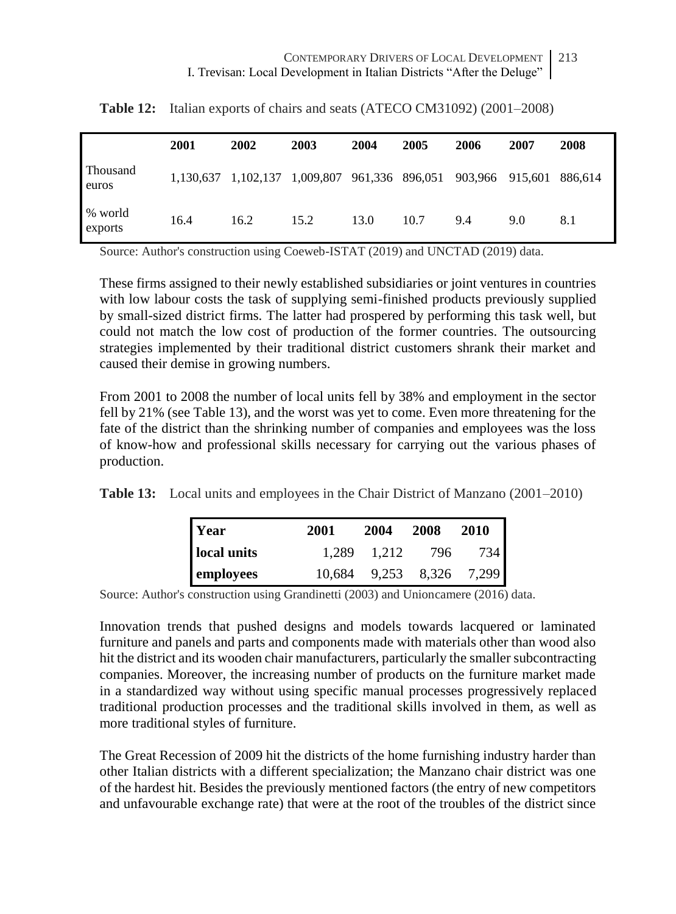**Table 12:** Italian exports of chairs and seats (ATECO CM31092) (2001–2008)

| | 2001 | 2002 | 2003 | 2004 | 2005 | 2006 | 2007 | 2008 |
|---|---|---|---|---|---|---|---|---|
| Thousand euros | 1,130,637 | 1,102,137 | 1,009,807 | 961,336 | 896,051 | 903,966 | 915,601 | 886,614 |
| % world exports | 16.4 | 16.2 | 15.2 | 13.0 | 10.7 | 9.4 | 9.0 | 8.1 |

Source: Author's construction using Coeweb-ISTAT (2019) and UNCTAD (2019) data.

These firms assigned to their newly established subsidiaries or joint ventures in countries with low labour costs the task of supplying semi-finished products previously supplied by small-sized district firms. The latter had prospered by performing this task well, but could not match the low cost of production of the former countries. The outsourcing strategies implemented by their traditional district customers shrank their market and caused their demise in growing numbers.

From 2001 to 2008 the number of local units fell by 38% and employment in the sector fell by 21% (see Table 13), and the worst was yet to come. Even more threatening for the fate of the district than the shrinking number of companies and employees was the loss of know-how and professional skills necessary for carrying out the various phases of production.

**Table 13:** Local units and employees in the Chair District of Manzano (2001–2010)

| Year | 2001 | 2004 | 2008 | 2010 |
|---|---|---|---|---|
| local units | 1,289 | 1,212 | 796 | 734 |
| employees | 10,684 | 9,253 | 8,326 | 7,299 |

Source: Author's construction using Grandinetti (2003) and Unioncamere (2016) data.

Innovation trends that pushed designs and models towards lacquered or laminated furniture and panels and parts and components made with materials other than wood also hit the district and its wooden chair manufacturers, particularly the smaller subcontracting companies. Moreover, the increasing number of products on the furniture market made in a standardized way without using specific manual processes progressively replaced traditional production processes and the traditional skills involved in them, as well as more traditional styles of furniture.

The Great Recession of 2009 hit the districts of the home furnishing industry harder than other Italian districts with a different specialization; the Manzano chair district was one of the hardest hit. Besides the previously mentioned factors (the entry of new competitors and unfavourable exchange rate) that were at the root of the troubles of the district since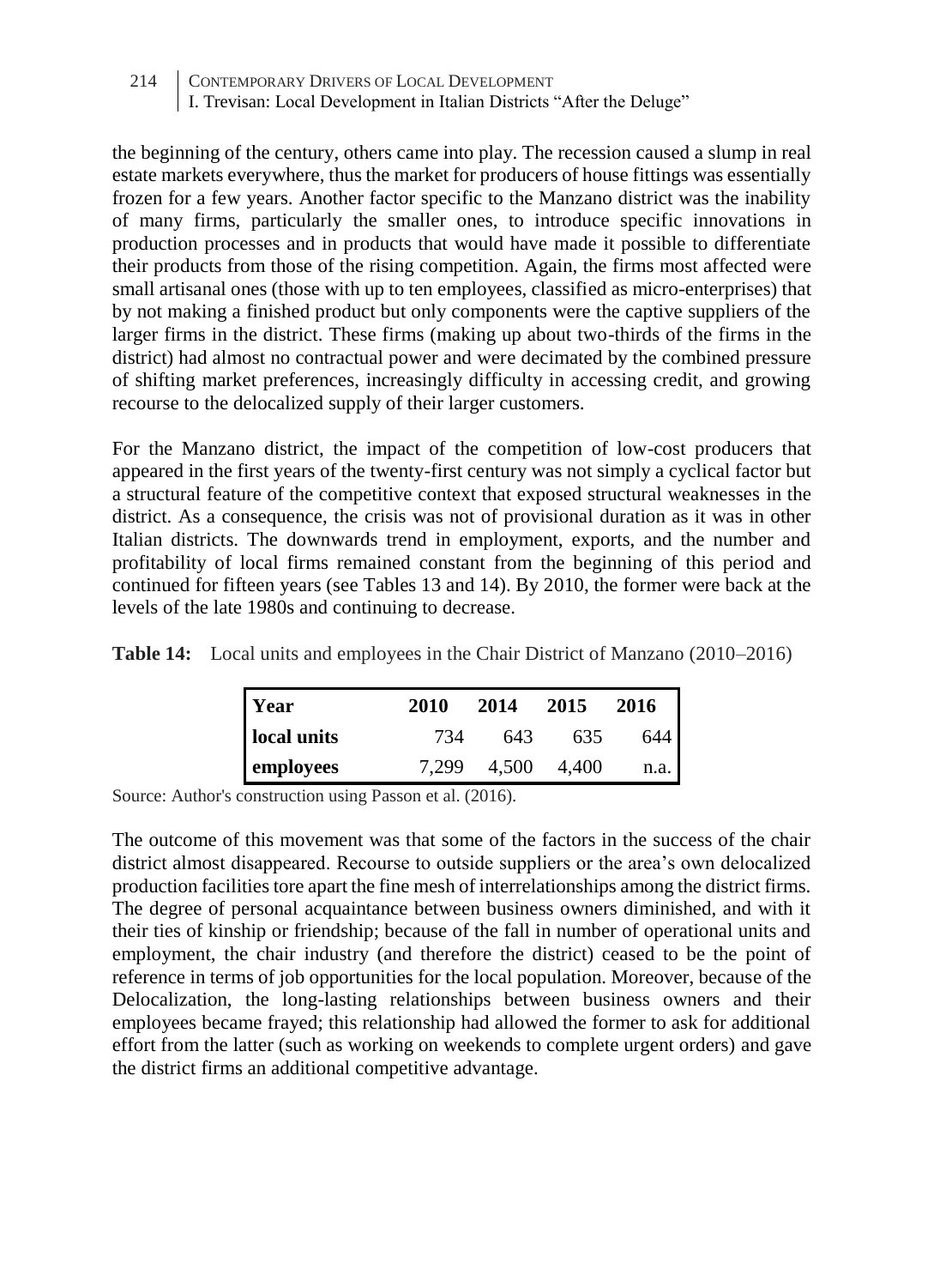the beginning of the century, others came into play. The recession caused a slump in real estate markets everywhere, thus the market for producers of house fittings was essentially frozen for a few years. Another factor specific to the Manzano district was the inability of many firms, particularly the smaller ones, to introduce specific innovations in production processes and in products that would have made it possible to differentiate their products from those of the rising competition. Again, the firms most affected were small artisanal ones (those with up to ten employees, classified as micro-enterprises) that by not making a finished product but only components were the captive suppliers of the larger firms in the district. These firms (making up about two-thirds of the firms in the district) had almost no contractual power and were decimated by the combined pressure of shifting market preferences, increasingly difficulty in accessing credit, and growing recourse to the delocalized supply of their larger customers.

For the Manzano district, the impact of the competition of low-cost producers that appeared in the first years of the twenty-first century was not simply a cyclical factor but a structural feature of the competitive context that exposed structural weaknesses in the district. As a consequence, the crisis was not of provisional duration as it was in other Italian districts. The downwards trend in employment, exports, and the number and profitability of local firms remained constant from the beginning of this period and continued for fifteen years (see Tables 13 and 14). By 2010, the former were back at the levels of the late 1980s and continuing to decrease.

**Table 14:** Local units and employees in the Chair District of Manzano (2010–2016)

| Year | 2010 | 2014 | 2015 | 2016 |
|---|---|---|---|---|
| local units | 734 | 643 | 635 | 644 |
| employees | 7,299 | 4,500 | 4,400 | n.a. |

Source: Author's construction using Passon et al. (2016).

The outcome of this movement was that some of the factors in the success of the chair district almost disappeared. Recourse to outside suppliers or the area's own delocalized production facilities tore apart the fine mesh of interrelationships among the district firms. The degree of personal acquaintance between business owners diminished, and with it their ties of kinship or friendship; because of the fall in number of operational units and employment, the chair industry (and therefore the district) ceased to be the point of reference in terms of job opportunities for the local population. Moreover, because of the Delocalization, the long-lasting relationships between business owners and their employees became frayed; this relationship had allowed the former to ask for additional effort from the latter (such as working on weekends to complete urgent orders) and gave the district firms an additional competitive advantage.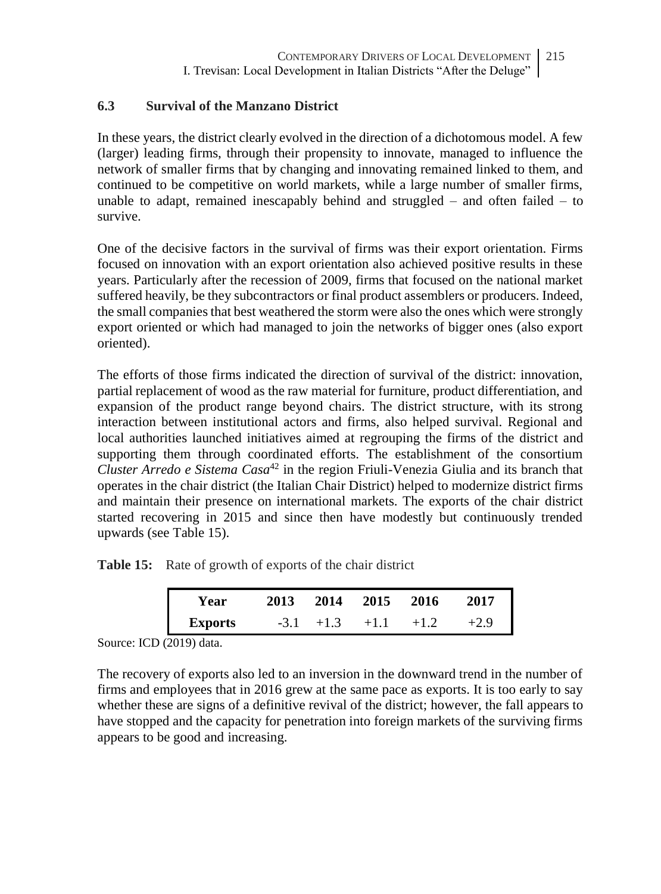### 6.3 Survival of the Manzano District

In these years, the district clearly evolved in the direction of a dichotomous model. A few (larger) leading firms, through their propensity to innovate, managed to influence the network of smaller firms that by changing and innovating remained linked to them, and continued to be competitive on world markets, while a large number of smaller firms, unable to adapt, remained inescapably behind and struggled – and often failed – to survive.

One of the decisive factors in the survival of firms was their export orientation. Firms focused on innovation with an export orientation also achieved positive results in these years. Particularly after the recession of 2009, firms that focused on the national market suffered heavily, be they subcontractors or final product assemblers or producers. Indeed, the small companies that best weathered the storm were also the ones which were strongly export oriented or which had managed to join the networks of bigger ones (also export oriented).

The efforts of those firms indicated the direction of survival of the district: innovation, partial replacement of wood as the raw material for furniture, product differentiation, and expansion of the product range beyond chairs. The district structure, with its strong interaction between institutional actors and firms, also helped survival. Regional and local authorities launched initiatives aimed at regrouping the firms of the district and supporting them through coordinated efforts. The establishment of the consortium *Cluster Arredo e Sistema Casa*[42] in the region Friuli-Venezia Giulia and its branch that operates in the chair district (the Italian Chair District) helped to modernize district firms and maintain their presence on international markets. The exports of the chair district started recovering in 2015 and since then have modestly but continuously trended upwards (see Table 15).

**Table 15:** Rate of growth of exports of the chair district

| Year | 2013 | 2014 | 2015 | 2016 | 2017 |
|---|---|---|---|---|---|
| Exports | -3.1 | +1.3 | +1.1 | +1.2 | +2.9 |

Source: ICD (2019) data.

The recovery of exports also led to an inversion in the downward trend in the number of firms and employees that in 2016 grew at the same pace as exports. It is too early to say whether these are signs of a definitive revival of the district; however, the fall appears to have stopped and the capacity for penetration into foreign markets of the surviving firms appears to be good and increasing.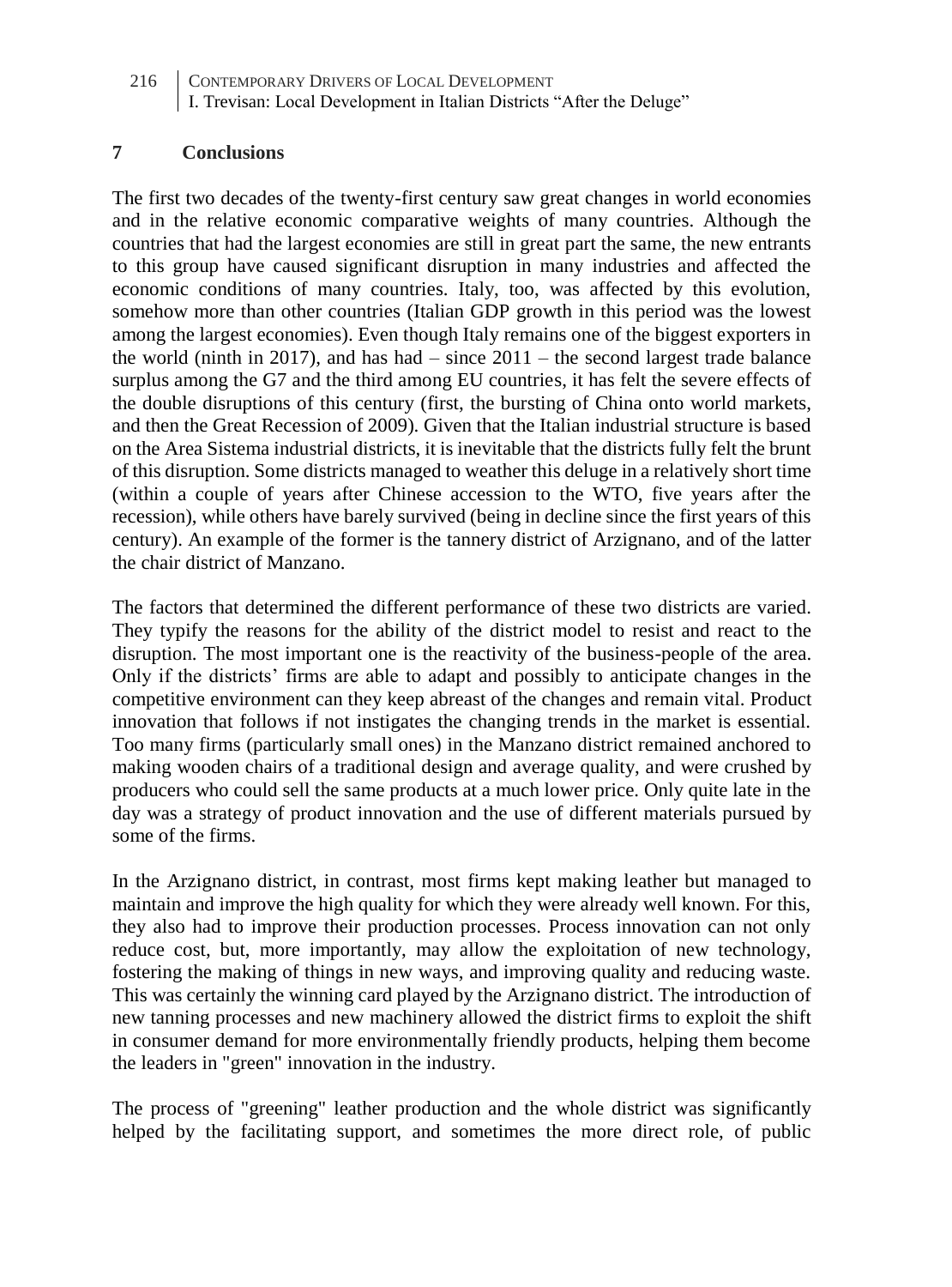## 7 Conclusions

The first two decades of the twenty-first century saw great changes in world economies and in the relative economic comparative weights of many countries. Although the countries that had the largest economies are still in great part the same, the new entrants to this group have caused significant disruption in many industries and affected the economic conditions of many countries. Italy, too, was affected by this evolution, somehow more than other countries (Italian GDP growth in this period was the lowest among the largest economies). Even though Italy remains one of the biggest exporters in the world (ninth in 2017), and has had – since 2011 – the second largest trade balance surplus among the G7 and the third among EU countries, it has felt the severe effects of the double disruptions of this century (first, the bursting of China onto world markets, and then the Great Recession of 2009). Given that the Italian industrial structure is based on the Area Sistema industrial districts, it is inevitable that the districts fully felt the brunt of this disruption. Some districts managed to weather this deluge in a relatively short time (within a couple of years after Chinese accession to the WTO, five years after the recession), while others have barely survived (being in decline since the first years of this century). An example of the former is the tannery district of Arzignano, and of the latter the chair district of Manzano.

The factors that determined the different performance of these two districts are varied. They typify the reasons for the ability of the district model to resist and react to the disruption. The most important one is the reactivity of the business-people of the area. Only if the districts' firms are able to adapt and possibly to anticipate changes in the competitive environment can they keep abreast of the changes and remain vital. Product innovation that follows if not instigates the changing trends in the market is essential. Too many firms (particularly small ones) in the Manzano district remained anchored to making wooden chairs of a traditional design and average quality, and were crushed by producers who could sell the same products at a much lower price. Only quite late in the day was a strategy of product innovation and the use of different materials pursued by some of the firms.

In the Arzignano district, in contrast, most firms kept making leather but managed to maintain and improve the high quality for which they were already well known. For this, they also had to improve their production processes. Process innovation can not only reduce cost, but, more importantly, may allow the exploitation of new technology, fostering the making of things in new ways, and improving quality and reducing waste. This was certainly the winning card played by the Arzignano district. The introduction of new tanning processes and new machinery allowed the district firms to exploit the shift in consumer demand for more environmentally friendly products, helping them become the leaders in "green" innovation in the industry.

The process of "greening" leather production and the whole district was significantly helped by the facilitating support, and sometimes the more direct role, of public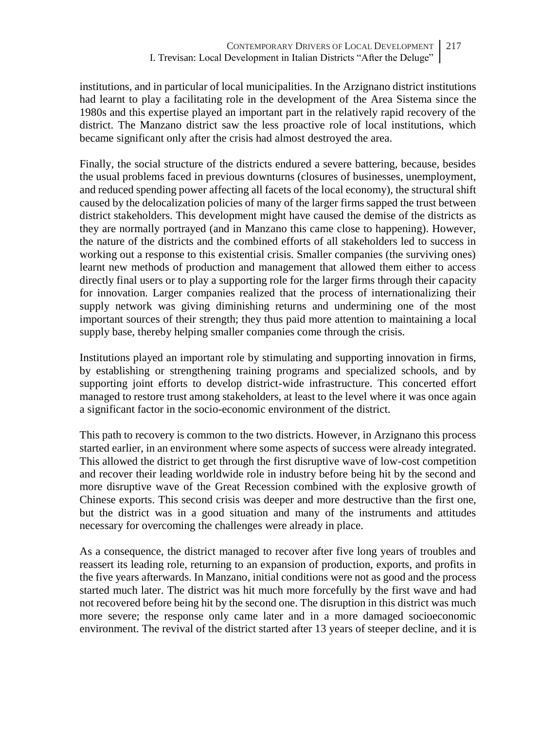institutions, and in particular of local municipalities. In the Arzignano district institutions had learnt to play a facilitating role in the development of the Area Sistema since the 1980s and this expertise played an important part in the relatively rapid recovery of the district. The Manzano district saw the less proactive role of local institutions, which became significant only after the crisis had almost destroyed the area.

Finally, the social structure of the districts endured a severe battering, because, besides the usual problems faced in previous downturns (closures of businesses, unemployment, and reduced spending power affecting all facets of the local economy), the structural shift caused by the delocalization policies of many of the larger firms sapped the trust between district stakeholders. This development might have caused the demise of the districts as they are normally portrayed (and in Manzano this came close to happening). However, the nature of the districts and the combined efforts of all stakeholders led to success in working out a response to this existential crisis. Smaller companies (the surviving ones) learnt new methods of production and management that allowed them either to access directly final users or to play a supporting role for the larger firms through their capacity for innovation. Larger companies realized that the process of internationalizing their supply network was giving diminishing returns and undermining one of the most important sources of their strength; they thus paid more attention to maintaining a local supply base, thereby helping smaller companies come through the crisis.

Institutions played an important role by stimulating and supporting innovation in firms, by establishing or strengthening training programs and specialized schools, and by supporting joint efforts to develop district-wide infrastructure. This concerted effort managed to restore trust among stakeholders, at least to the level where it was once again a significant factor in the socio-economic environment of the district.

This path to recovery is common to the two districts. However, in Arzignano this process started earlier, in an environment where some aspects of success were already integrated. This allowed the district to get through the first disruptive wave of low-cost competition and recover their leading worldwide role in industry before being hit by the second and more disruptive wave of the Great Recession combined with the explosive growth of Chinese exports. This second crisis was deeper and more destructive than the first one, but the district was in a good situation and many of the instruments and attitudes necessary for overcoming the challenges were already in place.

As a consequence, the district managed to recover after five long years of troubles and reassert its leading role, returning to an expansion of production, exports, and profits in the five years afterwards. In Manzano, initial conditions were not as good and the process started much later. The district was hit much more forcefully by the first wave and had not recovered before being hit by the second one. The disruption in this district was much more severe; the response only came later and in a more damaged socioeconomic environment. The revival of the district started after 13 years of steeper decline, and it is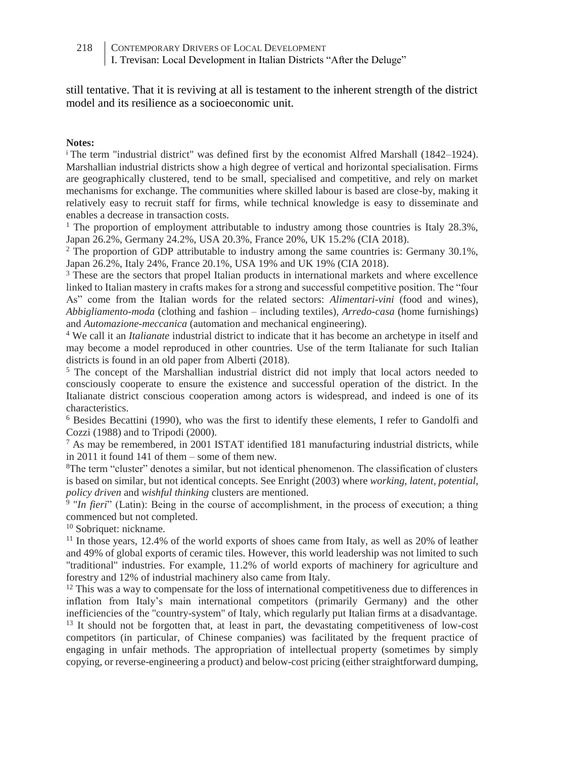still tentative. That it is reviving at all is testament to the inherent strength of the district model and its resilience as a socioeconomic unit.

**Notes:**

[i] The term "industrial district" was defined first by the economist Alfred Marshall (1842–1924). Marshallian industrial districts show a high degree of vertical and horizontal specialisation. Firms are geographically clustered, tend to be small, specialised and competitive, and rely on market mechanisms for exchange. The communities where skilled labour is based are close-by, making it relatively easy to recruit staff for firms, while technical knowledge is easy to disseminate and enables a decrease in transaction costs.

[1] The proportion of employment attributable to industry among those countries is Italy 28.3%, Japan 26.2%, Germany 24.2%, USA 20.3%, France 20%, UK 15.2% (CIA 2018).

[2] The proportion of GDP attributable to industry among the same countries is: Germany 30.1%, Japan 26.2%, Italy 24%, France 20.1%, USA 19% and UK 19% (CIA 2018).

[3] These are the sectors that propel Italian products in international markets and where excellence linked to Italian mastery in crafts makes for a strong and successful competitive position. The "four As" come from the Italian words for the related sectors: *Alimentari-vini* (food and wines), *Abbigliamento-moda* (clothing and fashion – including textiles), *Arredo-casa* (home furnishings) and *Automazione-meccanica* (automation and mechanical engineering).

[4] We call it an *Italianate* industrial district to indicate that it has become an archetype in itself and may become a model reproduced in other countries. Use of the term Italianate for such Italian districts is found in an old paper from Alberti (2018).

[5] The concept of the Marshallian industrial district did not imply that local actors needed to consciously cooperate to ensure the existence and successful operation of the district. In the Italianate district conscious cooperation among actors is widespread, and indeed is one of its characteristics.

[6] Besides Becattini (1990), who was the first to identify these elements, I refer to Gandolfi and Cozzi (1988) and to Tripodi (2000).

[7] As may be remembered, in 2001 ISTAT identified 181 manufacturing industrial districts, while in 2011 it found 141 of them – some of them new.

[8] The term "cluster" denotes a similar, but not identical phenomenon. The classification of clusters is based on similar, but not identical concepts. See Enright (2003) where *working*, *latent*, *potential*, *policy driven* and *wishful thinking* clusters are mentioned.

[9] "*In fieri*" (Latin): Being in the course of accomplishment, in the process of execution; a thing commenced but not completed.

[10] Sobriquet: nickname.

[11] In those years, 12.4% of the world exports of shoes came from Italy, as well as 20% of leather and 49% of global exports of ceramic tiles. However, this world leadership was not limited to such "traditional" industries. For example, 11.2% of world exports of machinery for agriculture and forestry and 12% of industrial machinery also came from Italy.

[12] This was a way to compensate for the loss of international competitiveness due to differences in inflation from Italy's main international competitors (primarily Germany) and the other inefficiencies of the "country-system" of Italy, which regularly put Italian firms at a disadvantage.

[13] It should not be forgotten that, at least in part, the devastating competitiveness of low-cost competitors (in particular, of Chinese companies) was facilitated by the frequent practice of engaging in unfair methods. The appropriation of intellectual property (sometimes by simply copying, or reverse-engineering a product) and below-cost pricing (either straightforward dumping,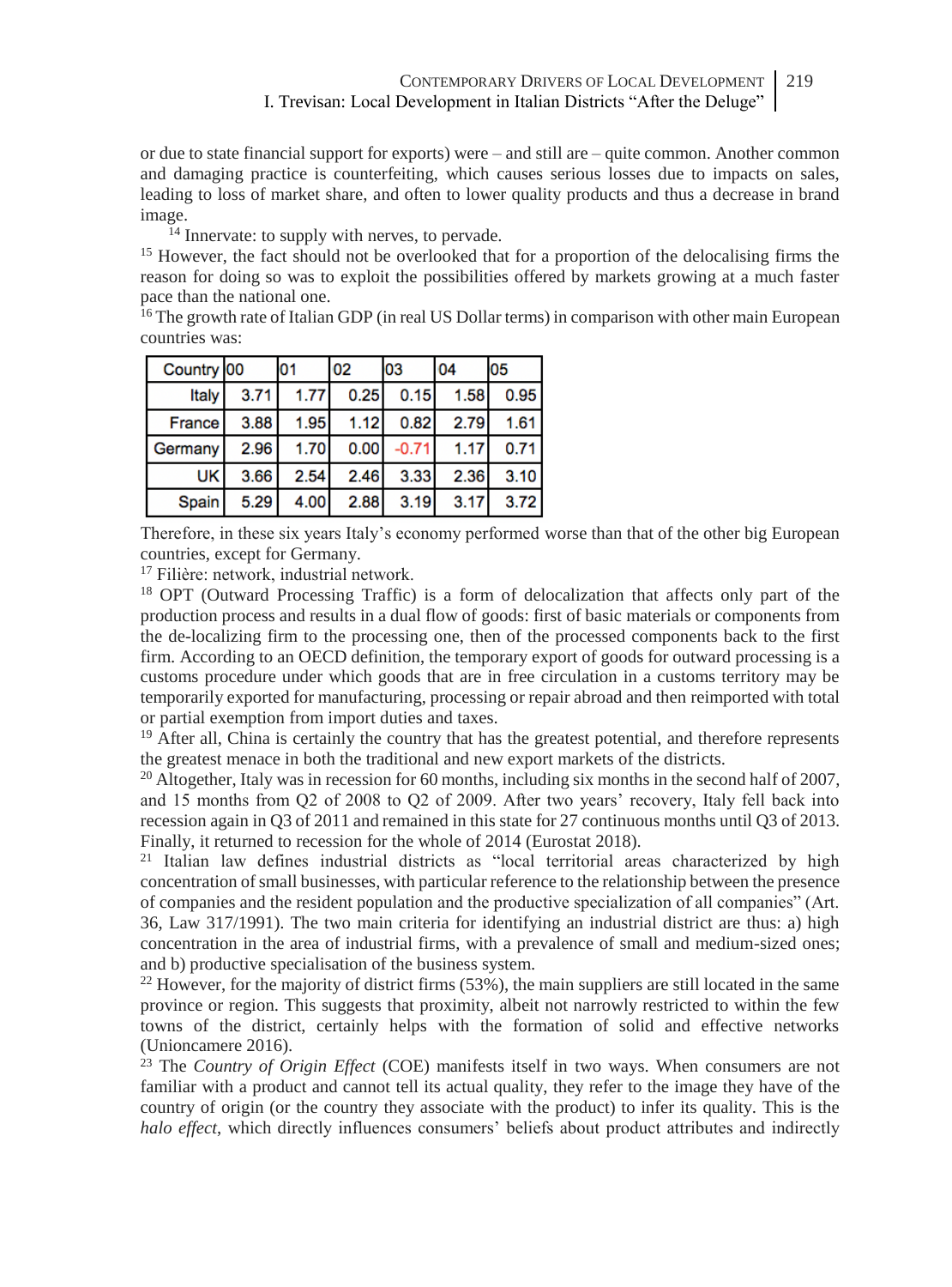or due to state financial support for exports) were – and still are – quite common. Another common and damaging practice is counterfeiting, which causes serious losses due to impacts on sales, leading to loss of market share, and often to lower quality products and thus a decrease in brand image.

[14] Innervate: to supply with nerves, to pervade.

[15] However, the fact should not be overlooked that for a proportion of the delocalising firms the reason for doing so was to exploit the possibilities offered by markets growing at a much faster pace than the national one.

[16] The growth rate of Italian GDP (in real US Dollar terms) in comparison with other main European countries was:

| Country | 00 | 01 | 02 | 03 | 04 | 05 |
|---|---|---|---|---|---|---|
| Italy | 3.71 | 1.77 | 0.25 | 0.15 | 1.58 | 0.95 |
| France | 3.88 | 1.95 | 1.12 | 0.82 | 2.79 | 1.61 |
| Germany | 2.96 | 1.70 | 0.00 | -0.71 | 1.17 | 0.71 |
| UK | 3.66 | 2.54 | 2.46 | 3.33 | 2.36 | 3.10 |
| Spain | 5.29 | 4.00 | 2.88 | 3.19 | 3.17 | 3.72 |

Therefore, in these six years Italy's economy performed worse than that of the other big European countries, except for Germany.

[17] Filière: network, industrial network.

[18] OPT (Outward Processing Traffic) is a form of delocalization that affects only part of the production process and results in a dual flow of goods: first of basic materials or components from the de-localizing firm to the processing one, then of the processed components back to the first firm. According to an OECD definition, the temporary export of goods for outward processing is a customs procedure under which goods that are in free circulation in a customs territory may be temporarily exported for manufacturing, processing or repair abroad and then reimported with total or partial exemption from import duties and taxes.

[19] After all, China is certainly the country that has the greatest potential, and therefore represents the greatest menace in both the traditional and new export markets of the districts.

[20] Altogether, Italy was in recession for 60 months, including six months in the second half of 2007, and 15 months from Q2 of 2008 to Q2 of 2009. After two years' recovery, Italy fell back into recession again in Q3 of 2011 and remained in this state for 27 continuous months until Q3 of 2013. Finally, it returned to recession for the whole of 2014 (Eurostat 2018).

[21] Italian law defines industrial districts as "local territorial areas characterized by high concentration of small businesses, with particular reference to the relationship between the presence of companies and the resident population and the productive specialization of all companies" (Art. 36, Law 317/1991). The two main criteria for identifying an industrial district are thus: a) high concentration in the area of industrial firms, with a prevalence of small and medium-sized ones; and b) productive specialisation of the business system.

[22] However, for the majority of district firms (53%), the main suppliers are still located in the same province or region. This suggests that proximity, albeit not narrowly restricted to within the few towns of the district, certainly helps with the formation of solid and effective networks (Unioncamere 2016).

[23] The *Country of Origin Effect* (COE) manifests itself in two ways. When consumers are not familiar with a product and cannot tell its actual quality, they refer to the image they have of the country of origin (or the country they associate with the product) to infer its quality. This is the *halo effect*, which directly influences consumers' beliefs about product attributes and indirectly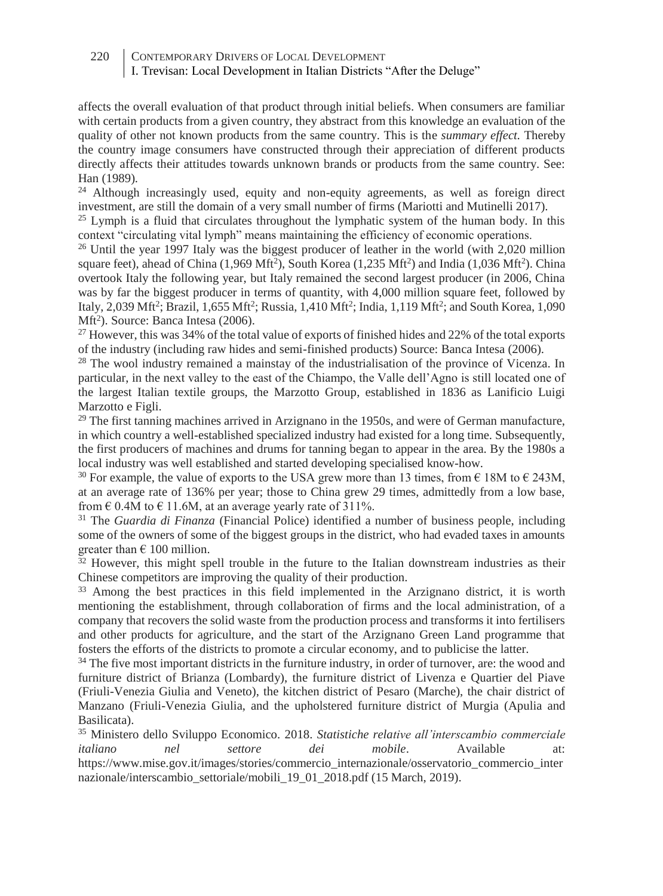affects the overall evaluation of that product through initial beliefs. When consumers are familiar with certain products from a given country, they abstract from this knowledge an evaluation of the quality of other not known products from the same country. This is the *summary effect*. Thereby the country image consumers have constructed through their appreciation of different products directly affects their attitudes towards unknown brands or products from the same country. See: Han (1989).

[24] Although increasingly used, equity and non-equity agreements, as well as foreign direct investment, are still the domain of a very small number of firms (Mariotti and Mutinelli 2017).

[25] Lymph is a fluid that circulates throughout the lymphatic system of the human body. In this context "circulating vital lymph" means maintaining the efficiency of economic operations.

[26] Until the year 1997 Italy was the biggest producer of leather in the world (with 2,020 million square feet), ahead of China (1,969 $Mft^2$), South Korea (1,235 $Mft^2$) and India (1,036 $Mft^2$). China overtook Italy the following year, but Italy remained the second largest producer (in 2006, China was by far the biggest producer in terms of quantity, with 4,000 million square feet, followed by Italy, 2,039 $Mft^2$; Brazil, 1,655 $Mft^2$; Russia, 1,410 $Mft^2$; India, 1,119 $Mft^2$; and South Korea, 1,090 $Mft^2$). Source: Banca Intesa (2006).

[27] However, this was 34% of the total value of exports of finished hides and 22% of the total exports of the industry (including raw hides and semi-finished products) Source: Banca Intesa (2006).

[28] The wool industry remained a mainstay of the industrialisation of the province of Vicenza. In particular, in the next valley to the east of the Chiampo, the Valle dell'Agno is still located one of the largest Italian textile groups, the Marzotto Group, established in 1836 as Lanificio Luigi Marzotto e Figli.

[29] The first tanning machines arrived in Arzignano in the 1950s, and were of German manufacture, in which country a well-established specialized industry had existed for a long time. Subsequently, the first producers of machines and drums for tanning began to appear in the area. By the 1980s a local industry was well established and started developing specialised know-how.

[30] For example, the value of exports to the USA grew more than 13 times, from € 18M to € 243M, at an average rate of 136% per year; those to China grew 29 times, admittedly from a low base, from € 0.4M to € 11.6M, at an average yearly rate of 311%.

[31] The *Guardia di Finanza* (Financial Police) identified a number of business people, including some of the owners of some of the biggest groups in the district, who had evaded taxes in amounts greater than € 100 million.

[32] However, this might spell trouble in the future to the Italian downstream industries as their Chinese competitors are improving the quality of their production.

[33] Among the best practices in this field implemented in the Arzignano district, it is worth mentioning the establishment, through collaboration of firms and the local administration, of a company that recovers the solid waste from the production process and transforms it into fertilisers and other products for agriculture, and the start of the Arzignano Green Land programme that fosters the efforts of the districts to promote a circular economy, and to publicise the latter.

[34] The five most important districts in the furniture industry, in order of turnover, are: the wood and furniture district of Brianza (Lombardy), the furniture district of Livenza e Quartier del Piave (Friuli-Venezia Giulia and Veneto), the kitchen district of Pesaro (Marche), the chair district of Manzano (Friuli-Venezia Giulia, and the upholstered furniture district of Murgia (Apulia and Basilicata).

[35] Ministero dello Sviluppo Economico. 2018. *Statistiche relative all'interscambio commerciale italiano nel settore dei mobile*. Available at: https://www.mise.gov.it/images/stories/commercio_internazionale/osservatorio_commercio_internazionale/interscambio_settoriale/mobili_19_01_2018.pdf (15 March, 2019).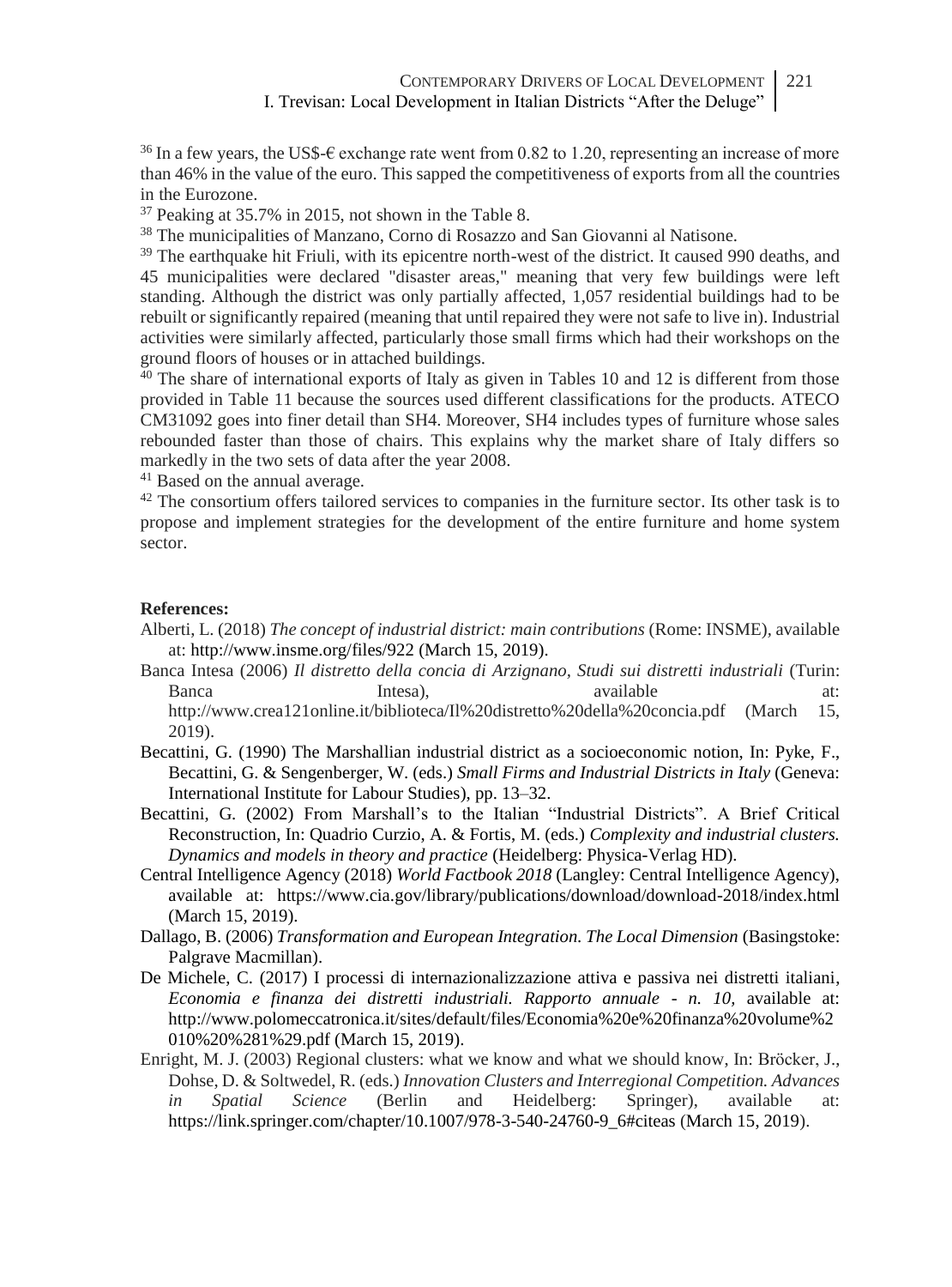[36] In a few years, the US$-€ exchange rate went from 0.82 to 1.20, representing an increase of more than 46% in the value of the euro. This sapped the competitiveness of exports from all the countries in the Eurozone.

[37] Peaking at 35.7% in 2015, not shown in the Table 8.

[38] The municipalities of Manzano, Corno di Rosazzo and San Giovanni al Natisone.

[39] The earthquake hit Friuli, with its epicentre north-west of the district. It caused 990 deaths, and 45 municipalities were declared "disaster areas," meaning that very few buildings were left standing. Although the district was only partially affected, 1,057 residential buildings had to be rebuilt or significantly repaired (meaning that until repaired they were not safe to live in). Industrial activities were similarly affected, particularly those small firms which had their workshops on the ground floors of houses or in attached buildings.

[40] The share of international exports of Italy as given in Tables 10 and 12 is different from those provided in Table 11 because the sources used different classifications for the products. ATECO CM31092 goes into finer detail than SH4. Moreover, SH4 includes types of furniture whose sales rebounded faster than those of chairs. This explains why the market share of Italy differs so markedly in the two sets of data after the year 2008.

[41] Based on the annual average.

[42] The consortium offers tailored services to companies in the furniture sector. Its other task is to propose and implement strategies for the development of the entire furniture and home system sector.

**References:**

Alberti, L. (2018) *The concept of industrial district: main contributions* (Rome: INSME), available at: http://www.insme.org/files/922 (March 15, 2019).

Banca Intesa (2006) *Il distretto della concia di Arzignano, Studi sui distretti industriali* (Turin: Banca Intesa), available at: http://www.crea121online.it/biblioteca/Il%20distretto%20della%20concia.pdf (March 15, 2019).

Becattini, G. (1990) The Marshallian industrial district as a socioeconomic notion, In: Pyke, F., Becattini, G. & Sengenberger, W. (eds.) *Small Firms and Industrial Districts in Italy* (Geneva: International Institute for Labour Studies), pp. 13–32.

Becattini, G. (2002) From Marshall's to the Italian "Industrial Districts". A Brief Critical Reconstruction, In: Quadrio Curzio, A. & Fortis, M. (eds.) *Complexity and industrial clusters. Dynamics and models in theory and practice* (Heidelberg: Physica-Verlag HD).

Central Intelligence Agency (2018) *World Factbook 2018* (Langley: Central Intelligence Agency), available at: https://www.cia.gov/library/publications/download/download-2018/index.html (March 15, 2019).

Dallago, B. (2006) *Transformation and European Integration. The Local Dimension* (Basingstoke: Palgrave Macmillan).

De Michele, C. (2017) I processi di internazionalizzazione attiva e passiva nei distretti italiani, *Economia e finanza dei distretti industriali. Rapporto annuale - n. 10*, available at: http://www.polomeccatronica.it/sites/default/files/Economia%20e%20finanza%20volume%2010%20%281%29.pdf (March 15, 2019).

Enright, M. J. (2003) Regional clusters: what we know and what we should know, In: Bröcker, J., Dohse, D. & Soltwedel, R. (eds.) *Innovation Clusters and Interregional Competition. Advances in Spatial Science* (Berlin and Heidelberg: Springer), available at: https://link.springer.com/chapter/10.1007/978-3-540-24760-9_6#citeas (March 15, 2019).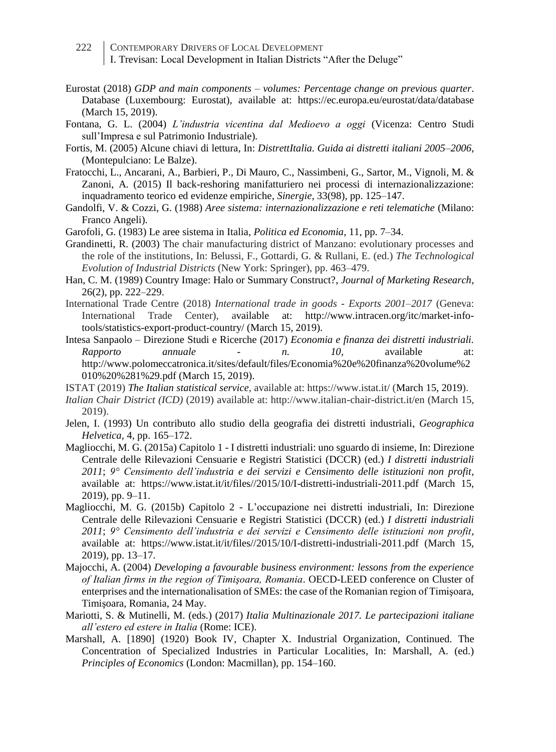Eurostat (2018) *GDP and main components – volumes: Percentage change on previous quarter*. Database (Luxembourg: Eurostat), available at: https://ec.europa.eu/eurostat/data/database (March 15, 2019).

Fontana, G. L. (2004) *L'industria vicentina dal Medioevo a oggi* (Vicenza: Centro Studi sull'Impresa e sul Patrimonio Industriale).

Fortis, M. (2005) Alcune chiavi di lettura, In: *DistrettItalia. Guida ai distretti italiani 2005–2006*, (Montepulciano: Le Balze).

Fratocchi, L., Ancarani, A., Barbieri, P., Di Mauro, C., Nassimbeni, G., Sartor, M., Vignoli, M. & Zanoni, A. (2015) Il back-reshoring manifatturiero nei processi di internazionalizzazione: inquadramento teorico ed evidenze empiriche, *Sinergie*, 33(98), pp. 125–147.

Gandolfi, V. & Cozzi, G. (1988) *Aree sistema: internazionalizzazione e reti telematiche* (Milano: Franco Angeli).

Garofoli, G. (1983) Le aree sistema in Italia, *Politica ed Economia*, 11, pp. 7–34.

Grandinetti, R. (2003) The chair manufacturing district of Manzano: evolutionary processes and the role of the institutions, In: Belussi, F., Gottardi, G. & Rullani, E. (ed.) *The Technological Evolution of Industrial Districts* (New York: Springer), pp. 463–479.

Han, C. M. (1989) Country Image: Halo or Summary Construct?, *Journal of Marketing Research*, 26(2), pp. 222–229.

International Trade Centre (2018) *International trade in goods - Exports 2001–2017* (Geneva: International Trade Center), available at: http://www.intracen.org/itc/market-info-tools/statistics-export-product-country/ (March 15, 2019).

Intesa Sanpaolo – Direzione Studi e Ricerche (2017) *Economia e finanza dei distretti industriali. Rapporto annuale - n. 10*, available at: http://www.polomeccatronica.it/sites/default/files/Economia%20e%20finanza%20volume%2010%20%281%29.pdf (March 15, 2019).

ISTAT (2019) *The Italian statistical service*, available at: https://www.istat.it/ (March 15, 2019).

*Italian Chair District (ICD)* (2019) available at: http://www.italian-chair-district.it/en (March 15, 2019).

Jelen, I. (1993) Un contributo allo studio della geografia dei distretti industriali, *Geographica Helvetica*, 4, pp. 165–172.

Magliocchi, M. G. (2015a) Capitolo 1 - I distretti industriali: uno sguardo di insieme, In: Direzione Centrale delle Rilevazioni Censuarie e Registri Statistici (DCCR) (ed.) *I distretti industriali 2011*; *9° Censimento dell'industria e dei servizi e Censimento delle istituzioni non profit*, available at: https://www.istat.it/it/files//2015/10/I-distretti-industriali-2011.pdf (March 15, 2019), pp. 9–11.

Magliocchi, M. G. (2015b) Capitolo 2 - L'occupazione nei distretti industriali, In: Direzione Centrale delle Rilevazioni Censuarie e Registri Statistici (DCCR) (ed.) *I distretti industriali 2011*; *9° Censimento dell'industria e dei servizi e Censimento delle istituzioni non profit*, available at: https://www.istat.it/it/files//2015/10/I-distretti-industriali-2011.pdf (March 15, 2019), pp. 13–17.

Majocchi, A. (2004) *Developing a favourable business environment: lessons from the experience of Italian firms in the region of Timişoara, Romania*. OECD-LEED conference on Cluster of enterprises and the internationalisation of SMEs: the case of the Romanian region of Timişoara, Timişoara, Romania, 24 May.

Mariotti, S. & Mutinelli, M. (eds.) (2017) *Italia Multinazionale 2017. Le partecipazioni italiane all'estero ed estere in Italia* (Rome: ICE).

Marshall, A. [1890] (1920) Book IV, Chapter X. Industrial Organization, Continued. The Concentration of Specialized Industries in Particular Localities, In: Marshall, A. (ed.) *Principles of Economics* (London: Macmillan), pp. 154–160.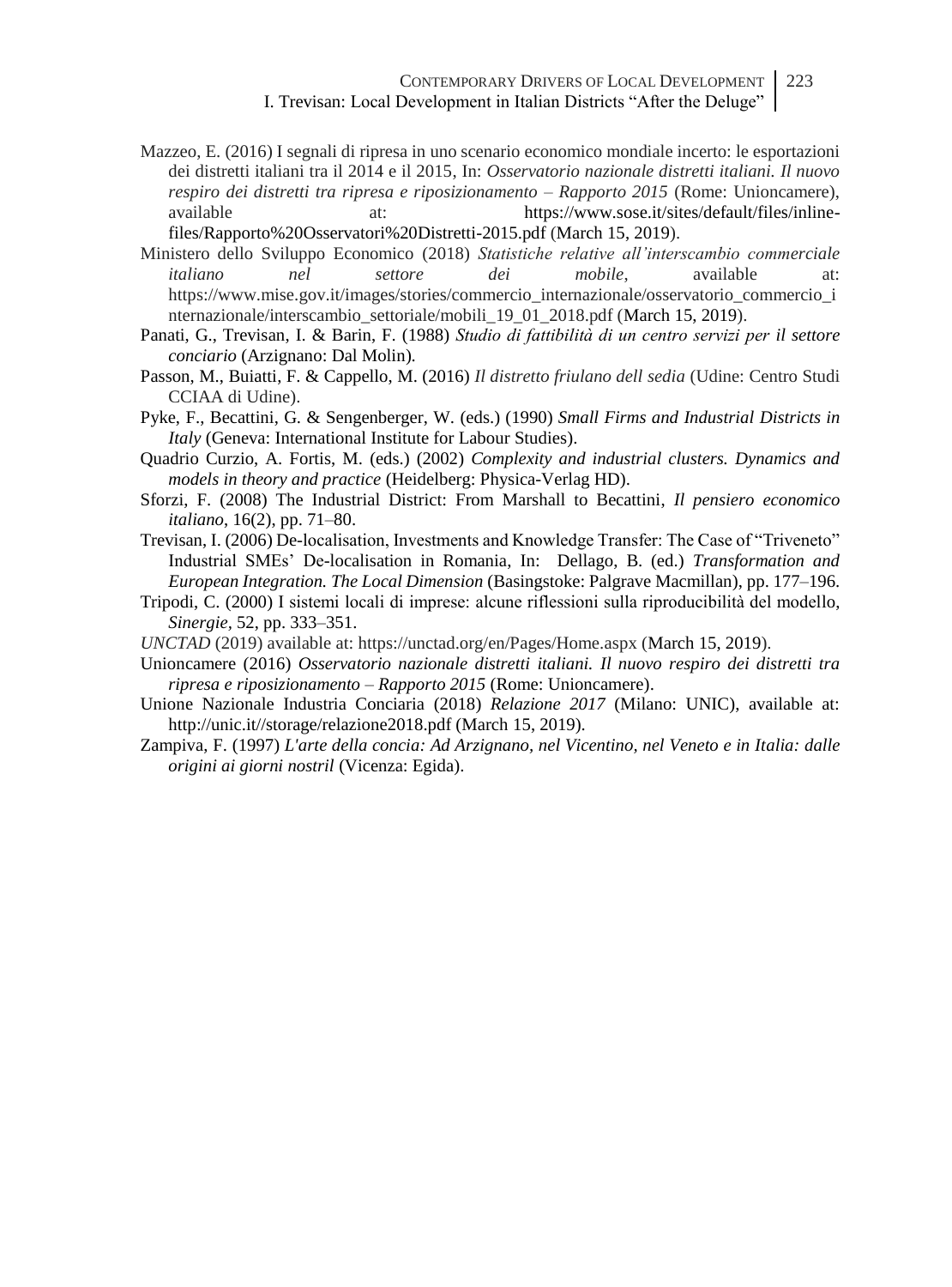Mazzeo, E. (2016) I segnali di ripresa in uno scenario economico mondiale incerto: le esportazioni dei distretti italiani tra il 2014 e il 2015, In: *Osservatorio nazionale distretti italiani. Il nuovo respiro dei distretti tra ripresa e riposizionamento – Rapporto 2015* (Rome: Unioncamere), available at: https://www.sose.it/sites/default/files/inline-files/Rapporto%20Osservatori%20Distretti-2015.pdf (March 15, 2019).

Ministero dello Sviluppo Economico (2018) *Statistiche relative all'interscambio commerciale italiano nel settore dei mobile*, available at: https://www.mise.gov.it/images/stories/commercio_internazionale/osservatorio_commercio_internazionale/interscambio_settoriale/mobili_19_01_2018.pdf (March 15, 2019).

Panati, G., Trevisan, I. & Barin, F. (1988) *Studio di fattibilità di un centro servizi per il settore conciario* (Arzignano: Dal Molin).

Passon, M., Buiatti, F. & Cappello, M. (2016) *Il distretto friulano dell sedia* (Udine: Centro Studi CCIAA di Udine).

Pyke, F., Becattini, G. & Sengenberger, W. (eds.) (1990) *Small Firms and Industrial Districts in Italy* (Geneva: International Institute for Labour Studies).

Quadrio Curzio, A. Fortis, M. (eds.) (2002) *Complexity and industrial clusters. Dynamics and models in theory and practice* (Heidelberg: Physica-Verlag HD).

Sforzi, F. (2008) The Industrial District: From Marshall to Becattini, *Il pensiero economico italiano*, 16(2), pp. 71–80.

Trevisan, I. (2006) De-localisation, Investments and Knowledge Transfer: The Case of "Triveneto" Industrial SMEs' De-localisation in Romania, In: Dellago, B. (ed.) *Transformation and European Integration. The Local Dimension* (Basingstoke: Palgrave Macmillan), pp. 177–196.

Tripodi, C. (2000) I sistemi locali di imprese: alcune riflessioni sulla riproducibilità del modello, *Sinergie*, 52, pp. 333–351.

*UNCTAD* (2019) available at: https://unctad.org/en/Pages/Home.aspx (March 15, 2019).

Unioncamere (2016) *Osservatorio nazionale distretti italiani. Il nuovo respiro dei distretti tra ripresa e riposizionamento – Rapporto 2015* (Rome: Unioncamere).

Unione Nazionale Industria Conciaria (2018) *Relazione 2017* (Milano: UNIC), available at: http://unic.it//storage/relazione2018.pdf (March 15, 2019).

Zampiva, F. (1997) *L'arte della concia: Ad Arzignano, nel Vicentino, nel Veneto e in Italia: dalle origini ai giorni nostril* (Vicenza: Egida).